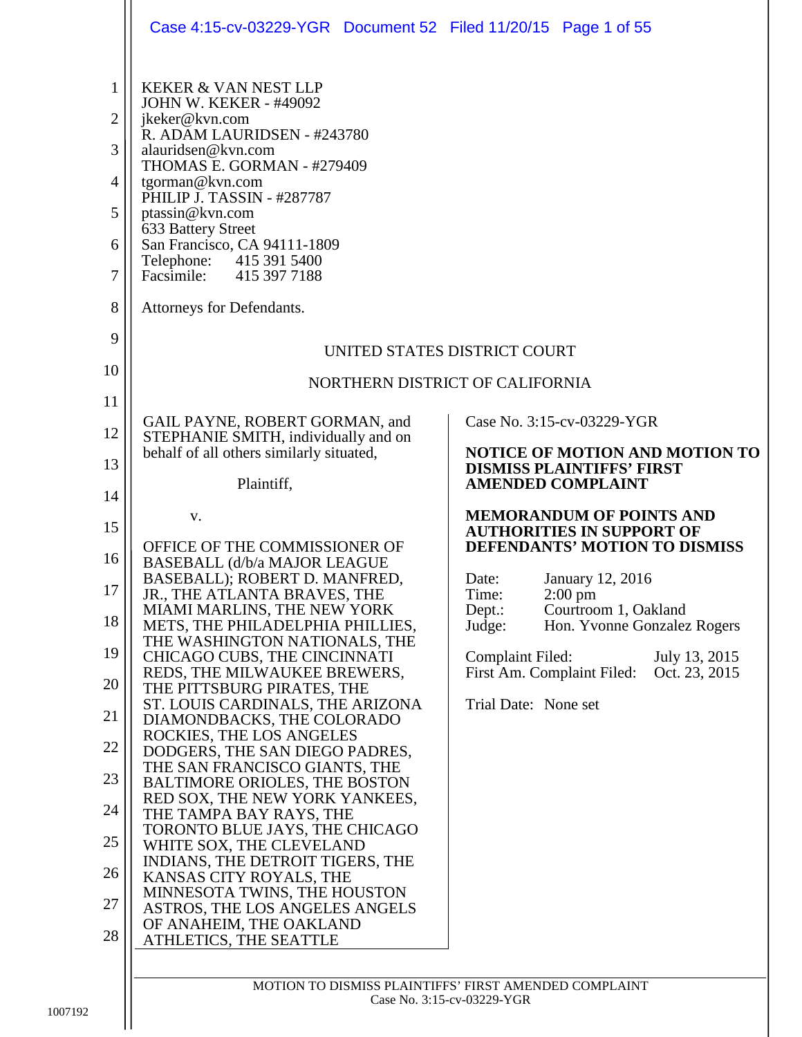KEKER & VAN NEST LLP
JOHN W. KEKER - #49092
jkeker@kvn.com
R. ADAM LAURIDSEN - #243780
alauridsen@kvn.com
THOMAS E. GORMAN - #279409
tgorman@kvn.com
PHILIP J. TASSIN - #287787
ptassin@kvn.com
633 Battery Street
San Francisco, CA 94111-1809
Telephone: 415 391 5400
Facsimile: 415 397 7188

Attorneys for Defendants.

UNITED STATES DISTRICT COURT

NORTHERN DISTRICT OF CALIFORNIA

GAIL PAYNE, ROBERT GORMAN, and STEPHANIE SMITH, individually and on behalf of all others similarly situated,

Plaintiff,

v.

OFFICE OF THE COMMISSIONER OF BASEBALL (d/b/a MAJOR LEAGUE BASEBALL); ROBERT D. MANFRED, JR., THE ATLANTA BRAVES, THE MIAMI MARLINS, THE NEW YORK METS, THE PHILADELPHIA PHILLIES, THE WASHINGTON NATIONALS, THE CHICAGO CUBS, THE CINCINNATI REDS, THE MILWAUKEE BREWERS, THE PITTSBURG PIRATES, THE ST. LOUIS CARDINALS, THE ARIZONA DIAMONDBACKS, THE COLORADO ROCKIES, THE LOS ANGELES DODGERS, THE SAN DIEGO PADRES, THE SAN FRANCISCO GIANTS, THE BALTIMORE ORIOLES, THE BOSTON RED SOX, THE NEW YORK YANKEES, THE TAMPA BAY RAYS, THE TORONTO BLUE JAYS, THE CHICAGO WHITE SOX, THE CLEVELAND INDIANS, THE DETROIT TIGERS, THE KANSAS CITY ROYALS, THE MINNESOTA TWINS, THE HOUSTON ASTROS, THE LOS ANGELES ANGELS OF ANAHEIM, THE OAKLAND ATHLETICS, THE SEATTLE

Case No. 3:15-cv-03229-YGR

**NOTICE OF MOTION AND MOTION TO DISMISS PLAINTIFFS' FIRST AMENDED COMPLAINT**

**MEMORANDUM OF POINTS AND AUTHORITIES IN SUPPORT OF DEFENDANTS' MOTION TO DISMISS**

Date: January 12, 2016
Time: 2:00 pm
Dept.: Courtroom 1, Oakland
Judge: Hon. Yvonne Gonzalez Rogers

Complaint Filed: July 13, 2015
First Am. Complaint Filed: Oct. 23, 2015

Trial Date: None set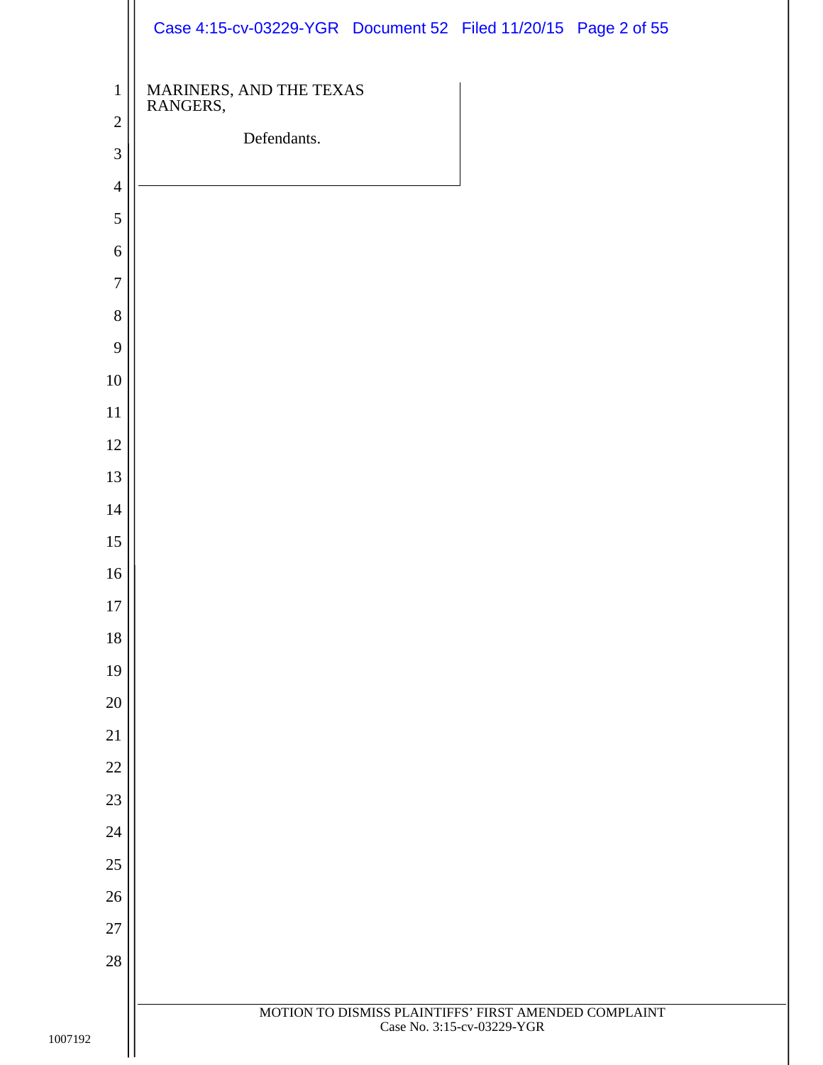MARINERS, AND THE TEXAS RANGERS,

Defendants.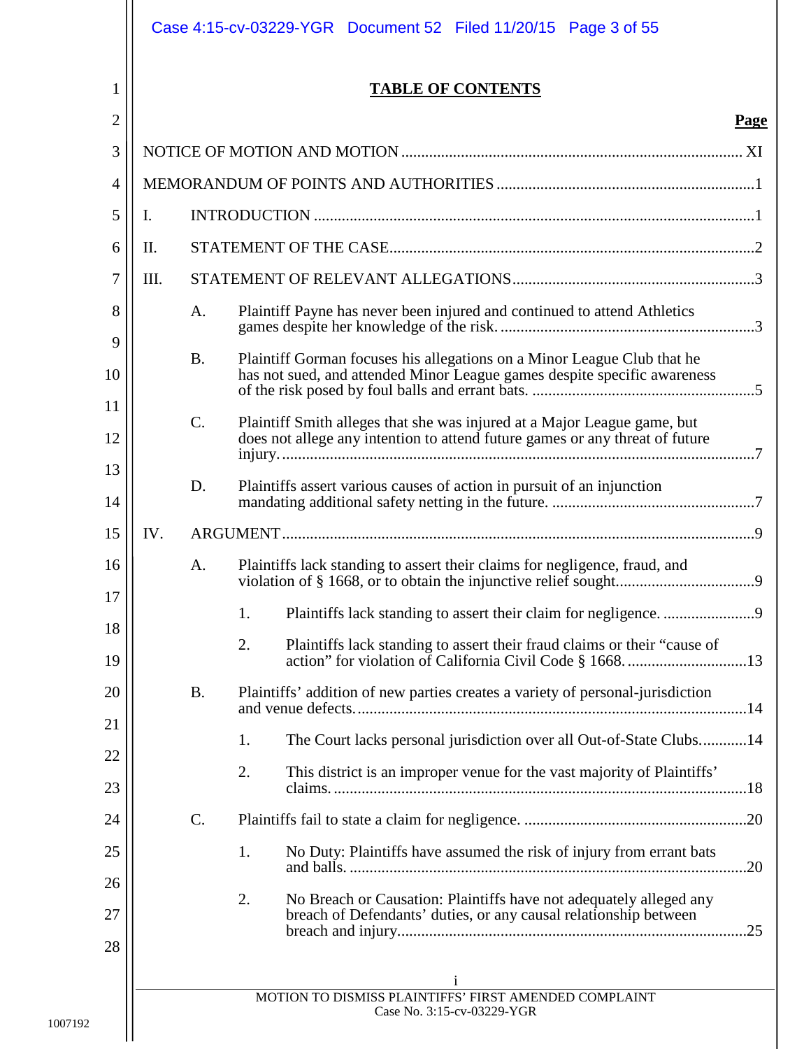# TABLE OF CONTENTS

| | Page |
|---|---|
| NOTICE OF MOTION AND MOTION | XI |
| MEMORANDUM OF POINTS AND AUTHORITIES | 1 |
| I. INTRODUCTION | 1 |
| II. STATEMENT OF THE CASE | 2 |
| III. STATEMENT OF RELEVANT ALLEGATIONS | 3 |
| A. Plaintiff Payne has never been injured and continued to attend Athletics games despite her knowledge of the risk. | 3 |
| B. Plaintiff Gorman focuses his allegations on a Minor League Club that he has not sued, and attended Minor League games despite specific awareness of the risk posed by foul balls and errant bats. | 5 |
| C. Plaintiff Smith alleges that she was injured at a Major League game, but does not allege any intention to attend future games or any threat of future injury. | 7 |
| D. Plaintiffs assert various causes of action in pursuit of an injunction mandating additional safety netting in the future. | 7 |
| IV. ARGUMENT | 9 |
| A. Plaintiffs lack standing to assert their claims for negligence, fraud, and violation of § 1668, or to obtain the injunctive relief sought | 9 |
| 1. Plaintiffs lack standing to assert their claim for negligence. | 9 |
| 2. Plaintiffs lack standing to assert their fraud claims or their "cause of action" for violation of California Civil Code § 1668. | 13 |
| B. Plaintiffs' addition of new parties creates a variety of personal-jurisdiction and venue defects. | 14 |
| 1. The Court lacks personal jurisdiction over all Out-of-State Clubs. | 14 |
| 2. This district is an improper venue for the vast majority of Plaintiffs' claims. | 18 |
| C. Plaintiffs fail to state a claim for negligence. | 20 |
| 1. No Duty: Plaintiffs have assumed the risk of injury from errant bats and balls. | 20 |
| 2. No Breach or Causation: Plaintiffs have not adequately alleged any breach of Defendants' duties, or any causal relationship between breach and injury | 25 |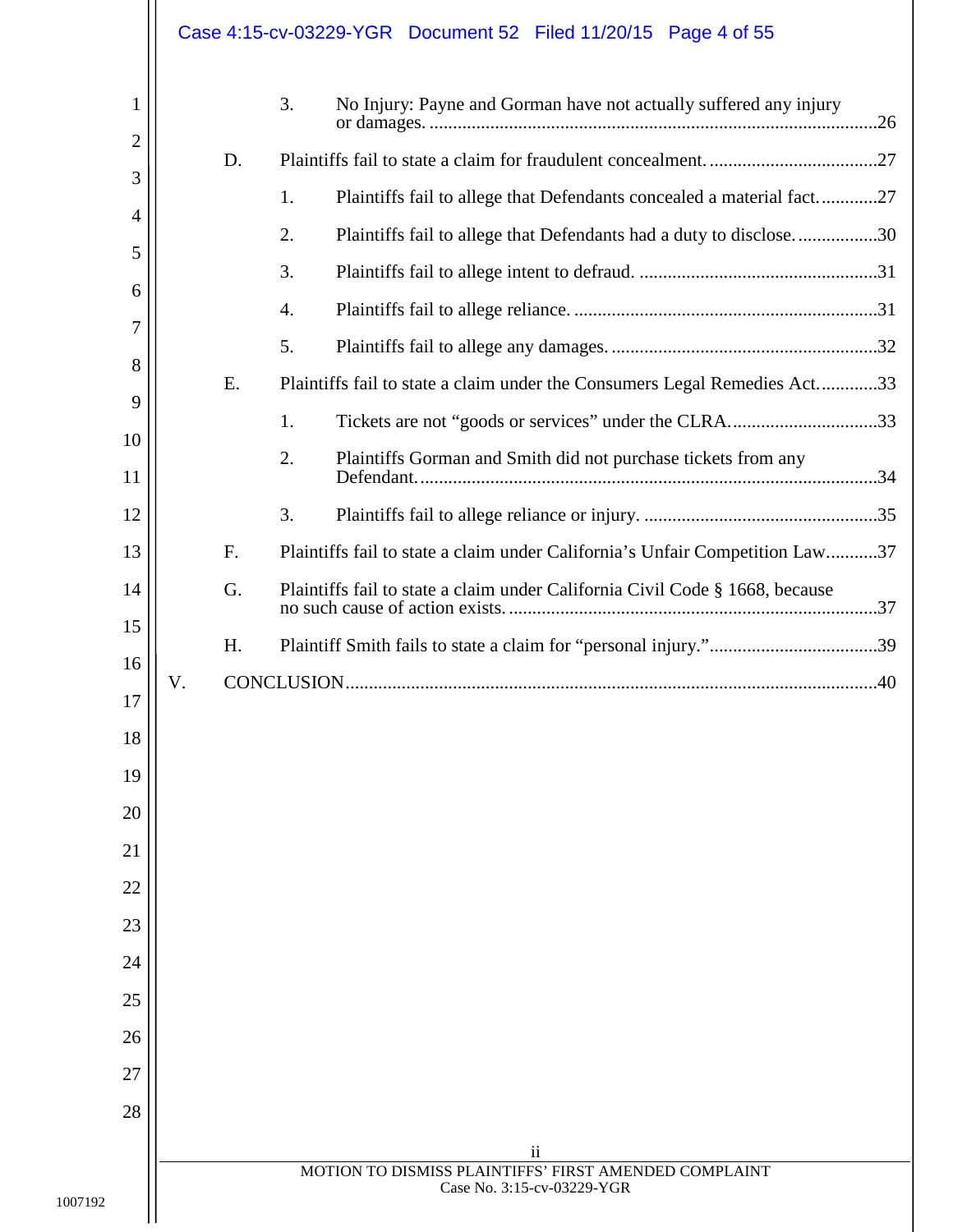3. No Injury: Payne and Gorman have not actually suffered any injury or damages. ....26

D. Plaintiffs fail to state a claim for fraudulent concealment. ....27

1. Plaintiffs fail to allege that Defendants concealed a material fact. ....27
2. Plaintiffs fail to allege that Defendants had a duty to disclose. ....30
3. Plaintiffs fail to allege intent to defraud. ....31
4. Plaintiffs fail to allege reliance. ....31
5. Plaintiffs fail to allege any damages. ....32

E. Plaintiffs fail to state a claim under the Consumers Legal Remedies Act. ....33

1. Tickets are not "goods or services" under the CLRA. ....33
2. Plaintiffs Gorman and Smith did not purchase tickets from any Defendant. ....34
3. Plaintiffs fail to allege reliance or injury. ....35

F. Plaintiffs fail to state a claim under California's Unfair Competition Law ....37

G. Plaintiffs fail to state a claim under California Civil Code § 1668, because no such cause of action exists. ....37

H. Plaintiff Smith fails to state a claim for "personal injury." ....39

V. CONCLUSION ....40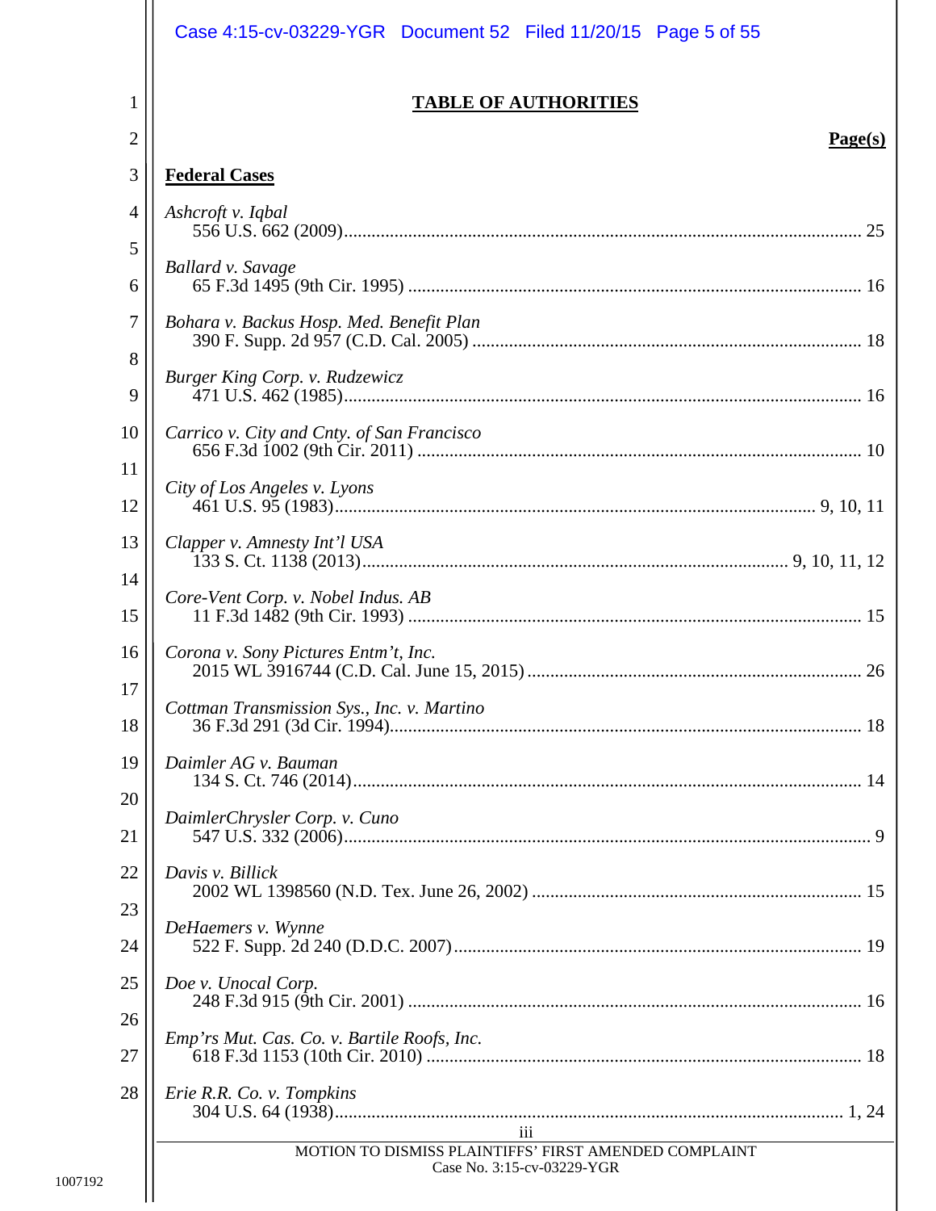# TABLE OF AUTHORITIES

**Page(s)**

## Federal Cases

*Ashcroft v. Iqbal*
556 U.S. 662 (2009) .......... 25

*Ballard v. Savage*
65 F.3d 1495 (9th Cir. 1995) .......... 16

*Bohara v. Backus Hosp. Med. Benefit Plan*
390 F. Supp. 2d 957 (C.D. Cal. 2005) .......... 18

*Burger King Corp. v. Rudzewicz*
471 U.S. 462 (1985) .......... 16

*Carrico v. City and Cnty. of San Francisco*
656 F.3d 1002 (9th Cir. 2011) .......... 10

*City of Los Angeles v. Lyons*
461 U.S. 95 (1983) .......... 9, 10, 11

*Clapper v. Amnesty Int'l USA*
133 S. Ct. 1138 (2013) .......... 9, 10, 11, 12

*Core-Vent Corp. v. Nobel Indus. AB*
11 F.3d 1482 (9th Cir. 1993) .......... 15

*Corona v. Sony Pictures Entm't, Inc.*
2015 WL 3916744 (C.D. Cal. June 15, 2015) .......... 26

*Cottman Transmission Sys., Inc. v. Martino*
36 F.3d 291 (3d Cir. 1994) .......... 18

*Daimler AG v. Bauman*
134 S. Ct. 746 (2014) .......... 14

*DaimlerChrysler Corp. v. Cuno*
547 U.S. 332 (2006) .......... 9

*Davis v. Billick*
2002 WL 1398560 (N.D. Tex. June 26, 2002) .......... 15

*DeHaemers v. Wynne*
522 F. Supp. 2d 240 (D.D.C. 2007) .......... 19

*Doe v. Unocal Corp.*
248 F.3d 915 (9th Cir. 2001) .......... 16

*Emp'rs Mut. Cas. Co. v. Bartile Roofs, Inc.*
618 F.3d 1153 (10th Cir. 2010) .......... 18

*Erie R.R. Co. v. Tompkins*
304 U.S. 64 (1938) .......... 1, 24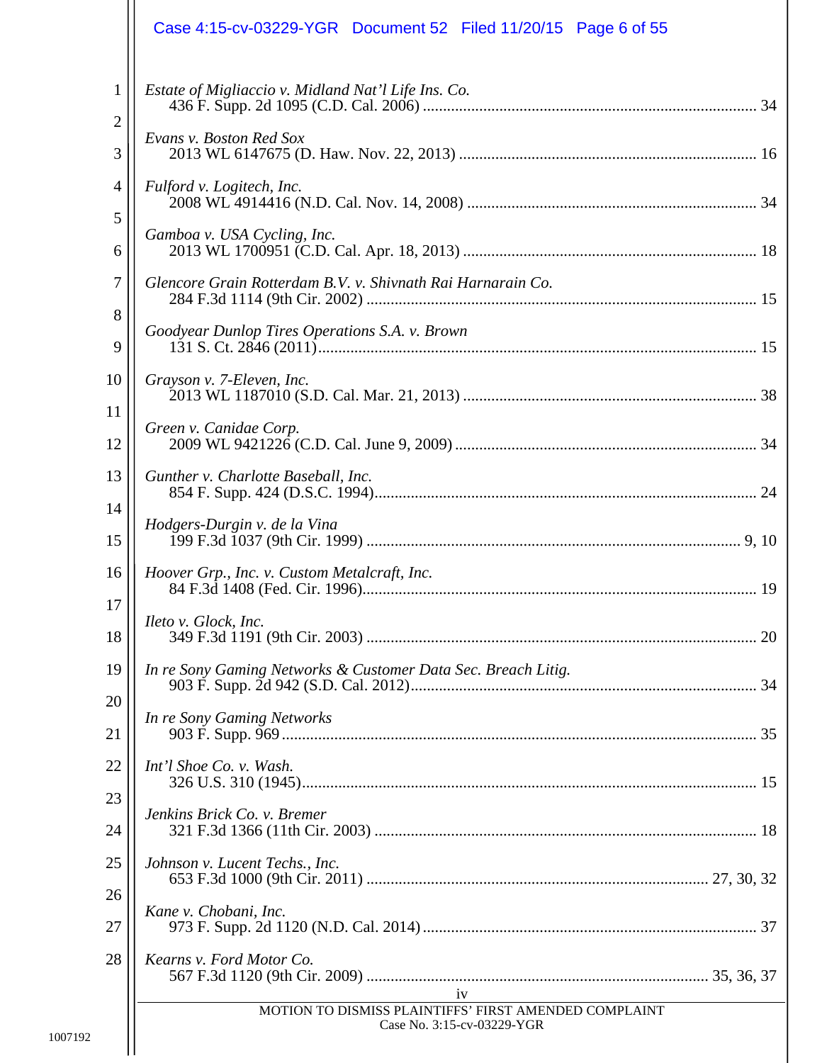*Estate of Migliaccio v. Midland Nat'l Life Ins. Co.*
436 F. Supp. 2d 1095 (C.D. Cal. 2006) .................................................................................. 34

*Evans v. Boston Red Sox*
2013 WL 6147675 (D. Haw. Nov. 22, 2013) ......................................................................... 16

*Fulford v. Logitech, Inc.*
2008 WL 4914416 (N.D. Cal. Nov. 14, 2008) ....................................................................... 34

*Gamboa v. USA Cycling, Inc.*
2013 WL 1700951 (C.D. Cal. Apr. 18, 2013) ........................................................................ 18

*Glencore Grain Rotterdam B.V. v. Shivnath Rai Harnarain Co.*
284 F.3d 1114 (9th Cir. 2002) ................................................................................................ 15

*Goodyear Dunlop Tires Operations S.A. v. Brown*
131 S. Ct. 2846 (2011)........................................................................................................... 15

*Grayson v. 7-Eleven, Inc.*
2013 WL 1187010 (S.D. Cal. Mar. 21, 2013) ........................................................................ 38

*Green v. Canidae Corp.*
2009 WL 9421226 (C.D. Cal. June 9, 2009) .......................................................................... 34

*Gunther v. Charlotte Baseball, Inc.*
854 F. Supp. 424 (D.S.C. 1994).............................................................................................. 24

*Hodgers-Durgin v. de la Vina*
199 F.3d 1037 (9th Cir. 1999) ............................................................................................ 9, 10

*Hoover Grp., Inc. v. Custom Metalcraft, Inc.*
84 F.3d 1408 (Fed. Cir. 1996)................................................................................................. 19

*Ileto v. Glock, Inc.*
349 F.3d 1191 (9th Cir. 2003) ................................................................................................ 20

*In re Sony Gaming Networks & Customer Data Sec. Breach Litig.*
903 F. Supp. 2d 942 (S.D. Cal. 2012)..................................................................................... 34

*In re Sony Gaming Networks*
903 F. Supp. 969 ..................................................................................................................... 35

*Int'l Shoe Co. v. Wash.*
326 U.S. 310 (1945)................................................................................................................ 15

*Jenkins Brick Co. v. Bremer*
321 F.3d 1366 (11th Cir. 2003) .............................................................................................. 18

*Johnson v. Lucent Techs., Inc.*
653 F.3d 1000 (9th Cir. 2011) .................................................................................... 27, 30, 32

*Kane v. Chobani, Inc.*
973 F. Supp. 2d 1120 (N.D. Cal. 2014) .................................................................................. 37

*Kearns v. Ford Motor Co.*
567 F.3d 1120 (9th Cir. 2009) .................................................................................... 35, 36, 37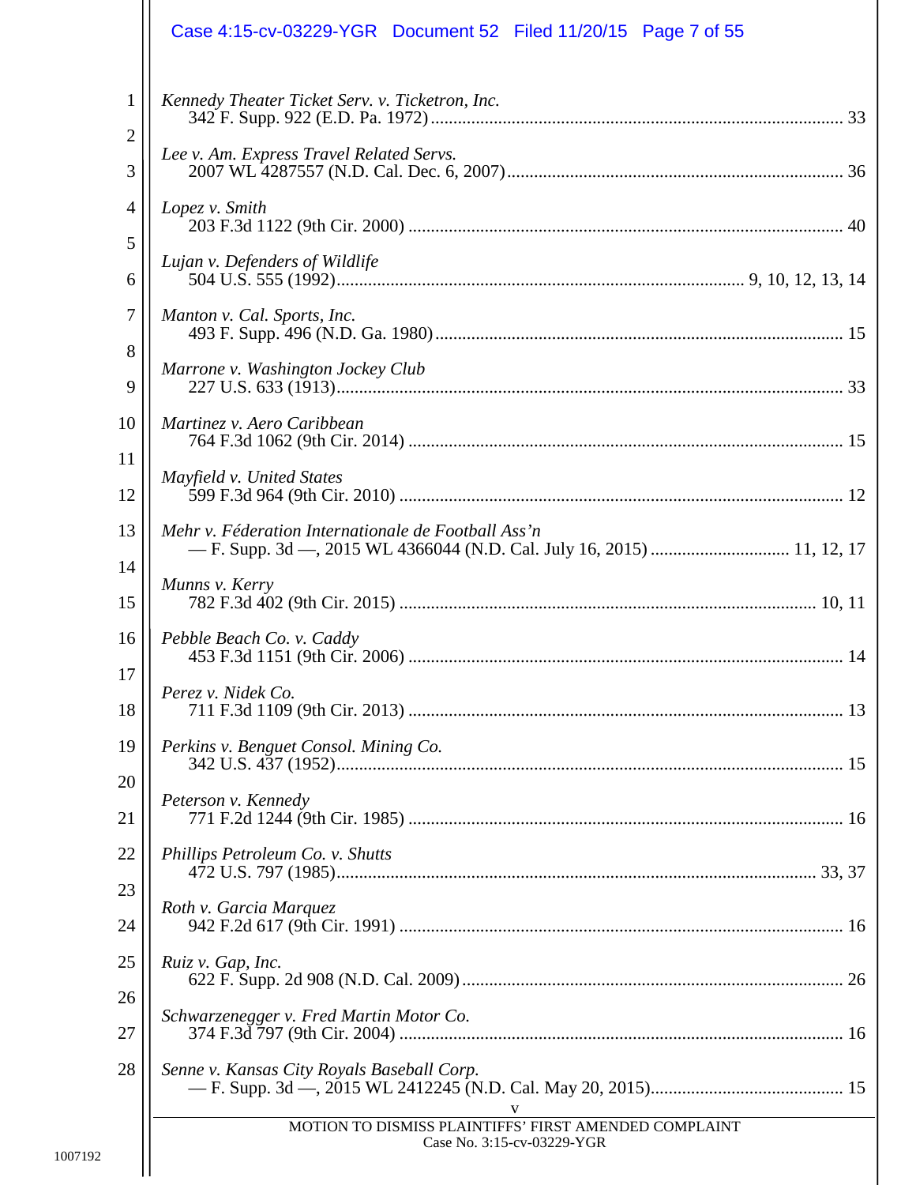*Kennedy Theater Ticket Serv. v. Ticketron, Inc.*
342 F. Supp. 922 (E.D. Pa. 1972) .......... 33

*Lee v. Am. Express Travel Related Servs.*
2007 WL 4287557 (N.D. Cal. Dec. 6, 2007) .......... 36

*Lopez v. Smith*
203 F.3d 1122 (9th Cir. 2000) .......... 40

*Lujan v. Defenders of Wildlife*
504 U.S. 555 (1992) .......... 9, 10, 12, 13, 14

*Manton v. Cal. Sports, Inc.*
493 F. Supp. 496 (N.D. Ga. 1980) .......... 15

*Marrone v. Washington Jockey Club*
227 U.S. 633 (1913) .......... 33

*Martinez v. Aero Caribbean*
764 F.3d 1062 (9th Cir. 2014) .......... 15

*Mayfield v. United States*
599 F.3d 964 (9th Cir. 2010) .......... 12

*Mehr v. Féderation Internationale de Football Ass'n*
— F. Supp. 3d —, 2015 WL 4366044 (N.D. Cal. July 16, 2015) .......... 11, 12, 17

*Munns v. Kerry*
782 F.3d 402 (9th Cir. 2015) .......... 10, 11

*Pebble Beach Co. v. Caddy*
453 F.3d 1151 (9th Cir. 2006) .......... 14

*Perez v. Nidek Co.*
711 F.3d 1109 (9th Cir. 2013) .......... 13

*Perkins v. Benguet Consol. Mining Co.*
342 U.S. 437 (1952) .......... 15

*Peterson v. Kennedy*
771 F.2d 1244 (9th Cir. 1985) .......... 16

*Phillips Petroleum Co. v. Shutts*
472 U.S. 797 (1985) .......... 33, 37

*Roth v. Garcia Marquez*
942 F.2d 617 (9th Cir. 1991) .......... 16

*Ruiz v. Gap, Inc.*
622 F. Supp. 2d 908 (N.D. Cal. 2009) .......... 26

*Schwarzenegger v. Fred Martin Motor Co.*
374 F.3d 797 (9th Cir. 2004) .......... 16

*Senne v. Kansas City Royals Baseball Corp.*
— F. Supp. 3d —, 2015 WL 2412245 (N.D. Cal. May 20, 2015) .......... 15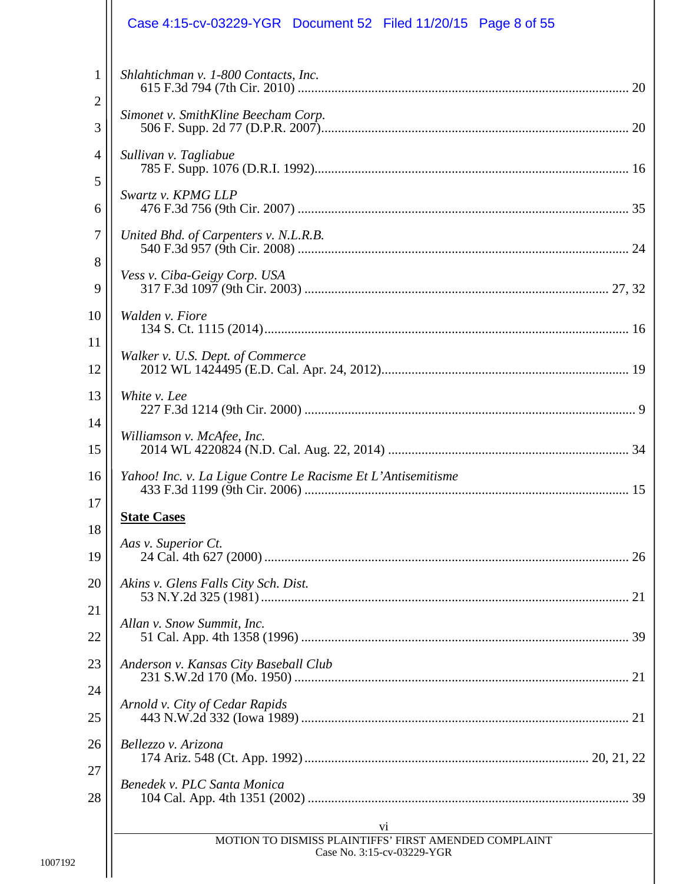*Shlahtichman v. 1-800 Contacts, Inc.*
615 F.3d 794 (7th Cir. 2010) ........................................................................................... 20

*Simonet v. SmithKline Beecham Corp.*
506 F. Supp. 2d 77 (D.P.R. 2007)........................................................................................ 20

*Sullivan v. Tagliabue*
785 F. Supp. 1076 (D.R.I. 1992)......................................................................................... 16

*Swartz v. KPMG LLP*
476 F.3d 756 (9th Cir. 2007) ............................................................................................. 35

*United Bhd. of Carpenters v. N.L.R.B.*
540 F.3d 957 (9th Cir. 2008) ............................................................................................. 24

*Vess v. Ciba-Geigy Corp. USA*
317 F.3d 1097 (9th Cir. 2003) ...................................................................................... 27, 32

*Walden v. Fiore*
134 S. Ct. 1115 (2014)......................................................................................................... 16

*Walker v. U.S. Dept. of Commerce*
2012 WL 1424495 (E.D. Cal. Apr. 24, 2012)...................................................................... 19

*White v. Lee*
227 F.3d 1214 (9th Cir. 2000) ............................................................................................... 9

*Williamson v. McAfee, Inc.*
2014 WL 4220824 (N.D. Cal. Aug. 22, 2014) .................................................................... 34

*Yahoo! Inc. v. La Ligue Contre Le Racisme Et L'Antisemitisme*
433 F.3d 1199 (9th Cir. 2006) ............................................................................................. 15

**State Cases**

*Aas v. Superior Ct.*
24 Cal. 4th 627 (2000) ......................................................................................................... 26

*Akins v. Glens Falls City Sch. Dist.*
53 N.Y.2d 325 (1981) .......................................................................................................... 21

*Allan v. Snow Summit, Inc.*
51 Cal. App. 4th 1358 (1996) .............................................................................................. 39

*Anderson v. Kansas City Baseball Club*
231 S.W.2d 170 (Mo. 1950) ................................................................................................ 21

*Arnold v. City of Cedar Rapids*
443 N.W.2d 332 (Iowa 1989) .............................................................................................. 21

*Bellezzo v. Arizona*
174 Ariz. 548 (Ct. App. 1992)................................................................................. 20, 21, 22

*Benedek v. PLC Santa Monica*
104 Cal. App. 4th 1351 (2002) ............................................................................................ 39

vi

MOTION TO DISMISS PLAINTIFFS' FIRST AMENDED COMPLAINT
Case No. 3:15-cv-03229-YGR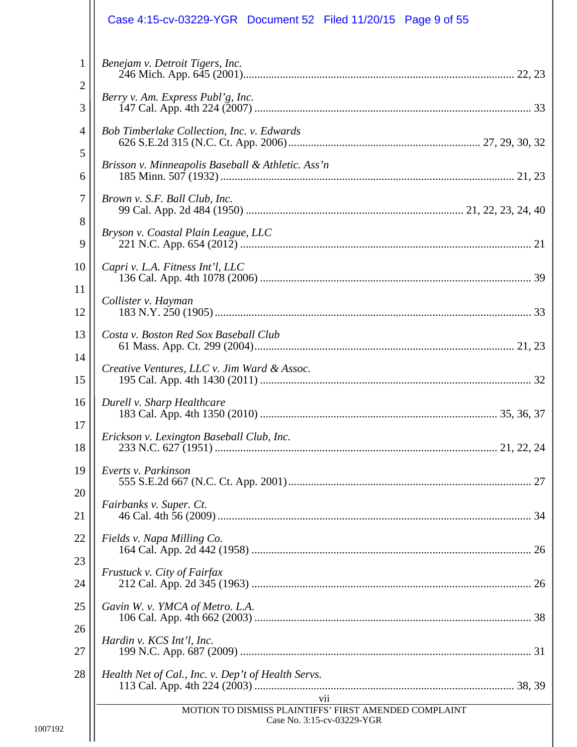*Benejam v. Detroit Tigers, Inc.*
246 Mich. App. 645 (2001)................................................................................................ 22, 23

*Berry v. Am. Express Publ'g, Inc.*
147 Cal. App. 4th 224 (2007) ................................................................................................ 33

*Bob Timberlake Collection, Inc. v. Edwards*
626 S.E.2d 315 (N.C. Ct. App. 2006)................................................................... 27, 29, 30, 32

*Brisson v. Minneapolis Baseball & Athletic. Ass'n*
185 Minn. 507 (1932) ...................................................................................................... 21, 23

*Brown v. S.F. Ball Club, Inc.*
99 Cal. App. 2d 484 (1950) ............................................................................ 21, 22, 23, 24, 40

*Bryson v. Coastal Plain League, LLC*
221 N.C. App. 654 (2012) ..................................................................................................... 21

*Capri v. L.A. Fitness Int'l, LLC*
136 Cal. App. 4th 1078 (2006) .............................................................................................. 39

*Collister v. Hayman*
183 N.Y. 250 (1905) .............................................................................................................. 33

*Costa v. Boston Red Sox Baseball Club*
61 Mass. App. Ct. 299 (2004)........................................................................................... 21, 23

*Creative Ventures, LLC v. Jim Ward & Assoc.*
195 Cal. App. 4th 1430 (2011) .............................................................................................. 32

*Durell v. Sharp Healthcare*
183 Cal. App. 4th 1350 (2010) .................................................................................. 35, 36, 37

*Erickson v. Lexington Baseball Club, Inc.*
233 N.C. 627 (1951) ................................................................................................ 21, 22, 24

*Everts v. Parkinson*
555 S.E.2d 667 (N.C. Ct. App. 2001) .................................................................................... 27

*Fairbanks v. Super. Ct.*
46 Cal. 4th 56 (2009) ............................................................................................................. 34

*Fields v. Napa Milling Co.*
164 Cal. App. 2d 442 (1958) ................................................................................................. 26

*Frustuck v. City of Fairfax*
212 Cal. App. 2d 345 (1963) ................................................................................................. 26

*Gavin W. v. YMCA of Metro. L.A.*
106 Cal. App. 4th 662 (2003) ................................................................................................ 38

*Hardin v. KCS Int'l, Inc.*
199 N.C. App. 687 (2009) ..................................................................................................... 31

*Health Net of Cal., Inc. v. Dep't of Health Servs.*
113 Cal. App. 4th 224 (2003) ........................................................................................... 38, 39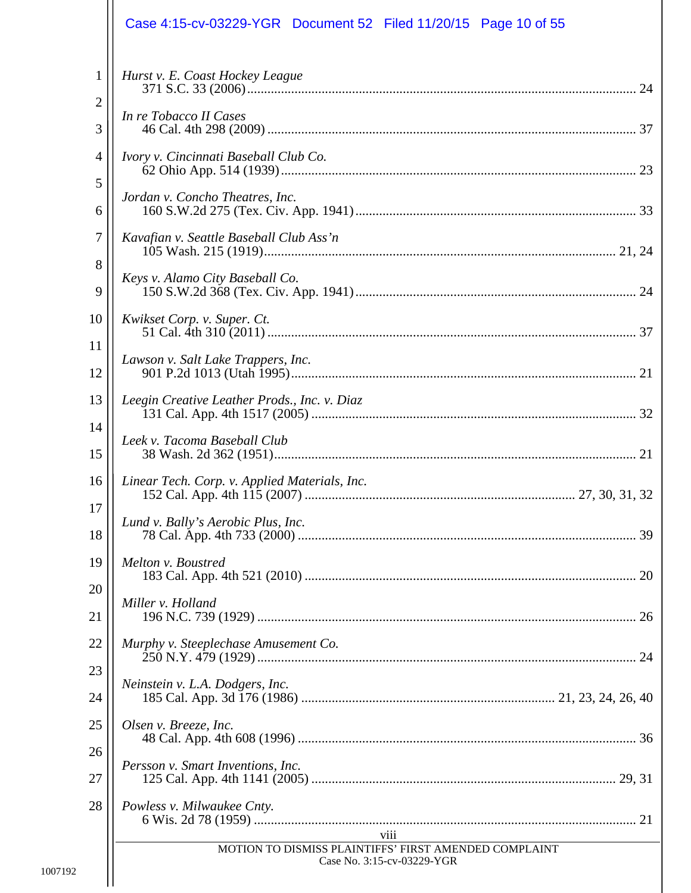*Hurst v. E. Coast Hockey League*
371 S.C. 33 (2006) .......... 24

*In re Tobacco II Cases*
46 Cal. 4th 298 (2009) .......... 37

*Ivory v. Cincinnati Baseball Club Co.*
62 Ohio App. 514 (1939) .......... 23

*Jordan v. Concho Theatres, Inc.*
160 S.W.2d 275 (Tex. Civ. App. 1941) .......... 33

*Kavafian v. Seattle Baseball Club Ass'n*
105 Wash. 215 (1919) .......... 21, 24

*Keys v. Alamo City Baseball Co.*
150 S.W.2d 368 (Tex. Civ. App. 1941) .......... 24

*Kwikset Corp. v. Super. Ct.*
51 Cal. 4th 310 (2011) .......... 37

*Lawson v. Salt Lake Trappers, Inc.*
901 P.2d 1013 (Utah 1995) .......... 21

*Leegin Creative Leather Prods., Inc. v. Diaz*
131 Cal. App. 4th 1517 (2005) .......... 32

*Leek v. Tacoma Baseball Club*
38 Wash. 2d 362 (1951) .......... 21

*Linear Tech. Corp. v. Applied Materials, Inc.*
152 Cal. App. 4th 115 (2007) .......... 27, 30, 31, 32

*Lund v. Bally's Aerobic Plus, Inc.*
78 Cal. App. 4th 733 (2000) .......... 39

*Melton v. Boustred*
183 Cal. App. 4th 521 (2010) .......... 20

*Miller v. Holland*
196 N.C. 739 (1929) .......... 26

*Murphy v. Steeplechase Amusement Co.*
250 N.Y. 479 (1929) .......... 24

*Neinstein v. L.A. Dodgers, Inc.*
185 Cal. App. 3d 176 (1986) .......... 21, 23, 24, 26, 40

*Olsen v. Breeze, Inc.*
48 Cal. App. 4th 608 (1996) .......... 36

*Persson v. Smart Inventions, Inc.*
125 Cal. App. 4th 1141 (2005) .......... 29, 31

*Powless v. Milwaukee Cnty.*
6 Wis. 2d 78 (1959) .......... 21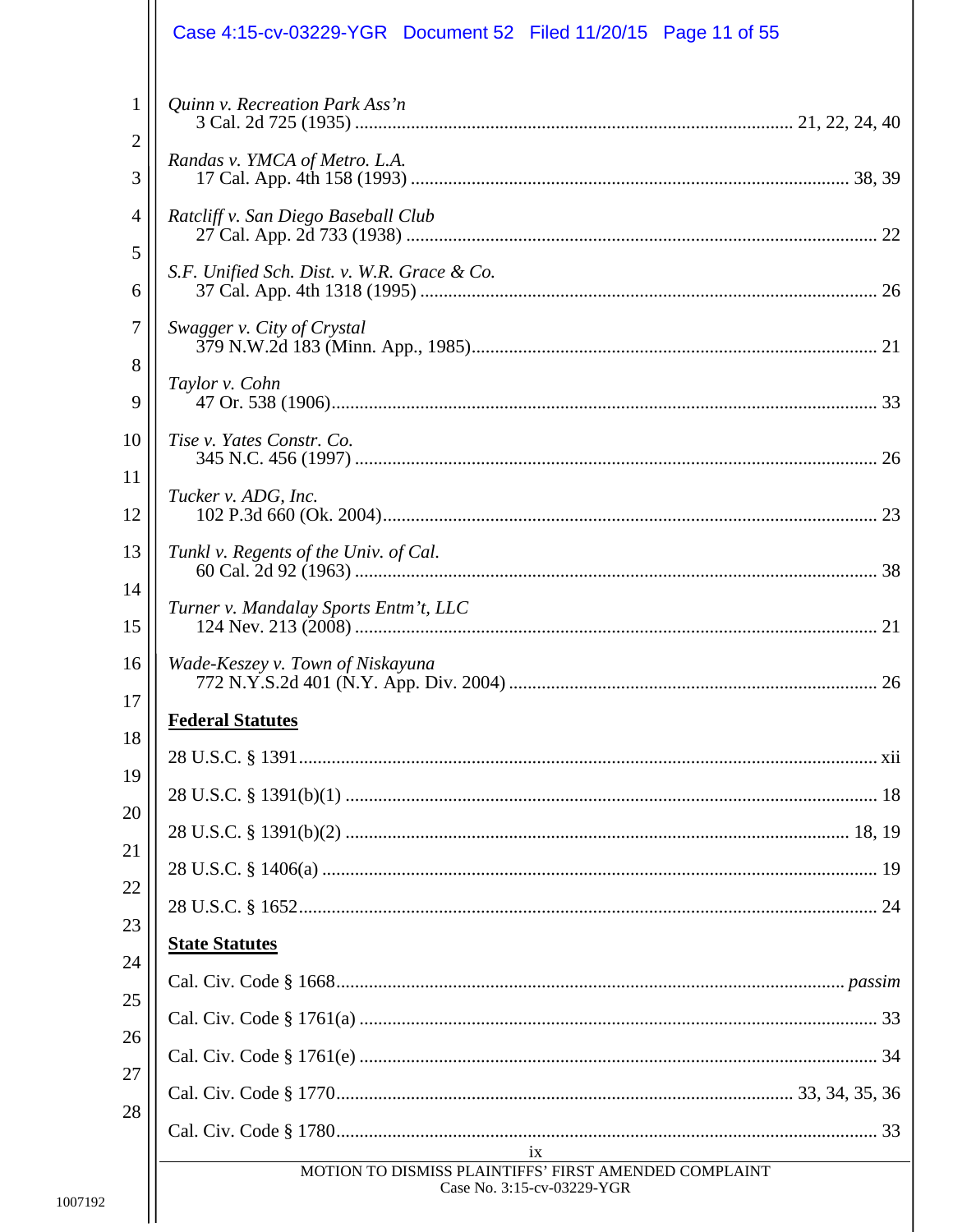*Quinn v. Recreation Park Ass'n*
3 Cal. 2d 725 (1935) ........................................ 21, 22, 24, 40

*Randas v. YMCA of Metro. L.A.*
17 Cal. App. 4th 158 (1993) ........................................ 38, 39

*Ratcliff v. San Diego Baseball Club*
27 Cal. App. 2d 733 (1938) ........................................ 22

*S.F. Unified Sch. Dist. v. W.R. Grace & Co.*
37 Cal. App. 4th 1318 (1995) ........................................ 26

*Swagger v. City of Crystal*
379 N.W.2d 183 (Minn. App., 1985) ........................................ 21

*Taylor v. Cohn*
47 Or. 538 (1906) ........................................ 33

*Tise v. Yates Constr. Co.*
345 N.C. 456 (1997) ........................................ 26

*Tucker v. ADG, Inc.*
102 P.3d 660 (Ok. 2004) ........................................ 23

*Tunkl v. Regents of the Univ. of Cal.*
60 Cal. 2d 92 (1963) ........................................ 38

*Turner v. Mandalay Sports Entm't, LLC*
124 Nev. 213 (2008) ........................................ 21

*Wade-Keszey v. Town of Niskayuna*
772 N.Y.S.2d 401 (N.Y. App. Div. 2004) ........................................ 26

**Federal Statutes**

28 U.S.C. § 1391 ........................................ xii

28 U.S.C. § 1391(b)(1) ........................................ 18

28 U.S.C. § 1391(b)(2) ........................................ 18, 19

28 U.S.C. § 1406(a) ........................................ 19

28 U.S.C. § 1652 ........................................ 24

**State Statutes**

Cal. Civ. Code § 1668 ........................................ *passim*

Cal. Civ. Code § 1761(a) ........................................ 33

Cal. Civ. Code § 1761(e) ........................................ 34

Cal. Civ. Code § 1770 ........................................ 33, 34, 35, 36

Cal. Civ. Code § 1780 ........................................ 33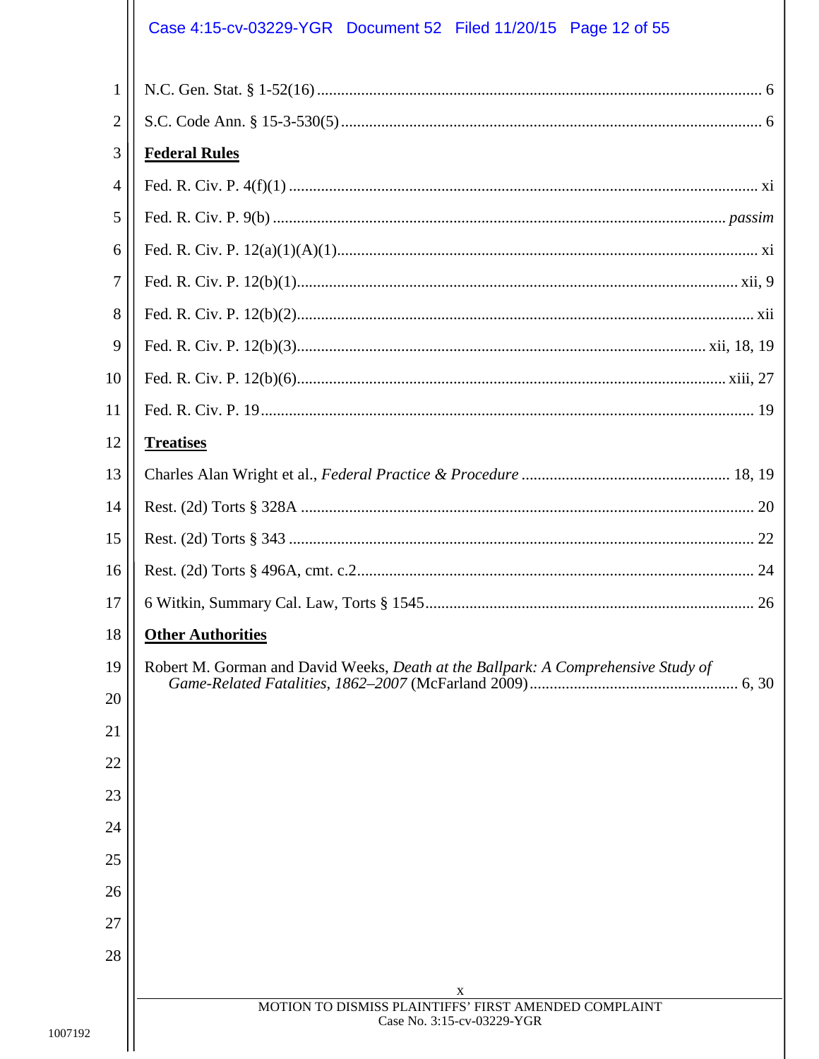N.C. Gen. Stat. § 1-52(16) .............................................................................................................. 6

S.C. Code Ann. § 15-3-530(5) ......................................................................................................... 6

**Federal Rules**

Fed. R. Civ. P. 4(f)(1) .................................................................................................................... xi

Fed. R. Civ. P. 9(b) ................................................................................................................ *passim*

Fed. R. Civ. P. 12(a)(1)(A)(1)......................................................................................................... xi

Fed. R. Civ. P. 12(b)(1)............................................................................................................. xii, 9

Fed. R. Civ. P. 12(b)(2)................................................................................................................. xii

Fed. R. Civ. P. 12(b)(3)...................................................................................................... xii, 18, 19

Fed. R. Civ. P. 12(b)(6).......................................................................................................... xiii, 27

Fed. R. Civ. P. 19.......................................................................................................................... 19

**Treatises**

Charles Alan Wright et al., *Federal Practice & Procedure* .................................................... 18, 19

Rest. (2d) Torts § 328A ................................................................................................................ 20

Rest. (2d) Torts § 343 ................................................................................................................... 22

Rest. (2d) Torts § 496A, cmt. c.2.................................................................................................. 24

6 Witkin, Summary Cal. Law, Torts § 1545................................................................................. 26

**Other Authorities**

Robert M. Gorman and David Weeks, *Death at the Ballpark: A Comprehensive Study of Game-Related Fatalities, 1862–2007* (McFarland 2009).................................................... 6, 30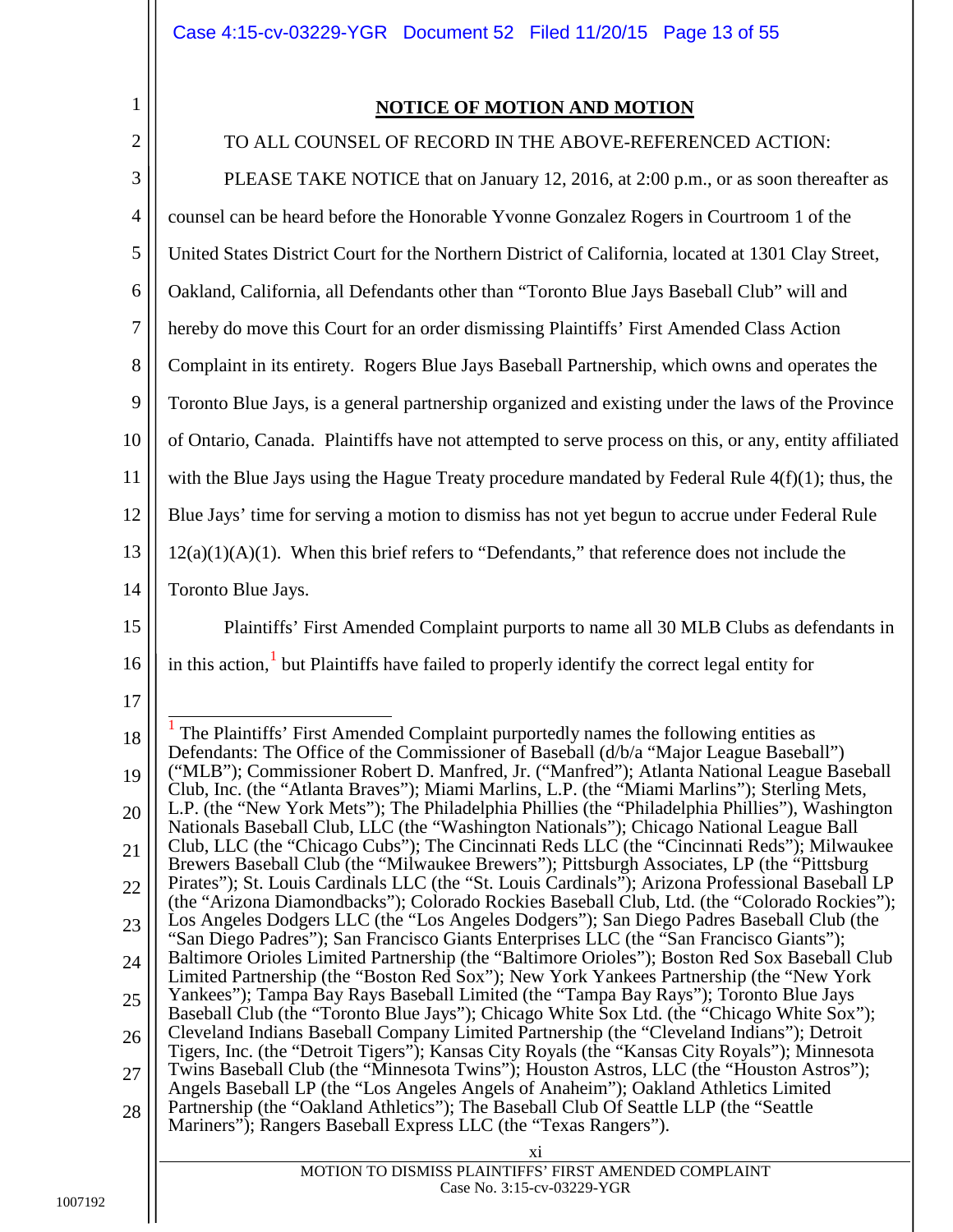## NOTICE OF MOTION AND MOTION

TO ALL COUNSEL OF RECORD IN THE ABOVE-REFERENCED ACTION:

PLEASE TAKE NOTICE that on January 12, 2016, at 2:00 p.m., or as soon thereafter as counsel can be heard before the Honorable Yvonne Gonzalez Rogers in Courtroom 1 of the United States District Court for the Northern District of California, located at 1301 Clay Street, Oakland, California, all Defendants other than "Toronto Blue Jays Baseball Club" will and hereby do move this Court for an order dismissing Plaintiffs' First Amended Class Action Complaint in its entirety. Rogers Blue Jays Baseball Partnership, which owns and operates the Toronto Blue Jays, is a general partnership organized and existing under the laws of the Province of Ontario, Canada. Plaintiffs have not attempted to serve process on this, or any, entity affiliated with the Blue Jays using the Hague Treaty procedure mandated by Federal Rule 4(f)(1); thus, the Blue Jays' time for serving a motion to dismiss has not yet begun to accrue under Federal Rule 12(a)(1)(A)(1). When this brief refers to "Defendants," that reference does not include the Toronto Blue Jays.

Plaintiffs' First Amended Complaint purports to name all 30 MLB Clubs as defendants in in this action,[1] but Plaintiffs have failed to properly identify the correct legal entity for

[1] The Plaintiffs' First Amended Complaint purportedly names the following entities as Defendants: The Office of the Commissioner of Baseball (d/b/a "Major League Baseball") ("MLB"); Commissioner Robert D. Manfred, Jr. ("Manfred"); Atlanta National League Baseball Club, Inc. (the "Atlanta Braves"); Miami Marlins, L.P. (the "Miami Marlins"); Sterling Mets, L.P. (the "New York Mets"); The Philadelphia Phillies (the "Philadelphia Phillies"), Washington Nationals Baseball Club, LLC (the "Washington Nationals"); Chicago National League Ball Club, LLC (the "Chicago Cubs"); The Cincinnati Reds LLC (the "Cincinnati Reds"); Milwaukee Brewers Baseball Club (the "Milwaukee Brewers"); Pittsburgh Associates, LP (the "Pittsburg Pirates"); St. Louis Cardinals LLC (the "St. Louis Cardinals"); Arizona Professional Baseball LP (the "Arizona Diamondbacks"); Colorado Rockies Baseball Club, Ltd. (the "Colorado Rockies"); Los Angeles Dodgers LLC (the "Los Angeles Dodgers"); San Diego Padres Baseball Club (the "San Diego Padres"); San Francisco Giants Enterprises LLC (the "San Francisco Giants"); Baltimore Orioles Limited Partnership (the "Baltimore Orioles"); Boston Red Sox Baseball Club Limited Partnership (the "Boston Red Sox"); New York Yankees Partnership (the "New York Yankees"); Tampa Bay Rays Baseball Limited (the "Tampa Bay Rays"); Toronto Blue Jays Baseball Club (the "Toronto Blue Jays"); Chicago White Sox Ltd. (the "Chicago White Sox"); Cleveland Indians Baseball Company Limited Partnership (the "Cleveland Indians"); Detroit Tigers, Inc. (the "Detroit Tigers"); Kansas City Royals (the "Kansas City Royals"); Minnesota Twins Baseball Club (the "Minnesota Twins"); Houston Astros, LLC (the "Houston Astros"); Angels Baseball LP (the "Los Angeles Angels of Anaheim"); Oakland Athletics Limited Partnership (the "Oakland Athletics"); The Baseball Club Of Seattle LLP (the "Seattle Mariners"); Rangers Baseball Express LLC (the "Texas Rangers").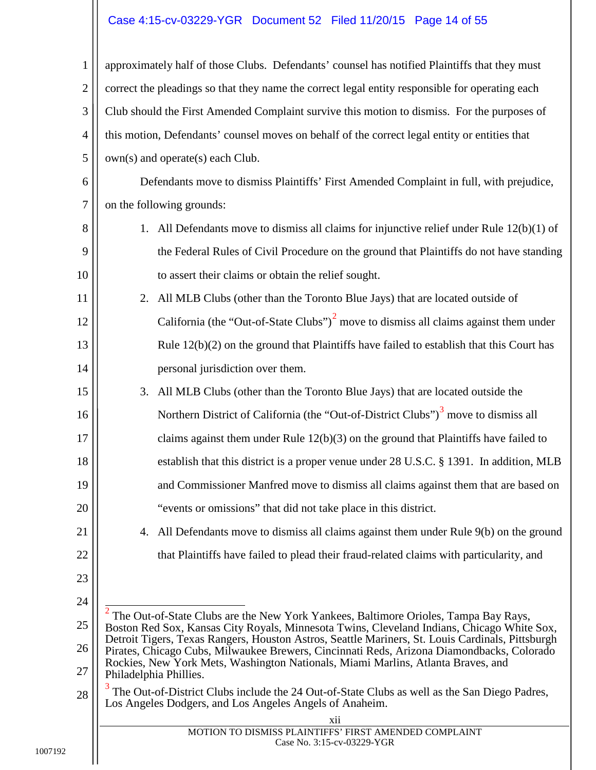approximately half of those Clubs. Defendants' counsel has notified Plaintiffs that they must correct the pleadings so that they name the correct legal entity responsible for operating each Club should the First Amended Complaint survive this motion to dismiss. For the purposes of this motion, Defendants' counsel moves on behalf of the correct legal entity or entities that own(s) and operate(s) each Club.

Defendants move to dismiss Plaintiffs' First Amended Complaint in full, with prejudice, on the following grounds:

1. All Defendants move to dismiss all claims for injunctive relief under Rule 12(b)(1) of the Federal Rules of Civil Procedure on the ground that Plaintiffs do not have standing to assert their claims or obtain the relief sought.
2. All MLB Clubs (other than the Toronto Blue Jays) that are located outside of California (the "Out-of-State Clubs")[2] move to dismiss all claims against them under Rule 12(b)(2) on the ground that Plaintiffs have failed to establish that this Court has personal jurisdiction over them.
3. All MLB Clubs (other than the Toronto Blue Jays) that are located outside the Northern District of California (the "Out-of-District Clubs")[3] move to dismiss all claims against them under Rule 12(b)(3) on the ground that Plaintiffs have failed to establish that this district is a proper venue under 28 U.S.C. § 1391. In addition, MLB and Commissioner Manfred move to dismiss all claims against them that are based on "events or omissions" that did not take place in this district.
4. All Defendants move to dismiss all claims against them under Rule 9(b) on the ground that Plaintiffs have failed to plead their fraud-related claims with particularity, and

---

[2] The Out-of-State Clubs are the New York Yankees, Baltimore Orioles, Tampa Bay Rays, Boston Red Sox, Kansas City Royals, Minnesota Twins, Cleveland Indians, Chicago White Sox, Detroit Tigers, Texas Rangers, Houston Astros, Seattle Mariners, St. Louis Cardinals, Pittsburgh Pirates, Chicago Cubs, Milwaukee Brewers, Cincinnati Reds, Arizona Diamondbacks, Colorado Rockies, New York Mets, Washington Nationals, Miami Marlins, Atlanta Braves, and Philadelphia Phillies.

[3] The Out-of-District Clubs include the 24 Out-of-State Clubs as well as the San Diego Padres, Los Angeles Dodgers, and Los Angeles Angels of Anaheim.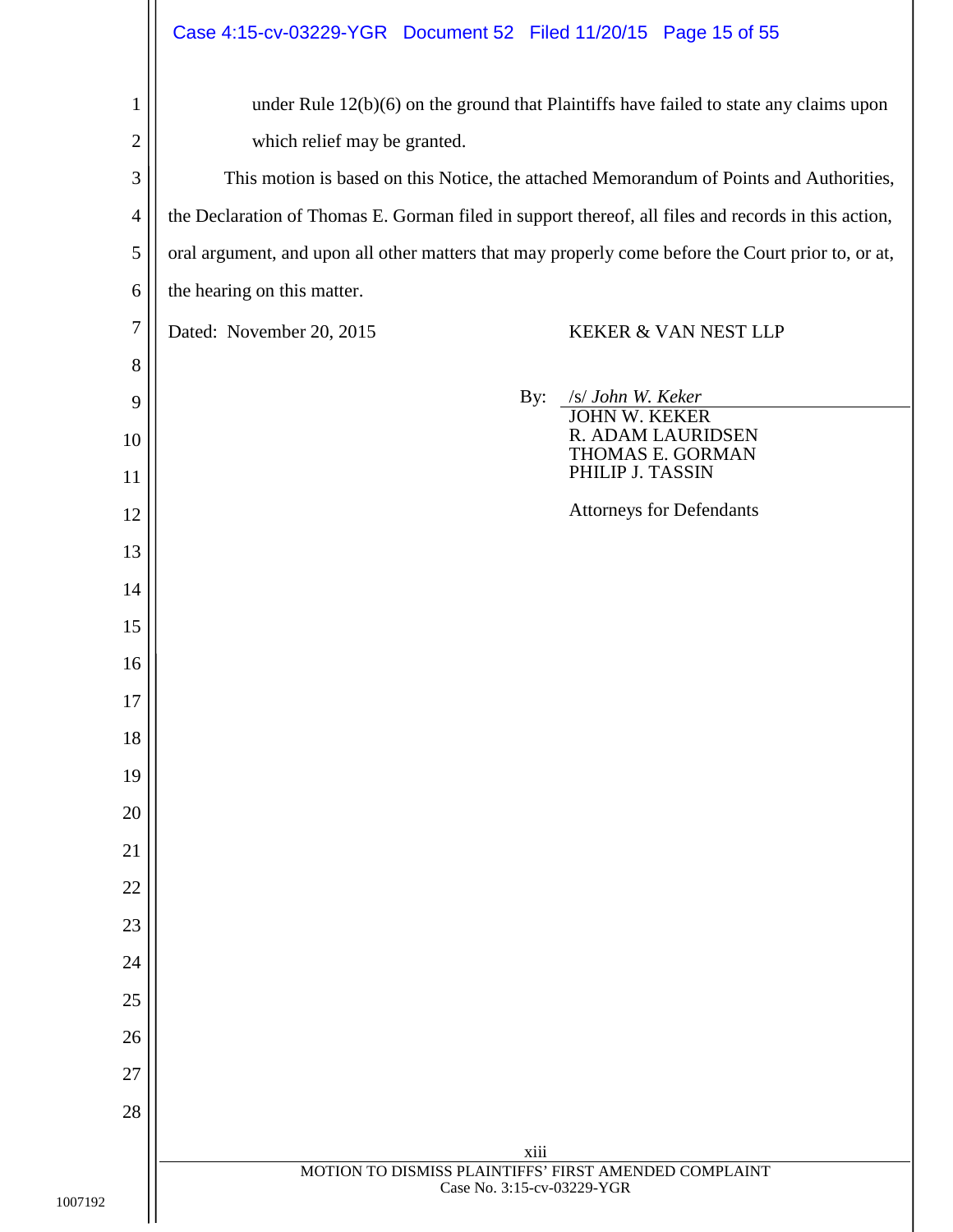under Rule 12(b)(6) on the ground that Plaintiffs have failed to state any claims upon which relief may be granted.

This motion is based on this Notice, the attached Memorandum of Points and Authorities, the Declaration of Thomas E. Gorman filed in support thereof, all files and records in this action, oral argument, and upon all other matters that may properly come before the Court prior to, or at, the hearing on this matter.

Dated: November 20, 2015

KEKER & VAN NEST LLP

By: /s/ *John W. Keker*
JOHN W. KEKER
R. ADAM LAURIDSEN
THOMAS E. GORMAN
PHILIP J. TASSIN

Attorneys for Defendants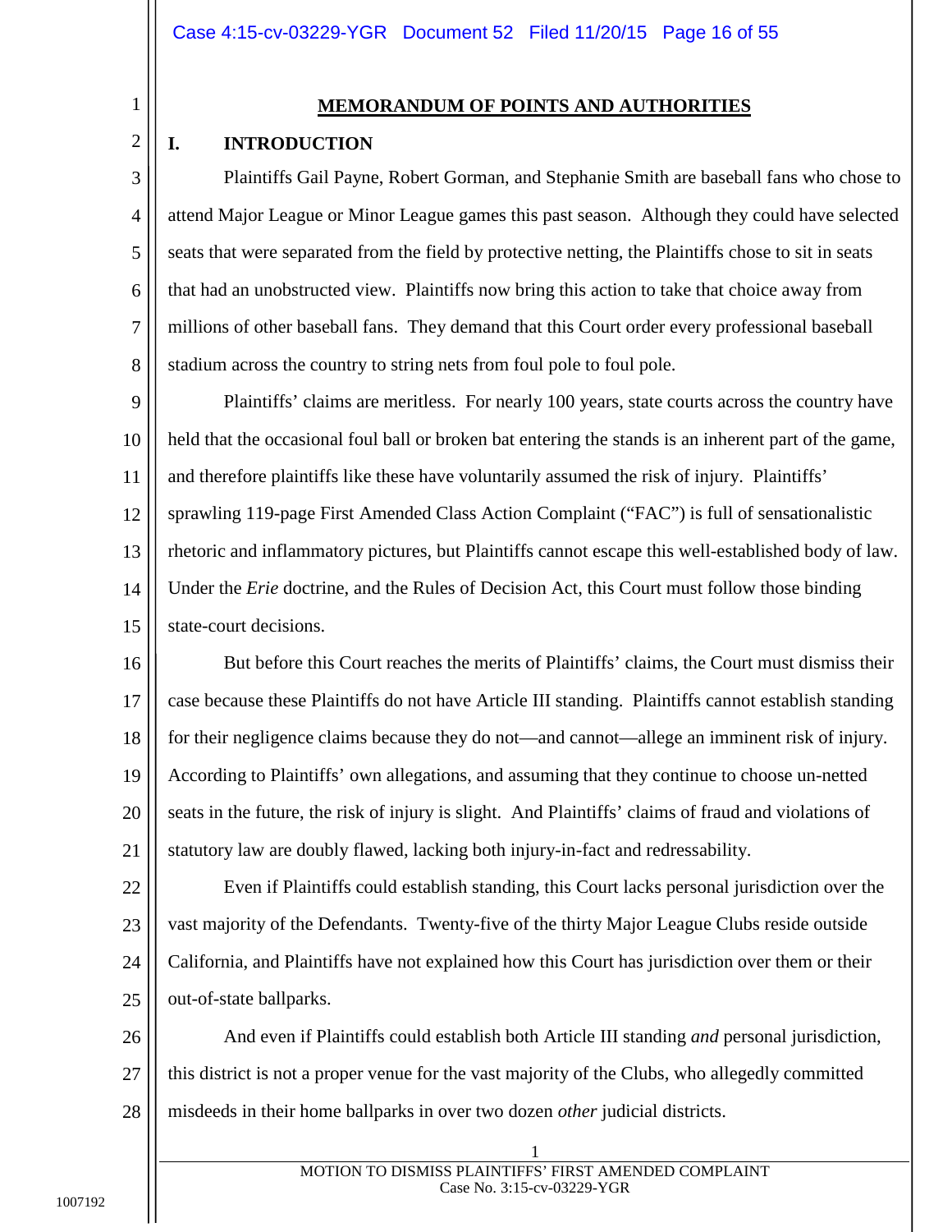## MEMORANDUM OF POINTS AND AUTHORITIES

### I. INTRODUCTION

Plaintiffs Gail Payne, Robert Gorman, and Stephanie Smith are baseball fans who chose to attend Major League or Minor League games this past season. Although they could have selected seats that were separated from the field by protective netting, the Plaintiffs chose to sit in seats that had an unobstructed view. Plaintiffs now bring this action to take that choice away from millions of other baseball fans. They demand that this Court order every professional baseball stadium across the country to string nets from foul pole to foul pole.

Plaintiffs' claims are meritless. For nearly 100 years, state courts across the country have held that the occasional foul ball or broken bat entering the stands is an inherent part of the game, and therefore plaintiffs like these have voluntarily assumed the risk of injury. Plaintiffs' sprawling 119-page First Amended Class Action Complaint ("FAC") is full of sensationalistic rhetoric and inflammatory pictures, but Plaintiffs cannot escape this well-established body of law. Under the *Erie* doctrine, and the Rules of Decision Act, this Court must follow those binding state-court decisions.

But before this Court reaches the merits of Plaintiffs' claims, the Court must dismiss their case because these Plaintiffs do not have Article III standing. Plaintiffs cannot establish standing for their negligence claims because they do not—and cannot—allege an imminent risk of injury. According to Plaintiffs' own allegations, and assuming that they continue to choose un-netted seats in the future, the risk of injury is slight. And Plaintiffs' claims of fraud and violations of statutory law are doubly flawed, lacking both injury-in-fact and redressability.

Even if Plaintiffs could establish standing, this Court lacks personal jurisdiction over the vast majority of the Defendants. Twenty-five of the thirty Major League Clubs reside outside California, and Plaintiffs have not explained how this Court has jurisdiction over them or their out-of-state ballparks.

And even if Plaintiffs could establish both Article III standing *and* personal jurisdiction, this district is not a proper venue for the vast majority of the Clubs, who allegedly committed misdeeds in their home ballparks in over two dozen *other* judicial districts.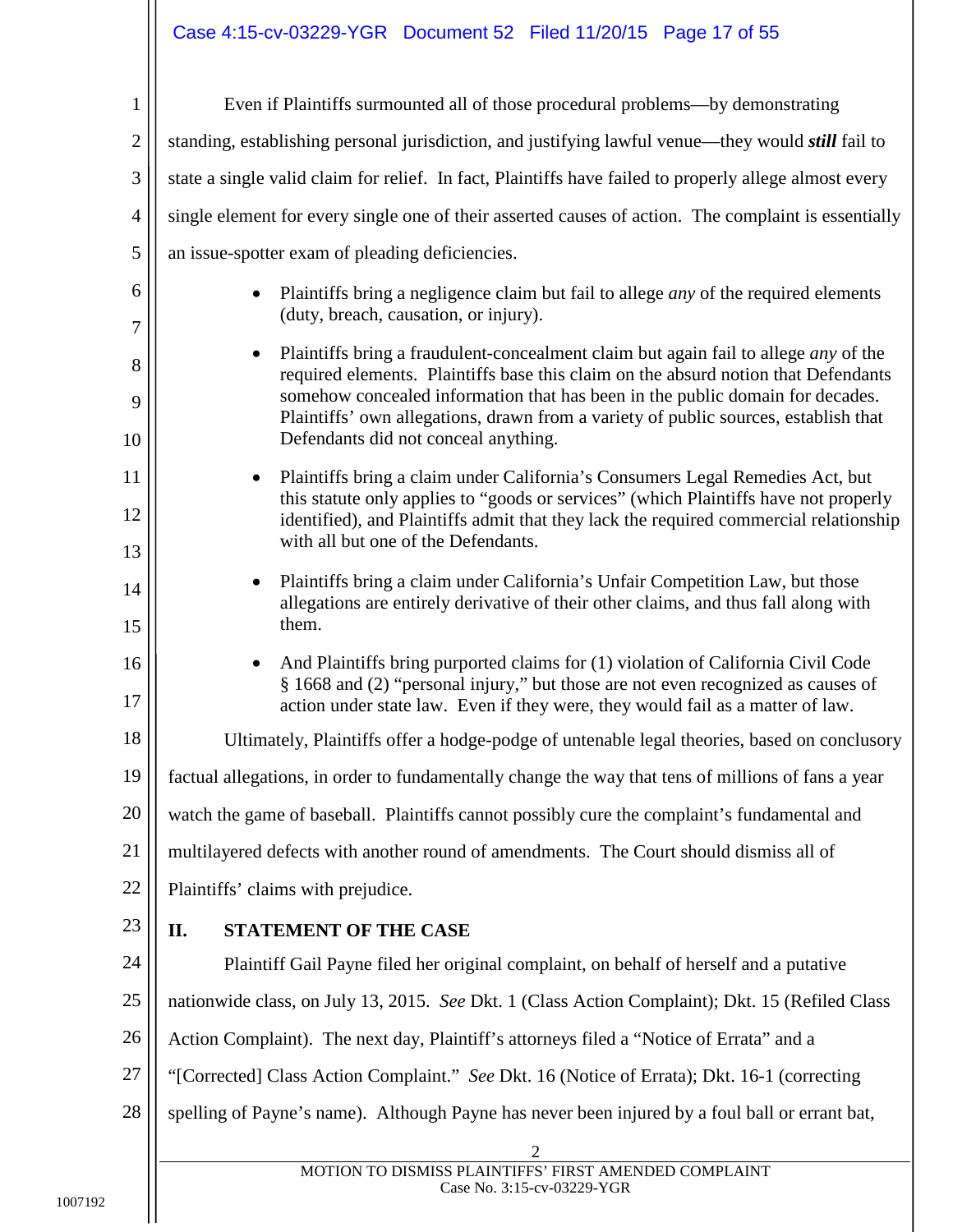Even if Plaintiffs surmounted all of those procedural problems—by demonstrating standing, establishing personal jurisdiction, and justifying lawful venue—they would ***still*** fail to state a single valid claim for relief. In fact, Plaintiffs have failed to properly allege almost every single element for every single one of their asserted causes of action. The complaint is essentially an issue-spotter exam of pleading deficiencies.

- Plaintiffs bring a negligence claim but fail to allege *any* of the required elements (duty, breach, causation, or injury).
- Plaintiffs bring a fraudulent-concealment claim but again fail to allege *any* of the required elements. Plaintiffs base this claim on the absurd notion that Defendants somehow concealed information that has been in the public domain for decades. Plaintiffs' own allegations, drawn from a variety of public sources, establish that Defendants did not conceal anything.
- Plaintiffs bring a claim under California's Consumers Legal Remedies Act, but this statute only applies to "goods or services" (which Plaintiffs have not properly identified), and Plaintiffs admit that they lack the required commercial relationship with all but one of the Defendants.
- Plaintiffs bring a claim under California's Unfair Competition Law, but those allegations are entirely derivative of their other claims, and thus fall along with them.
- And Plaintiffs bring purported claims for (1) violation of California Civil Code § 1668 and (2) "personal injury," but those are not even recognized as causes of action under state law. Even if they were, they would fail as a matter of law.

Ultimately, Plaintiffs offer a hodge-podge of untenable legal theories, based on conclusory factual allegations, in order to fundamentally change the way that tens of millions of fans a year watch the game of baseball. Plaintiffs cannot possibly cure the complaint's fundamental and multilayered defects with another round of amendments. The Court should dismiss all of Plaintiffs' claims with prejudice.

## II. STATEMENT OF THE CASE

Plaintiff Gail Payne filed her original complaint, on behalf of herself and a putative nationwide class, on July 13, 2015. *See* Dkt. 1 (Class Action Complaint); Dkt. 15 (Refiled Class Action Complaint). The next day, Plaintiff's attorneys filed a "Notice of Errata" and a "[Corrected] Class Action Complaint." *See* Dkt. 16 (Notice of Errata); Dkt. 16-1 (correcting spelling of Payne's name). Although Payne has never been injured by a foul ball or errant bat,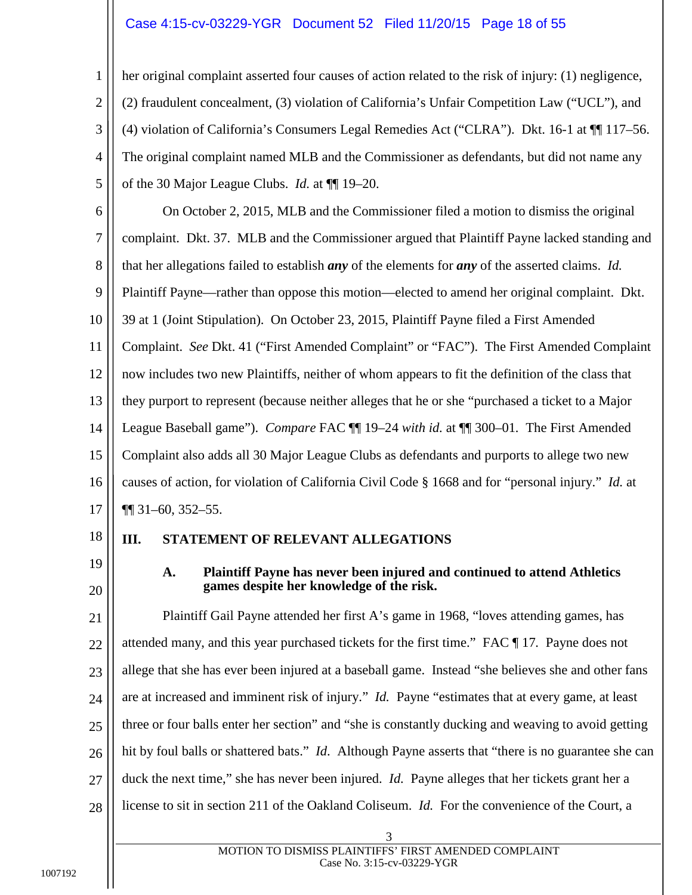her original complaint asserted four causes of action related to the risk of injury: (1) negligence, (2) fraudulent concealment, (3) violation of California's Unfair Competition Law ("UCL"), and (4) violation of California's Consumers Legal Remedies Act ("CLRA"). Dkt. 16-1 at ¶¶ 117–56. The original complaint named MLB and the Commissioner as defendants, but did not name any of the 30 Major League Clubs. *Id.* at ¶¶ 19–20.

On October 2, 2015, MLB and the Commissioner filed a motion to dismiss the original complaint. Dkt. 37. MLB and the Commissioner argued that Plaintiff Payne lacked standing and that her allegations failed to establish ***any*** of the elements for ***any*** of the asserted claims. *Id.* Plaintiff Payne—rather than oppose this motion—elected to amend her original complaint. Dkt. 39 at 1 (Joint Stipulation). On October 23, 2015, Plaintiff Payne filed a First Amended Complaint. *See* Dkt. 41 ("First Amended Complaint" or "FAC"). The First Amended Complaint now includes two new Plaintiffs, neither of whom appears to fit the definition of the class that they purport to represent (because neither alleges that he or she "purchased a ticket to a Major League Baseball game"). *Compare* FAC ¶¶ 19–24 *with id.* at ¶¶ 300–01. The First Amended Complaint also adds all 30 Major League Clubs as defendants and purports to allege two new causes of action, for violation of California Civil Code § 1668 and for "personal injury." *Id.* at ¶¶ 31–60, 352–55.

## III. STATEMENT OF RELEVANT ALLEGATIONS

### A. Plaintiff Payne has never been injured and continued to attend Athletics games despite her knowledge of the risk.

Plaintiff Gail Payne attended her first A's game in 1968, "loves attending games, has attended many, and this year purchased tickets for the first time." FAC ¶ 17. Payne does not allege that she has ever been injured at a baseball game. Instead "she believes she and other fans are at increased and imminent risk of injury." *Id.* Payne "estimates that at every game, at least three or four balls enter her section" and "she is constantly ducking and weaving to avoid getting hit by foul balls or shattered bats." *Id.* Although Payne asserts that "there is no guarantee she can duck the next time," she has never been injured. *Id.* Payne alleges that her tickets grant her a license to sit in section 211 of the Oakland Coliseum. *Id.* For the convenience of the Court, a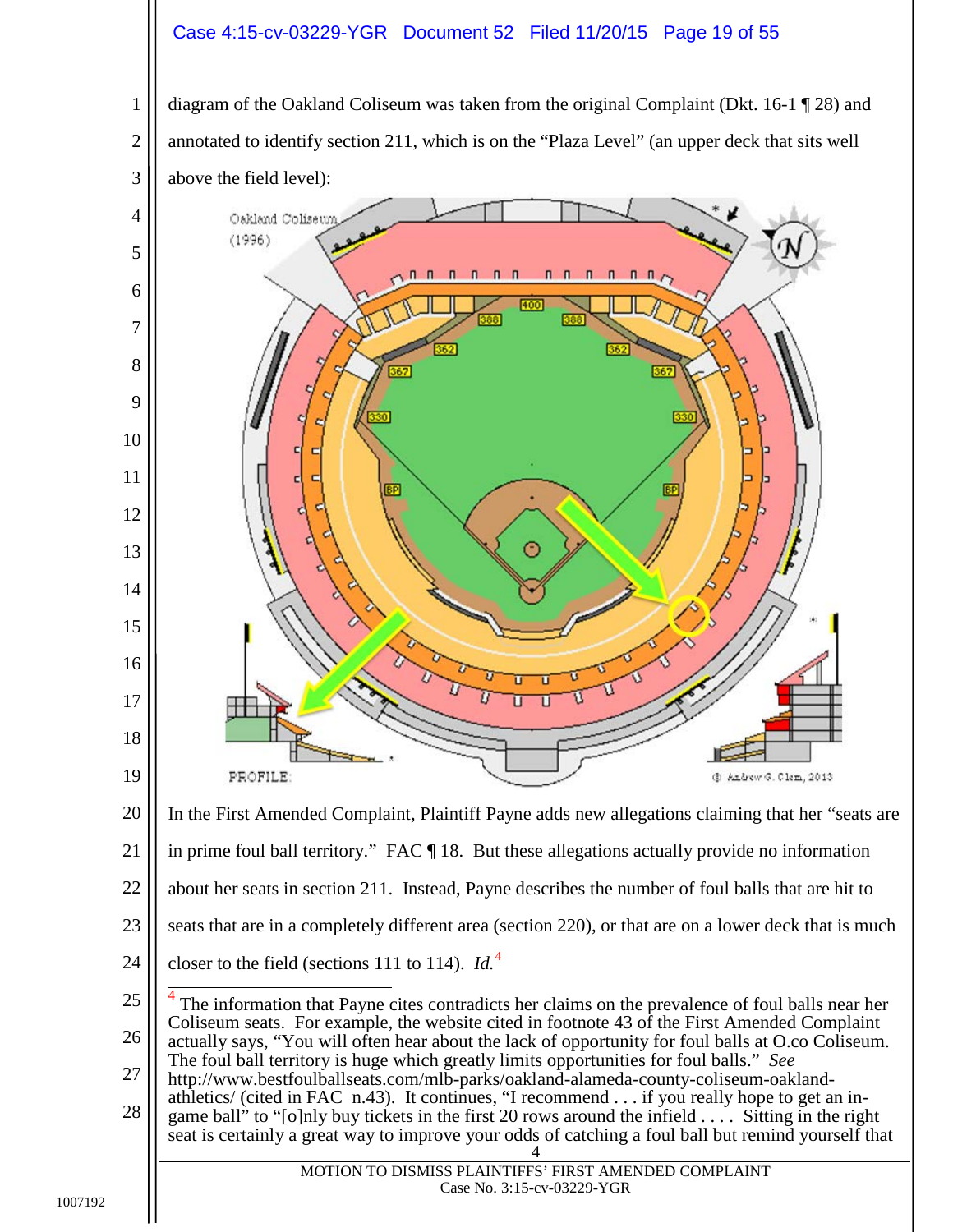diagram of the Oakland Coliseum was taken from the original Complaint (Dkt. 16-1 ¶ 28) and annotated to identify section 211, which is on the "Plaza Level" (an upper deck that sits well above the field level):

In the First Amended Complaint, Plaintiff Payne adds new allegations claiming that her "seats are in prime foul ball territory." FAC ¶ 18. But these allegations actually provide no information about her seats in section 211. Instead, Payne describes the number of foul balls that are hit to seats that are in a completely different area (section 220), or that are on a lower deck that is much closer to the field (sections 111 to 114). *Id.*[4]

---

[4] The information that Payne cites contradicts her claims on the prevalence of foul balls near her Coliseum seats. For example, the website cited in footnote 43 of the First Amended Complaint actually says, "You will often hear about the lack of opportunity for foul balls at O.co Coliseum. The foul ball territory is huge which greatly limits opportunities for foul balls." *See* http://www.bestfoulballseats.com/mlb-parks/oakland-alameda-county-coliseum-oakland-athletics/ (cited in FAC n.43). It continues, "I recommend . . . if you really hope to get an in-game ball" to "[o]nly buy tickets in the first 20 rows around the infield . . . . Sitting in the right seat is certainly a great way to improve your odds of catching a foul ball but remind yourself that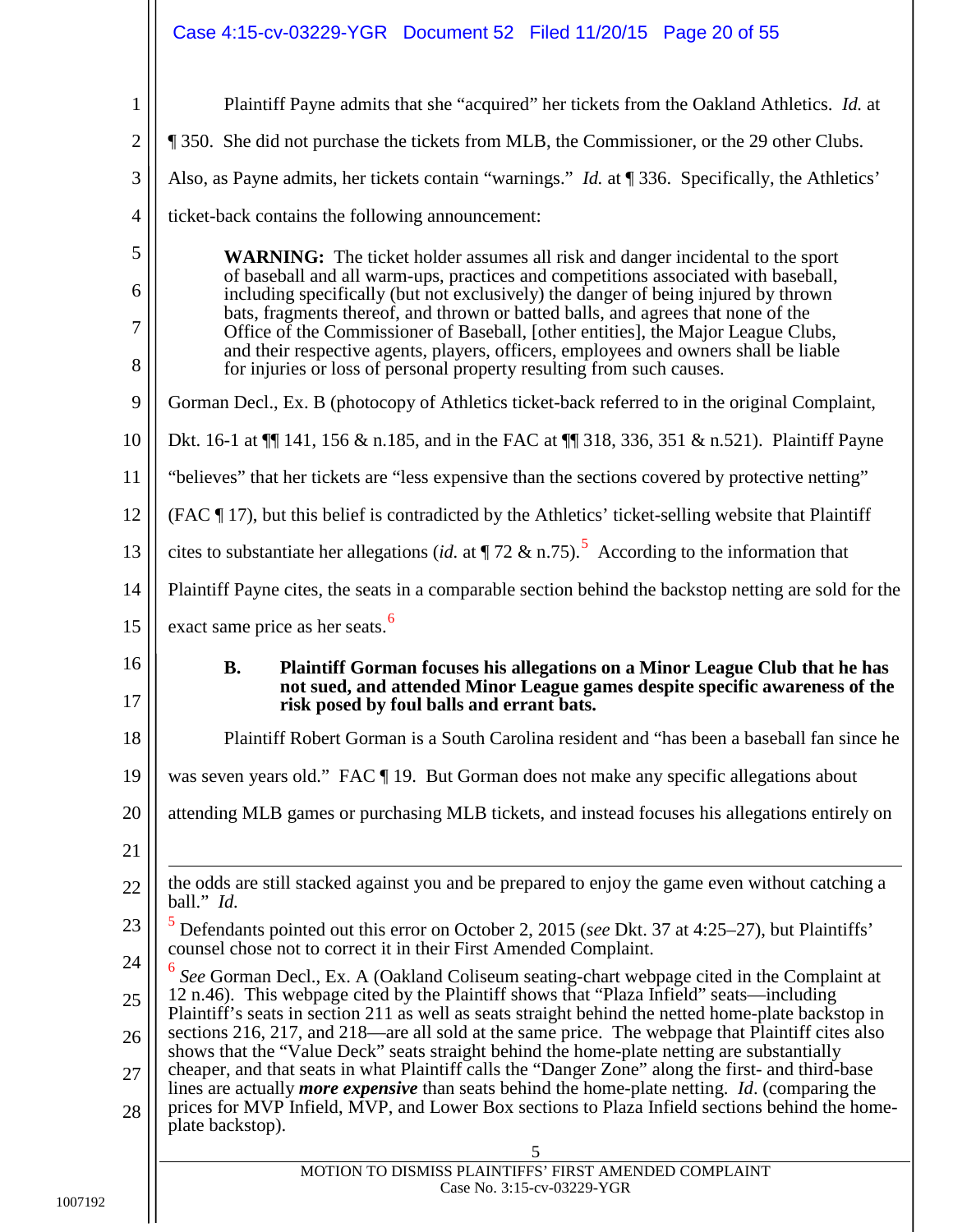Plaintiff Payne admits that she "acquired" her tickets from the Oakland Athletics. *Id.* at ¶ 350. She did not purchase the tickets from MLB, the Commissioner, or the 29 other Clubs. Also, as Payne admits, her tickets contain "warnings." *Id.* at ¶ 336. Specifically, the Athletics' ticket-back contains the following announcement:

> **WARNING:** The ticket holder assumes all risk and danger incidental to the sport of baseball and all warm-ups, practices and competitions associated with baseball, including specifically (but not exclusively) the danger of being injured by thrown bats, fragments thereof, and thrown or batted balls, and agrees that none of the Office of the Commissioner of Baseball, [other entities], the Major League Clubs, and their respective agents, players, officers, employees and owners shall be liable for injuries or loss of personal property resulting from such causes.

Gorman Decl., Ex. B (photocopy of Athletics ticket-back referred to in the original Complaint, Dkt. 16-1 at ¶¶ 141, 156 & n.185, and in the FAC at ¶¶ 318, 336, 351 & n.521). Plaintiff Payne "believes" that her tickets are "less expensive than the sections covered by protective netting" (FAC ¶ 17), but this belief is contradicted by the Athletics' ticket-selling website that Plaintiff cites to substantiate her allegations (*id.* at ¶ 72 & n.75).[5] According to the information that Plaintiff Payne cites, the seats in a comparable section behind the backstop netting are sold for the exact same price as her seats.[6]

### B. Plaintiff Gorman focuses his allegations on a Minor League Club that he has not sued, and attended Minor League games despite specific awareness of the risk posed by foul balls and errant bats.

Plaintiff Robert Gorman is a South Carolina resident and "has been a baseball fan since he was seven years old." FAC ¶ 19. But Gorman does not make any specific allegations about attending MLB games or purchasing MLB tickets, and instead focuses his allegations entirely on

---

the odds are still stacked against you and be prepared to enjoy the game even without catching a ball." *Id.*

[5] Defendants pointed out this error on October 2, 2015 (*see* Dkt. 37 at 4:25–27), but Plaintiffs' counsel chose not to correct it in their First Amended Complaint.

[6] *See* Gorman Decl., Ex. A (Oakland Coliseum seating-chart webpage cited in the Complaint at 12 n.46). This webpage cited by the Plaintiff shows that "Plaza Infield" seats—including Plaintiff's seats in section 211 as well as seats straight behind the netted home-plate backstop in sections 216, 217, and 218—are all sold at the same price. The webpage that Plaintiff cites also shows that the "Value Deck" seats straight behind the home-plate netting are substantially cheaper, and that seats in what Plaintiff calls the "Danger Zone" along the first- and third-base lines are actually ***more expensive*** than seats behind the home-plate netting. *Id*. (comparing the prices for MVP Infield, MVP, and Lower Box sections to Plaza Infield sections behind the home-plate backstop).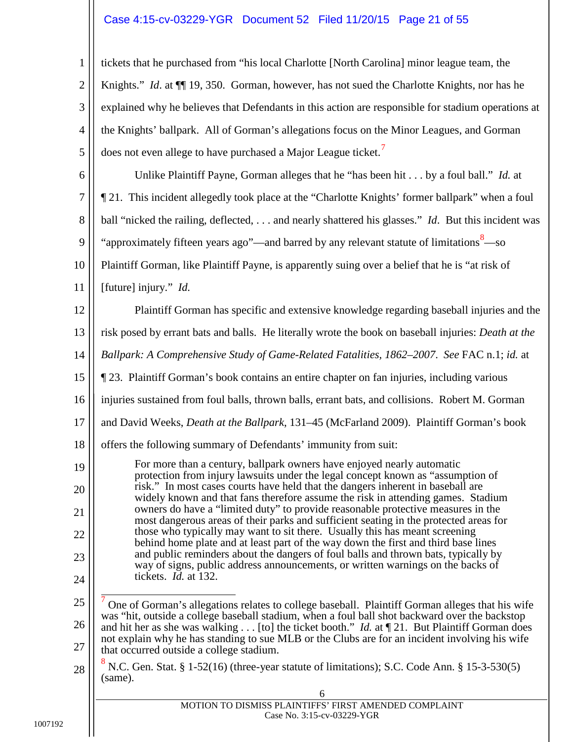tickets that he purchased from "his local Charlotte [North Carolina] minor league team, the Knights." *Id*. at ¶¶ 19, 350. Gorman, however, has not sued the Charlotte Knights, nor has he explained why he believes that Defendants in this action are responsible for stadium operations at the Knights' ballpark. All of Gorman's allegations focus on the Minor Leagues, and Gorman does not even allege to have purchased a Major League ticket.[7]

Unlike Plaintiff Payne, Gorman alleges that he "has been hit . . . by a foul ball." *Id.* at ¶ 21. This incident allegedly took place at the "Charlotte Knights' former ballpark" when a foul ball "nicked the railing, deflected, . . . and nearly shattered his glasses." *Id*. But this incident was "approximately fifteen years ago"—and barred by any relevant statute of limitations[8]—so Plaintiff Gorman, like Plaintiff Payne, is apparently suing over a belief that he is "at risk of [future] injury." *Id.*

Plaintiff Gorman has specific and extensive knowledge regarding baseball injuries and the risk posed by errant bats and balls. He literally wrote the book on baseball injuries: *Death at the Ballpark: A Comprehensive Study of Game-Related Fatalities, 1862–2007*. *See* FAC n.1; *id.* at ¶ 23. Plaintiff Gorman's book contains an entire chapter on fan injuries, including various injuries sustained from foul balls, thrown balls, errant bats, and collisions. Robert M. Gorman and David Weeks, *Death at the Ballpark*, 131–45 (McFarland 2009). Plaintiff Gorman's book offers the following summary of Defendants' immunity from suit:

> For more than a century, ballpark owners have enjoyed nearly automatic protection from injury lawsuits under the legal concept known as "assumption of risk." In most cases courts have held that the dangers inherent in baseball are widely known and that fans therefore assume the risk in attending games. Stadium owners do have a "limited duty" to provide reasonable protective measures in the most dangerous areas of their parks and sufficient seating in the protected areas for those who typically may want to sit there. Usually this has meant screening behind home plate and at least part of the way down the first and third base lines and public reminders about the dangers of foul balls and thrown bats, typically by way of signs, public address announcements, or written warnings on the backs of tickets. *Id.* at 132.

---

[7] One of Gorman's allegations relates to college baseball. Plaintiff Gorman alleges that his wife was "hit, outside a college baseball stadium, when a foul ball shot backward over the backstop and hit her as she was walking . . . [to] the ticket booth." *Id.* at ¶ 21. But Plaintiff Gorman does not explain why he has standing to sue MLB or the Clubs are for an incident involving his wife that occurred outside a college stadium.

[8] N.C. Gen. Stat. § 1-52(16) (three-year statute of limitations); S.C. Code Ann. § 15-3-530(5) (same).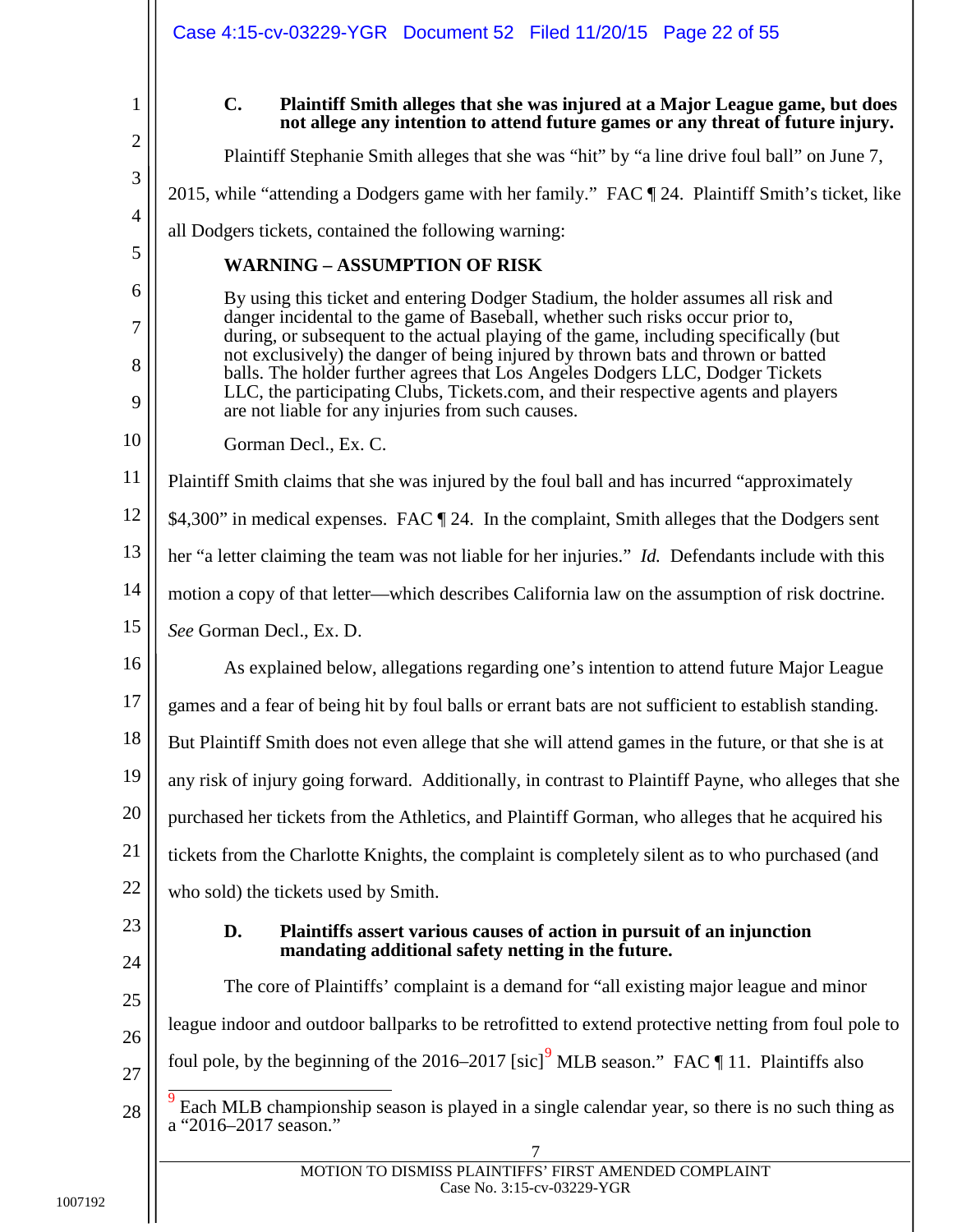### C. Plaintiff Smith alleges that she was injured at a Major League game, but does not allege any intention to attend future games or any threat of future injury.

Plaintiff Stephanie Smith alleges that she was "hit" by "a line drive foul ball" on June 7, 2015, while "attending a Dodgers game with her family." FAC ¶ 24. Plaintiff Smith's ticket, like all Dodgers tickets, contained the following warning:

> **WARNING – ASSUMPTION OF RISK**
>
> By using this ticket and entering Dodger Stadium, the holder assumes all risk and danger incidental to the game of Baseball, whether such risks occur prior to, during, or subsequent to the actual playing of the game, including specifically (but not exclusively) the danger of being injured by thrown bats and thrown or batted balls. The holder further agrees that Los Angeles Dodgers LLC, Dodger Tickets LLC, the participating Clubs, Tickets.com, and their respective agents and players are not liable for any injuries from such causes.
>
> Gorman Decl., Ex. C.

Plaintiff Smith claims that she was injured by the foul ball and has incurred "approximately $4,300" in medical expenses. FAC ¶ 24. In the complaint, Smith alleges that the Dodgers sent her "a letter claiming the team was not liable for her injuries." *Id.* Defendants include with this motion a copy of that letter—which describes California law on the assumption of risk doctrine. *See* Gorman Decl., Ex. D.

As explained below, allegations regarding one's intention to attend future Major League games and a fear of being hit by foul balls or errant bats are not sufficient to establish standing. But Plaintiff Smith does not even allege that she will attend games in the future, or that she is at any risk of injury going forward. Additionally, in contrast to Plaintiff Payne, who alleges that she purchased her tickets from the Athletics, and Plaintiff Gorman, who alleges that he acquired his tickets from the Charlotte Knights, the complaint is completely silent as to who purchased (and who sold) the tickets used by Smith.

### D. Plaintiffs assert various causes of action in pursuit of an injunction mandating additional safety netting in the future.

The core of Plaintiffs' complaint is a demand for "all existing major league and minor league indoor and outdoor ballparks to be retrofitted to extend protective netting from foul pole to foul pole, by the beginning of the 2016–2017 [sic][9] MLB season." FAC ¶ 11. Plaintiffs also

[9] Each MLB championship season is played in a single calendar year, so there is no such thing as a "2016–2017 season."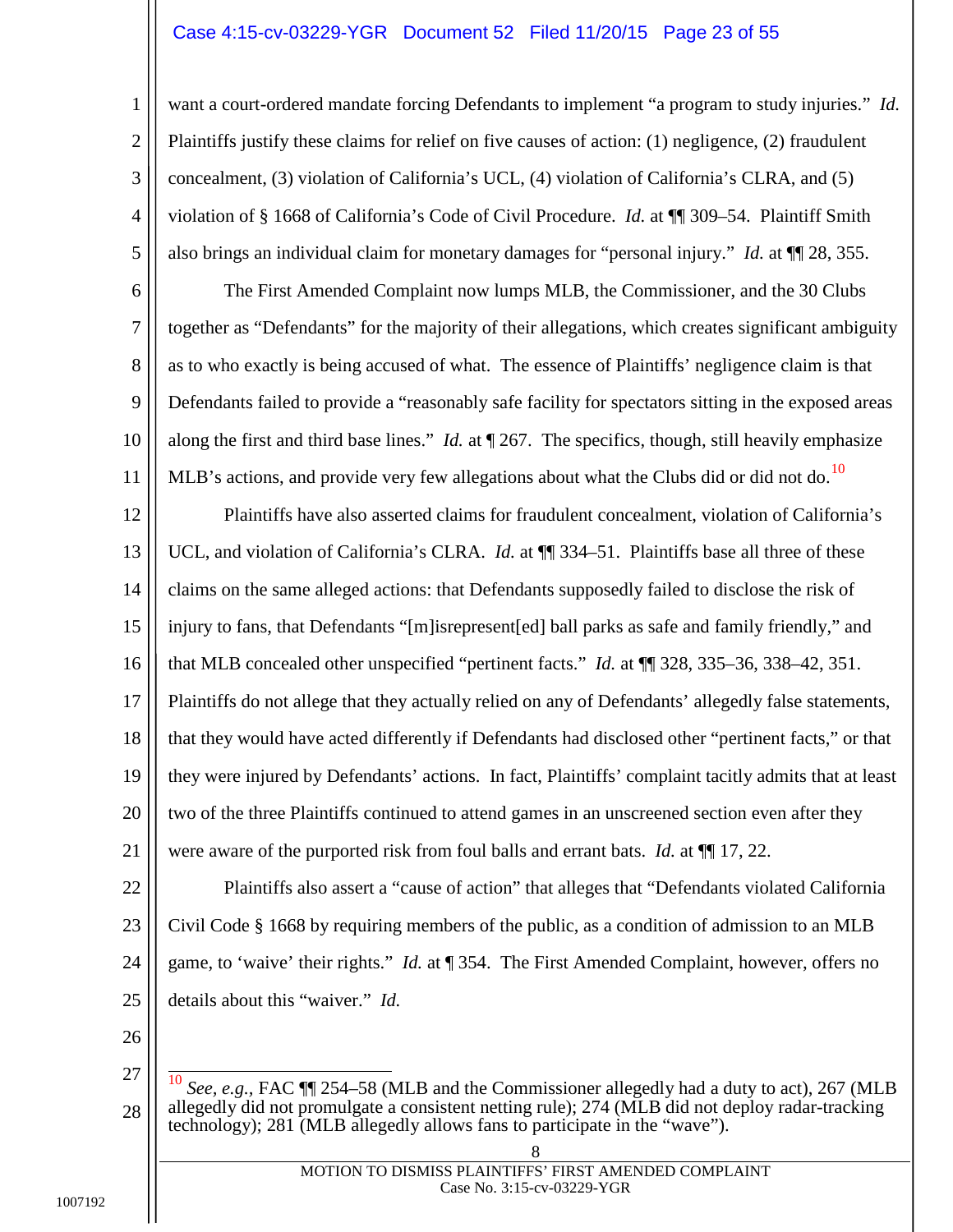want a court-ordered mandate forcing Defendants to implement "a program to study injuries." *Id.* Plaintiffs justify these claims for relief on five causes of action: (1) negligence, (2) fraudulent concealment, (3) violation of California's UCL, (4) violation of California's CLRA, and (5) violation of § 1668 of California's Code of Civil Procedure. *Id.* at ¶¶ 309–54. Plaintiff Smith also brings an individual claim for monetary damages for "personal injury." *Id.* at ¶¶ 28, 355.

The First Amended Complaint now lumps MLB, the Commissioner, and the 30 Clubs together as "Defendants" for the majority of their allegations, which creates significant ambiguity as to who exactly is being accused of what. The essence of Plaintiffs' negligence claim is that Defendants failed to provide a "reasonably safe facility for spectators sitting in the exposed areas along the first and third base lines." *Id.* at ¶ 267. The specifics, though, still heavily emphasize MLB's actions, and provide very few allegations about what the Clubs did or did not do.[10]

Plaintiffs have also asserted claims for fraudulent concealment, violation of California's UCL, and violation of California's CLRA. *Id.* at ¶¶ 334–51. Plaintiffs base all three of these claims on the same alleged actions: that Defendants supposedly failed to disclose the risk of injury to fans, that Defendants "[m]isrepresent[ed] ball parks as safe and family friendly," and that MLB concealed other unspecified "pertinent facts." *Id.* at ¶¶ 328, 335–36, 338–42, 351. Plaintiffs do not allege that they actually relied on any of Defendants' allegedly false statements, that they would have acted differently if Defendants had disclosed other "pertinent facts," or that they were injured by Defendants' actions. In fact, Plaintiffs' complaint tacitly admits that at least two of the three Plaintiffs continued to attend games in an unscreened section even after they were aware of the purported risk from foul balls and errant bats. *Id.* at ¶¶ 17, 22.

Plaintiffs also assert a "cause of action" that alleges that "Defendants violated California Civil Code § 1668 by requiring members of the public, as a condition of admission to an MLB game, to 'waive' their rights." *Id.* at ¶ 354. The First Amended Complaint, however, offers no details about this "waiver." *Id.*

---

[10] *See, e.g.*, FAC ¶¶ 254–58 (MLB and the Commissioner allegedly had a duty to act), 267 (MLB allegedly did not promulgate a consistent netting rule); 274 (MLB did not deploy radar-tracking technology); 281 (MLB allegedly allows fans to participate in the "wave").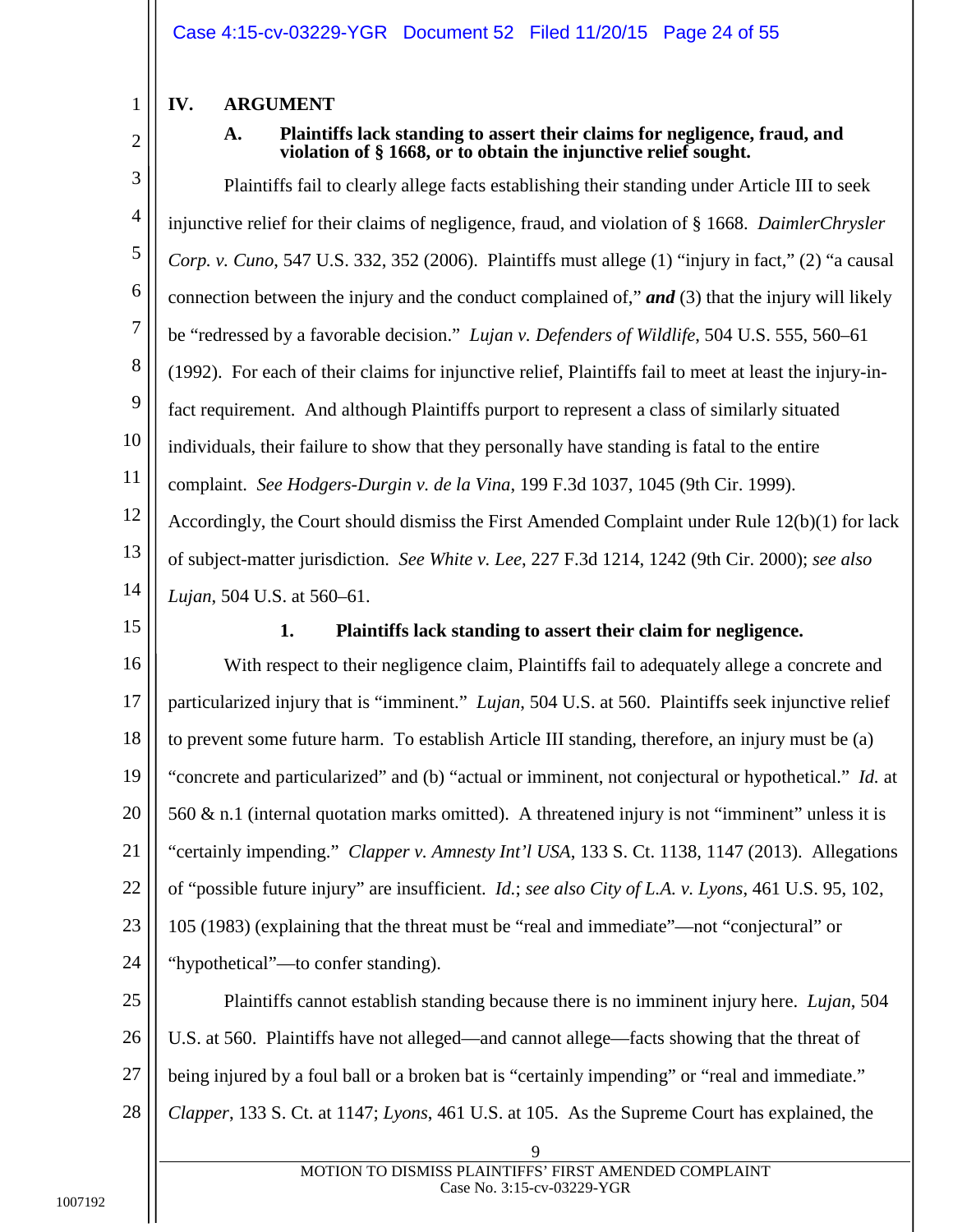## IV. ARGUMENT

### A. Plaintiffs lack standing to assert their claims for negligence, fraud, and violation of § 1668, or to obtain the injunctive relief sought.

Plaintiffs fail to clearly allege facts establishing their standing under Article III to seek injunctive relief for their claims of negligence, fraud, and violation of § 1668. *DaimlerChrysler Corp. v. Cuno*, 547 U.S. 332, 352 (2006). Plaintiffs must allege (1) "injury in fact," (2) "a causal connection between the injury and the conduct complained of," ***and*** (3) that the injury will likely be "redressed by a favorable decision." *Lujan v. Defenders of Wildlife*, 504 U.S. 555, 560–61 (1992). For each of their claims for injunctive relief, Plaintiffs fail to meet at least the injury-in-fact requirement. And although Plaintiffs purport to represent a class of similarly situated individuals, their failure to show that they personally have standing is fatal to the entire complaint. *See Hodgers-Durgin v. de la Vina*, 199 F.3d 1037, 1045 (9th Cir. 1999). Accordingly, the Court should dismiss the First Amended Complaint under Rule 12(b)(1) for lack of subject-matter jurisdiction. *See White v. Lee*, 227 F.3d 1214, 1242 (9th Cir. 2000); *see also Lujan*, 504 U.S. at 560–61.

#### 1. Plaintiffs lack standing to assert their claim for negligence.

With respect to their negligence claim, Plaintiffs fail to adequately allege a concrete and particularized injury that is "imminent." *Lujan*, 504 U.S. at 560. Plaintiffs seek injunctive relief to prevent some future harm. To establish Article III standing, therefore, an injury must be (a) "concrete and particularized" and (b) "actual or imminent, not conjectural or hypothetical." *Id.* at 560 & n.1 (internal quotation marks omitted). A threatened injury is not "imminent" unless it is "certainly impending." *Clapper v. Amnesty Int'l USA*, 133 S. Ct. 1138, 1147 (2013). Allegations of "possible future injury" are insufficient. *Id.*; *see also City of L.A. v. Lyons*, 461 U.S. 95, 102, 105 (1983) (explaining that the threat must be "real and immediate"—not "conjectural" or "hypothetical"—to confer standing).

Plaintiffs cannot establish standing because there is no imminent injury here. *Lujan*, 504 U.S. at 560. Plaintiffs have not alleged—and cannot allege—facts showing that the threat of being injured by a foul ball or a broken bat is "certainly impending" or "real and immediate." *Clapper*, 133 S. Ct. at 1147; *Lyons*, 461 U.S. at 105. As the Supreme Court has explained, the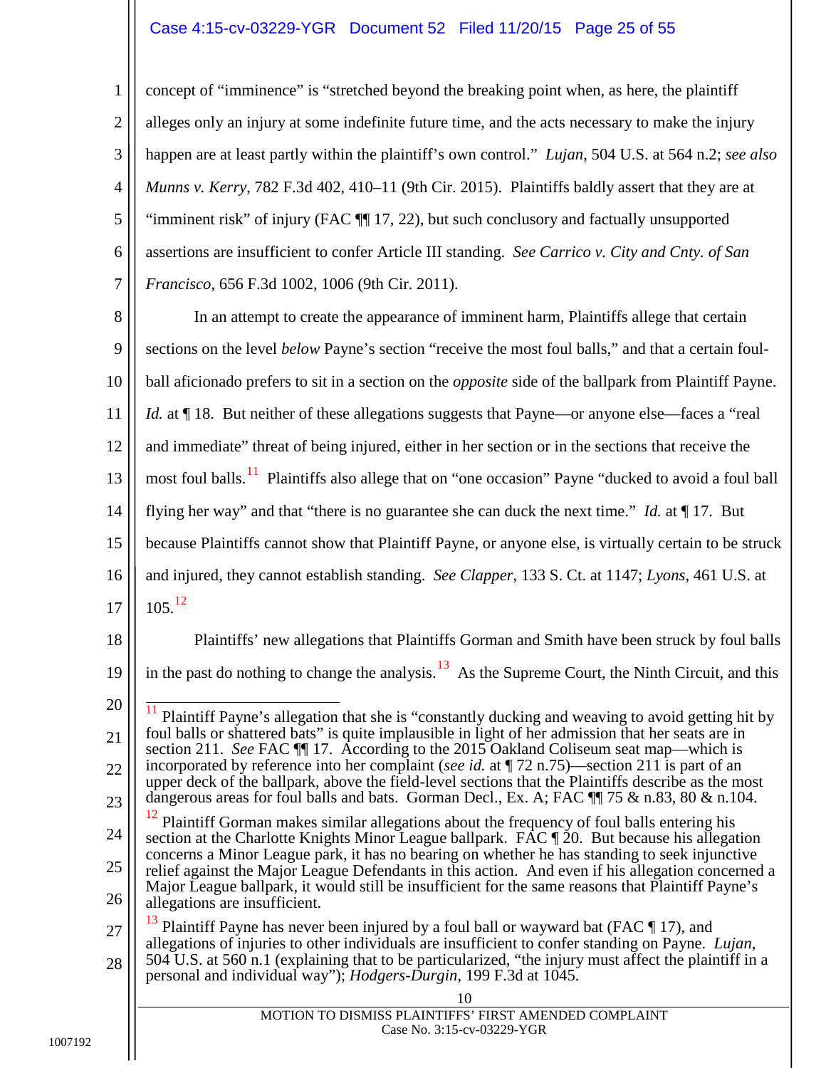concept of "imminence" is "stretched beyond the breaking point when, as here, the plaintiff alleges only an injury at some indefinite future time, and the acts necessary to make the injury happen are at least partly within the plaintiff's own control." *Lujan*, 504 U.S. at 564 n.2; *see also Munns v. Kerry*, 782 F.3d 402, 410–11 (9th Cir. 2015). Plaintiffs baldly assert that they are at "imminent risk" of injury (FAC ¶¶ 17, 22), but such conclusory and factually unsupported assertions are insufficient to confer Article III standing. *See Carrico v. City and Cnty. of San Francisco*, 656 F.3d 1002, 1006 (9th Cir. 2011).

In an attempt to create the appearance of imminent harm, Plaintiffs allege that certain sections on the level *below* Payne's section "receive the most foul balls," and that a certain foul-ball aficionado prefers to sit in a section on the *opposite* side of the ballpark from Plaintiff Payne. *Id.* at ¶ 18. But neither of these allegations suggests that Payne—or anyone else—faces a "real and immediate" threat of being injured, either in her section or in the sections that receive the most foul balls.[11] Plaintiffs also allege that on "one occasion" Payne "ducked to avoid a foul ball flying her way" and that "there is no guarantee she can duck the next time." *Id.* at ¶ 17. But because Plaintiffs cannot show that Plaintiff Payne, or anyone else, is virtually certain to be struck and injured, they cannot establish standing. *See Clapper*, 133 S. Ct. at 1147; *Lyons*, 461 U.S. at 105.[12]

Plaintiffs' new allegations that Plaintiffs Gorman and Smith have been struck by foul balls in the past do nothing to change the analysis.[13] As the Supreme Court, the Ninth Circuit, and this

---

[11] Plaintiff Payne's allegation that she is "constantly ducking and weaving to avoid getting hit by foul balls or shattered bats" is quite implausible in light of her admission that her seats are in section 211. *See* FAC ¶¶ 17. According to the 2015 Oakland Coliseum seat map—which is incorporated by reference into her complaint (*see id.* at ¶ 72 n.75)—section 211 is part of an upper deck of the ballpark, above the field-level sections that the Plaintiffs describe as the most dangerous areas for foul balls and bats. Gorman Decl., Ex. A; FAC ¶¶ 75 & n.83, 80 & n.104.

[12] Plaintiff Gorman makes similar allegations about the frequency of foul balls entering his section at the Charlotte Knights Minor League ballpark. FAC ¶ 20. But because his allegation concerns a Minor League park, it has no bearing on whether he has standing to seek injunctive relief against the Major League Defendants in this action. And even if his allegation concerned a Major League ballpark, it would still be insufficient for the same reasons that Plaintiff Payne's allegations are insufficient.

[13] Plaintiff Payne has never been injured by a foul ball or wayward bat (FAC ¶ 17), and allegations of injuries to other individuals are insufficient to confer standing on Payne. *Lujan*, 504 U.S. at 560 n.1 (explaining that to be particularized, "the injury must affect the plaintiff in a personal and individual way"); *Hodgers-Durgin*, 199 F.3d at 1045.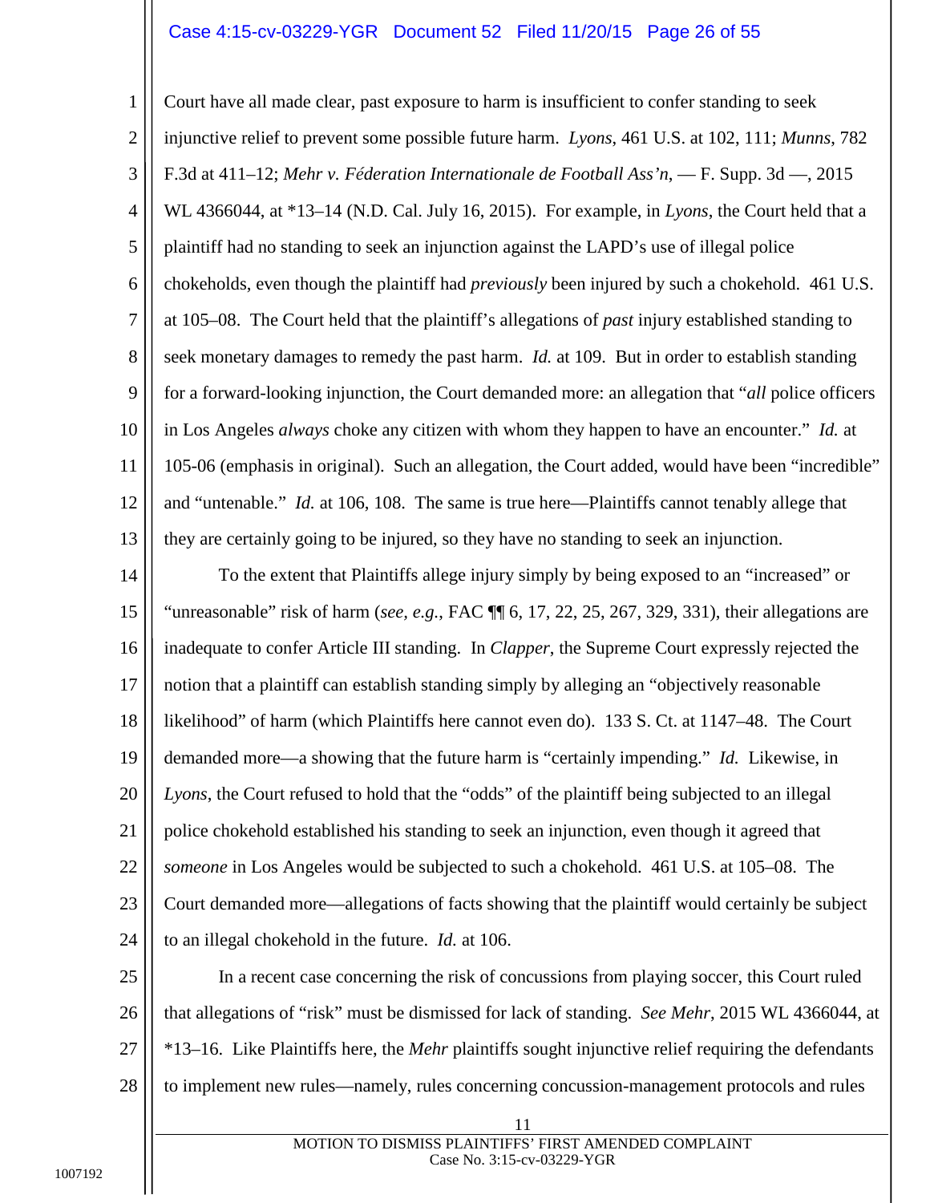Court have all made clear, past exposure to harm is insufficient to confer standing to seek injunctive relief to prevent some possible future harm. *Lyons*, 461 U.S. at 102, 111; *Munns*, 782 F.3d at 411–12; *Mehr v. Féderation Internationale de Football Ass'n*, — F. Supp. 3d —, 2015 WL 4366044, at *13–14 (N.D. Cal. July 16, 2015). For example, in *Lyons*, the Court held that a plaintiff had no standing to seek an injunction against the LAPD's use of illegal police chokeholds, even though the plaintiff had *previously* been injured by such a chokehold. 461 U.S. at 105–08. The Court held that the plaintiff's allegations of *past* injury established standing to seek monetary damages to remedy the past harm. *Id.* at 109. But in order to establish standing for a forward-looking injunction, the Court demanded more: an allegation that "*all* police officers in Los Angeles *always* choke any citizen with whom they happen to have an encounter." *Id.* at 105-06 (emphasis in original). Such an allegation, the Court added, would have been "incredible" and "untenable." *Id.* at 106, 108. The same is true here—Plaintiffs cannot tenably allege that they are certainly going to be injured, so they have no standing to seek an injunction.

To the extent that Plaintiffs allege injury simply by being exposed to an "increased" or "unreasonable" risk of harm (*see, e.g.*, FAC ¶¶ 6, 17, 22, 25, 267, 329, 331), their allegations are inadequate to confer Article III standing. In *Clapper*, the Supreme Court expressly rejected the notion that a plaintiff can establish standing simply by alleging an "objectively reasonable likelihood" of harm (which Plaintiffs here cannot even do). 133 S. Ct. at 1147–48. The Court demanded more—a showing that the future harm is "certainly impending." *Id.* Likewise, in *Lyons*, the Court refused to hold that the "odds" of the plaintiff being subjected to an illegal police chokehold established his standing to seek an injunction, even though it agreed that *someone* in Los Angeles would be subjected to such a chokehold. 461 U.S. at 105–08. The Court demanded more—allegations of facts showing that the plaintiff would certainly be subject to an illegal chokehold in the future. *Id.* at 106.

In a recent case concerning the risk of concussions from playing soccer, this Court ruled that allegations of "risk" must be dismissed for lack of standing. *See Mehr*, 2015 WL 4366044, at *13–16. Like Plaintiffs here, the *Mehr* plaintiffs sought injunctive relief requiring the defendants to implement new rules—namely, rules concerning concussion-management protocols and rules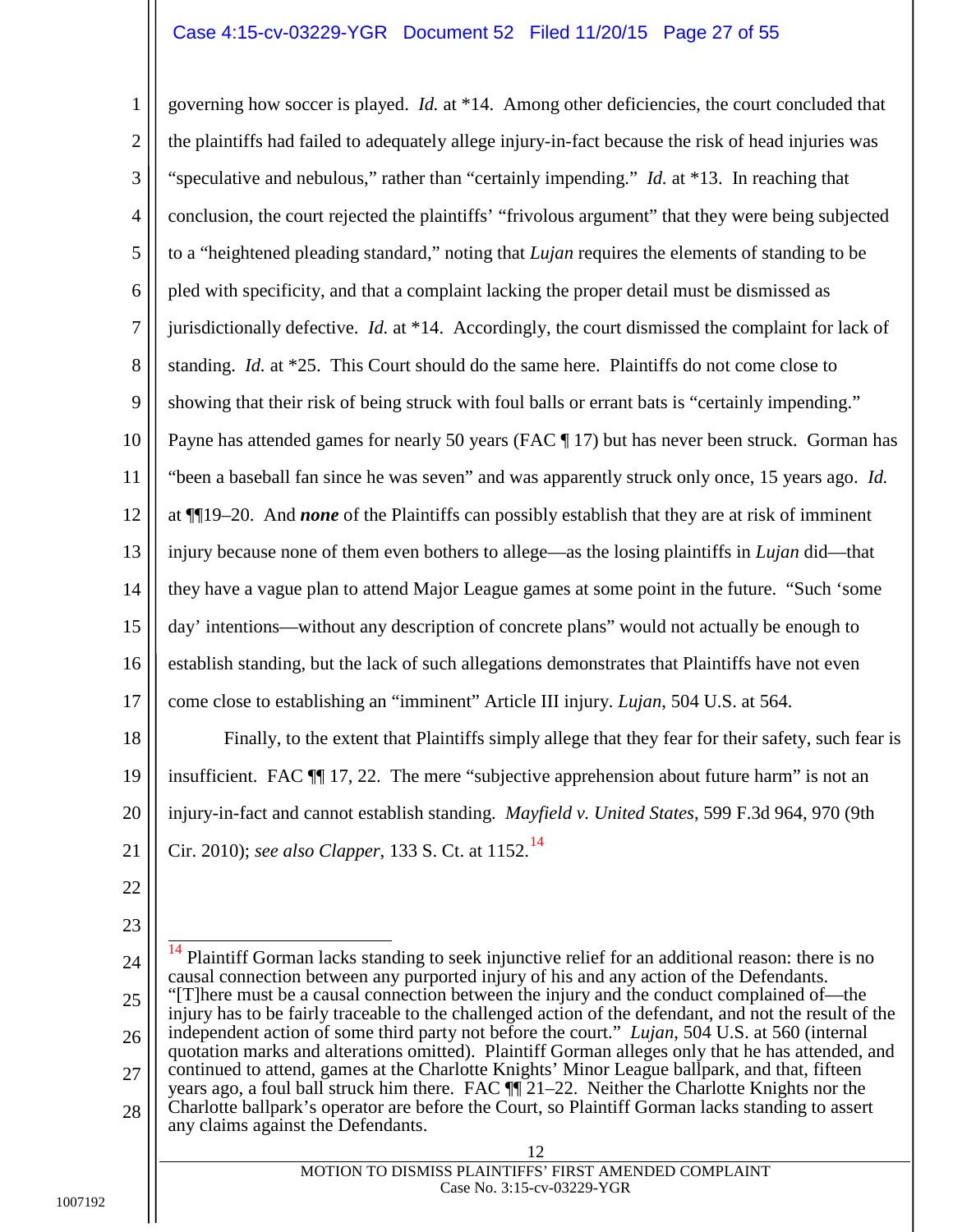governing how soccer is played. *Id.* at \*14. Among other deficiencies, the court concluded that the plaintiffs had failed to adequately allege injury-in-fact because the risk of head injuries was "speculative and nebulous," rather than "certainly impending." *Id.* at \*13. In reaching that conclusion, the court rejected the plaintiffs' "frivolous argument" that they were being subjected to a "heightened pleading standard," noting that *Lujan* requires the elements of standing to be pled with specificity, and that a complaint lacking the proper detail must be dismissed as jurisdictionally defective. *Id.* at \*14. Accordingly, the court dismissed the complaint for lack of standing. *Id.* at \*25. This Court should do the same here. Plaintiffs do not come close to showing that their risk of being struck with foul balls or errant bats is "certainly impending." Payne has attended games for nearly 50 years (FAC ¶ 17) but has never been struck. Gorman has "been a baseball fan since he was seven" and was apparently struck only once, 15 years ago. *Id.* at ¶¶19–20. And ***none*** of the Plaintiffs can possibly establish that they are at risk of imminent injury because none of them even bothers to allege—as the losing plaintiffs in *Lujan* did—that they have a vague plan to attend Major League games at some point in the future. "Such 'some day' intentions—without any description of concrete plans" would not actually be enough to establish standing, but the lack of such allegations demonstrates that Plaintiffs have not even come close to establishing an "imminent" Article III injury. *Lujan*, 504 U.S. at 564.

Finally, to the extent that Plaintiffs simply allege that they fear for their safety, such fear is insufficient. FAC ¶¶ 17, 22. The mere "subjective apprehension about future harm" is not an injury-in-fact and cannot establish standing. *Mayfield v. United States*, 599 F.3d 964, 970 (9th Cir. 2010); *see also Clapper*, 133 S. Ct. at 1152.[14]

---

[14] Plaintiff Gorman lacks standing to seek injunctive relief for an additional reason: there is no causal connection between any purported injury of his and any action of the Defendants. "[T]here must be a causal connection between the injury and the conduct complained of—the injury has to be fairly traceable to the challenged action of the defendant, and not the result of the independent action of some third party not before the court." *Lujan*, 504 U.S. at 560 (internal quotation marks and alterations omitted). Plaintiff Gorman alleges only that he has attended, and continued to attend, games at the Charlotte Knights' Minor League ballpark, and that, fifteen years ago, a foul ball struck him there. FAC ¶¶ 21–22. Neither the Charlotte Knights nor the Charlotte ballpark's operator are before the Court, so Plaintiff Gorman lacks standing to assert any claims against the Defendants.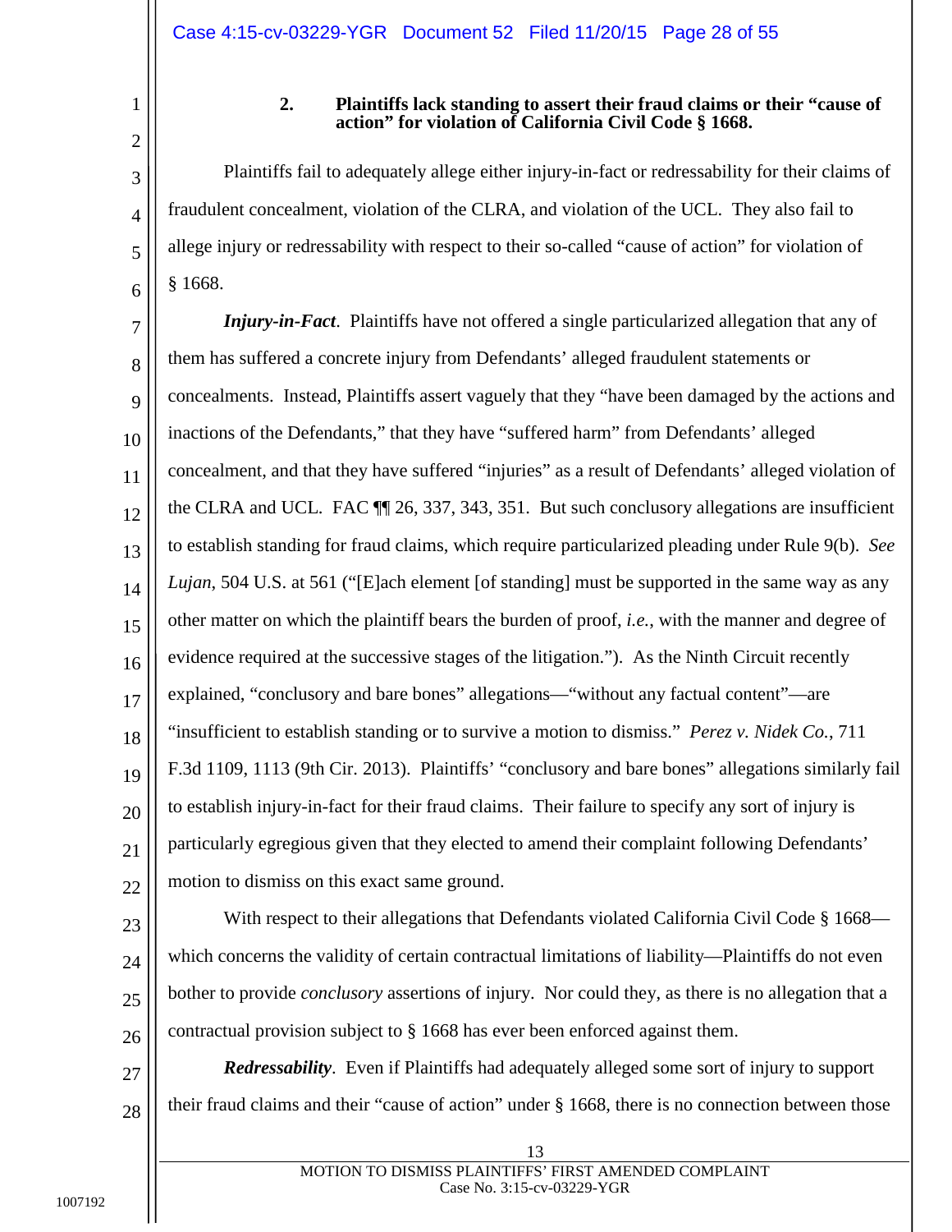### 2. Plaintiffs lack standing to assert their fraud claims or their "cause of action" for violation of California Civil Code § 1668.

Plaintiffs fail to adequately allege either injury-in-fact or redressability for their claims of fraudulent concealment, violation of the CLRA, and violation of the UCL. They also fail to allege injury or redressability with respect to their so-called "cause of action" for violation of § 1668.

***Injury-in-Fact***. Plaintiffs have not offered a single particularized allegation that any of them has suffered a concrete injury from Defendants' alleged fraudulent statements or concealments. Instead, Plaintiffs assert vaguely that they "have been damaged by the actions and inactions of the Defendants," that they have "suffered harm" from Defendants' alleged concealment, and that they have suffered "injuries" as a result of Defendants' alleged violation of the CLRA and UCL. FAC ¶¶ 26, 337, 343, 351. But such conclusory allegations are insufficient to establish standing for fraud claims, which require particularized pleading under Rule 9(b). *See Lujan*, 504 U.S. at 561 ("[E]ach element [of standing] must be supported in the same way as any other matter on which the plaintiff bears the burden of proof, *i.e.*, with the manner and degree of evidence required at the successive stages of the litigation."). As the Ninth Circuit recently explained, "conclusory and bare bones" allegations—"without any factual content"—are "insufficient to establish standing or to survive a motion to dismiss." *Perez v. Nidek Co.*, 711 F.3d 1109, 1113 (9th Cir. 2013). Plaintiffs' "conclusory and bare bones" allegations similarly fail to establish injury-in-fact for their fraud claims. Their failure to specify any sort of injury is particularly egregious given that they elected to amend their complaint following Defendants' motion to dismiss on this exact same ground.

With respect to their allegations that Defendants violated California Civil Code § 1668—which concerns the validity of certain contractual limitations of liability—Plaintiffs do not even bother to provide *conclusory* assertions of injury. Nor could they, as there is no allegation that a contractual provision subject to § 1668 has ever been enforced against them.

***Redressability***. Even if Plaintiffs had adequately alleged some sort of injury to support their fraud claims and their "cause of action" under § 1668, there is no connection between those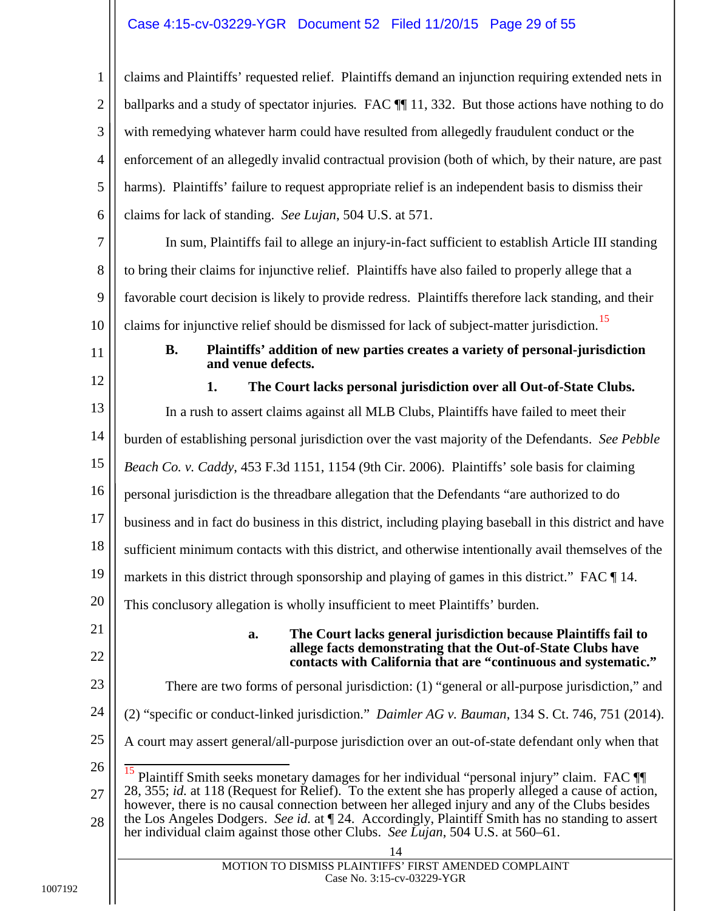claims and Plaintiffs' requested relief. Plaintiffs demand an injunction requiring extended nets in ballparks and a study of spectator injuries. FAC ¶¶ 11, 332. But those actions have nothing to do with remedying whatever harm could have resulted from allegedly fraudulent conduct or the enforcement of an allegedly invalid contractual provision (both of which, by their nature, are past harms). Plaintiffs' failure to request appropriate relief is an independent basis to dismiss their claims for lack of standing. *See Lujan*, 504 U.S. at 571.

In sum, Plaintiffs fail to allege an injury-in-fact sufficient to establish Article III standing to bring their claims for injunctive relief. Plaintiffs have also failed to properly allege that a favorable court decision is likely to provide redress. Plaintiffs therefore lack standing, and their claims for injunctive relief should be dismissed for lack of subject-matter jurisdiction.[15]

### B. Plaintiffs' addition of new parties creates a variety of personal-jurisdiction and venue defects.

#### 1. The Court lacks personal jurisdiction over all Out-of-State Clubs.

In a rush to assert claims against all MLB Clubs, Plaintiffs have failed to meet their burden of establishing personal jurisdiction over the vast majority of the Defendants. *See Pebble Beach Co. v. Caddy*, 453 F.3d 1151, 1154 (9th Cir. 2006). Plaintiffs' sole basis for claiming personal jurisdiction is the threadbare allegation that the Defendants "are authorized to do business and in fact do business in this district, including playing baseball in this district and have sufficient minimum contacts with this district, and otherwise intentionally avail themselves of the markets in this district through sponsorship and playing of games in this district." FAC ¶ 14. This conclusory allegation is wholly insufficient to meet Plaintiffs' burden.

##### a. The Court lacks general jurisdiction because Plaintiffs fail to allege facts demonstrating that the Out-of-State Clubs have contacts with California that are "continuous and systematic."

There are two forms of personal jurisdiction: (1) "general or all-purpose jurisdiction," and (2) "specific or conduct-linked jurisdiction." *Daimler AG v. Bauman*, 134 S. Ct. 746, 751 (2014). A court may assert general/all-purpose jurisdiction over an out-of-state defendant only when that

---

[15] Plaintiff Smith seeks monetary damages for her individual "personal injury" claim. FAC ¶¶ 28, 355; *id.* at 118 (Request for Relief). To the extent she has properly alleged a cause of action, however, there is no causal connection between her alleged injury and any of the Clubs besides the Los Angeles Dodgers. *See id.* at ¶ 24. Accordingly, Plaintiff Smith has no standing to assert her individual claim against those other Clubs. *See Lujan*, 504 U.S. at 560–61.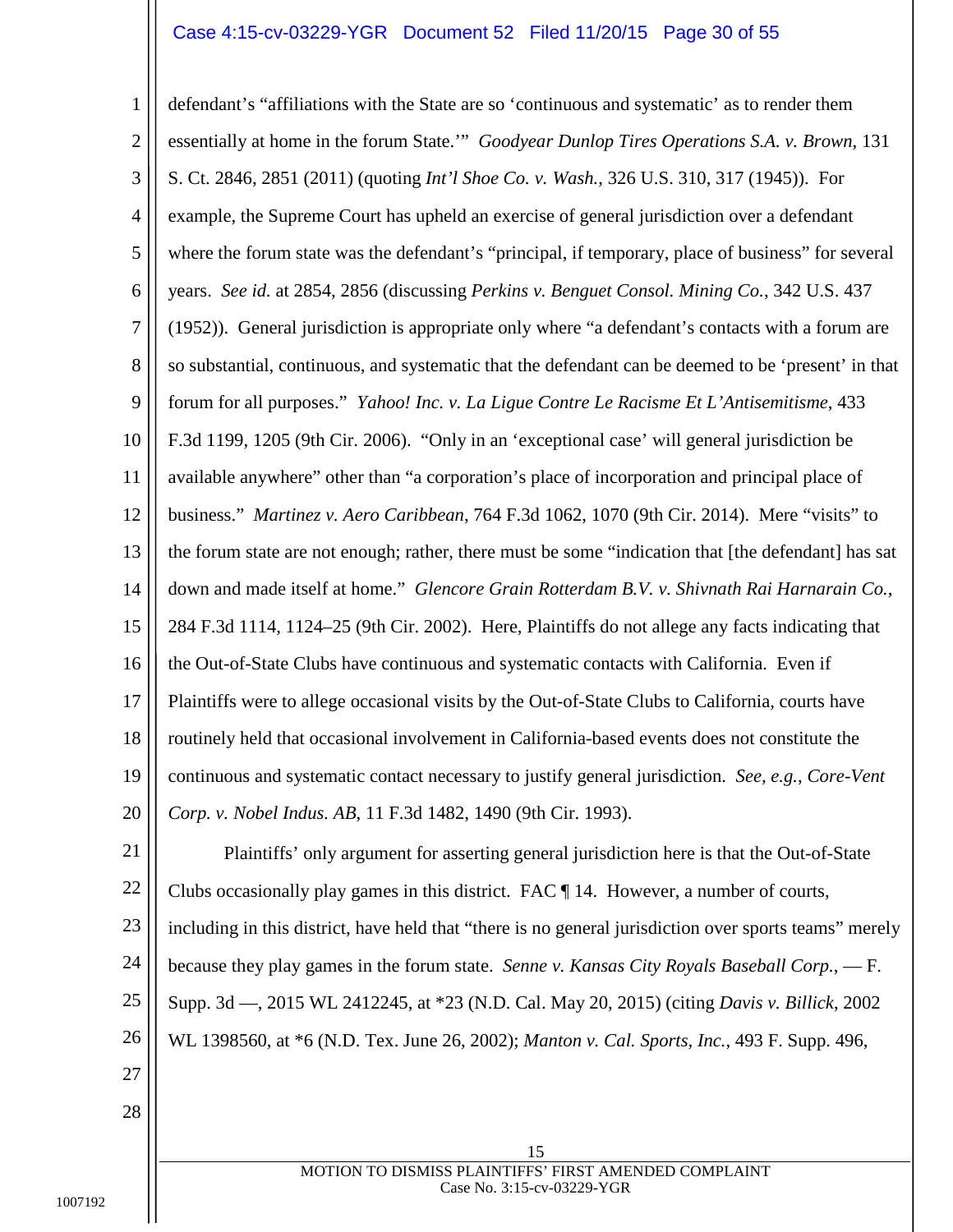defendant's "affiliations with the State are so 'continuous and systematic' as to render them essentially at home in the forum State.'" *Goodyear Dunlop Tires Operations S.A. v. Brown*, 131 S. Ct. 2846, 2851 (2011) (quoting *Int'l Shoe Co. v. Wash.*, 326 U.S. 310, 317 (1945)). For example, the Supreme Court has upheld an exercise of general jurisdiction over a defendant where the forum state was the defendant's "principal, if temporary, place of business" for several years. *See id.* at 2854, 2856 (discussing *Perkins v. Benguet Consol. Mining Co.*, 342 U.S. 437 (1952)). General jurisdiction is appropriate only where "a defendant's contacts with a forum are so substantial, continuous, and systematic that the defendant can be deemed to be 'present' in that forum for all purposes." *Yahoo! Inc. v. La Ligue Contre Le Racisme Et L'Antisemitisme*, 433 F.3d 1199, 1205 (9th Cir. 2006). "Only in an 'exceptional case' will general jurisdiction be available anywhere" other than "a corporation's place of incorporation and principal place of business." *Martinez v. Aero Caribbean*, 764 F.3d 1062, 1070 (9th Cir. 2014). Mere "visits" to the forum state are not enough; rather, there must be some "indication that [the defendant] has sat down and made itself at home." *Glencore Grain Rotterdam B.V. v. Shivnath Rai Harnarain Co.*, 284 F.3d 1114, 1124–25 (9th Cir. 2002). Here, Plaintiffs do not allege any facts indicating that the Out-of-State Clubs have continuous and systematic contacts with California. Even if Plaintiffs were to allege occasional visits by the Out-of-State Clubs to California, courts have routinely held that occasional involvement in California-based events does not constitute the continuous and systematic contact necessary to justify general jurisdiction. *See, e.g.*, *Core-Vent Corp. v. Nobel Indus. AB*, 11 F.3d 1482, 1490 (9th Cir. 1993).

Plaintiffs' only argument for asserting general jurisdiction here is that the Out-of-State Clubs occasionally play games in this district. FAC ¶ 14. However, a number of courts, including in this district, have held that "there is no general jurisdiction over sports teams" merely because they play games in the forum state. *Senne v. Kansas City Royals Baseball Corp.*, — F. Supp. 3d —, 2015 WL 2412245, at *23 (N.D. Cal. May 20, 2015) (citing *Davis v. Billick*, 2002 WL 1398560, at *6 (N.D. Tex. June 26, 2002); *Manton v. Cal. Sports, Inc.*, 493 F. Supp. 496,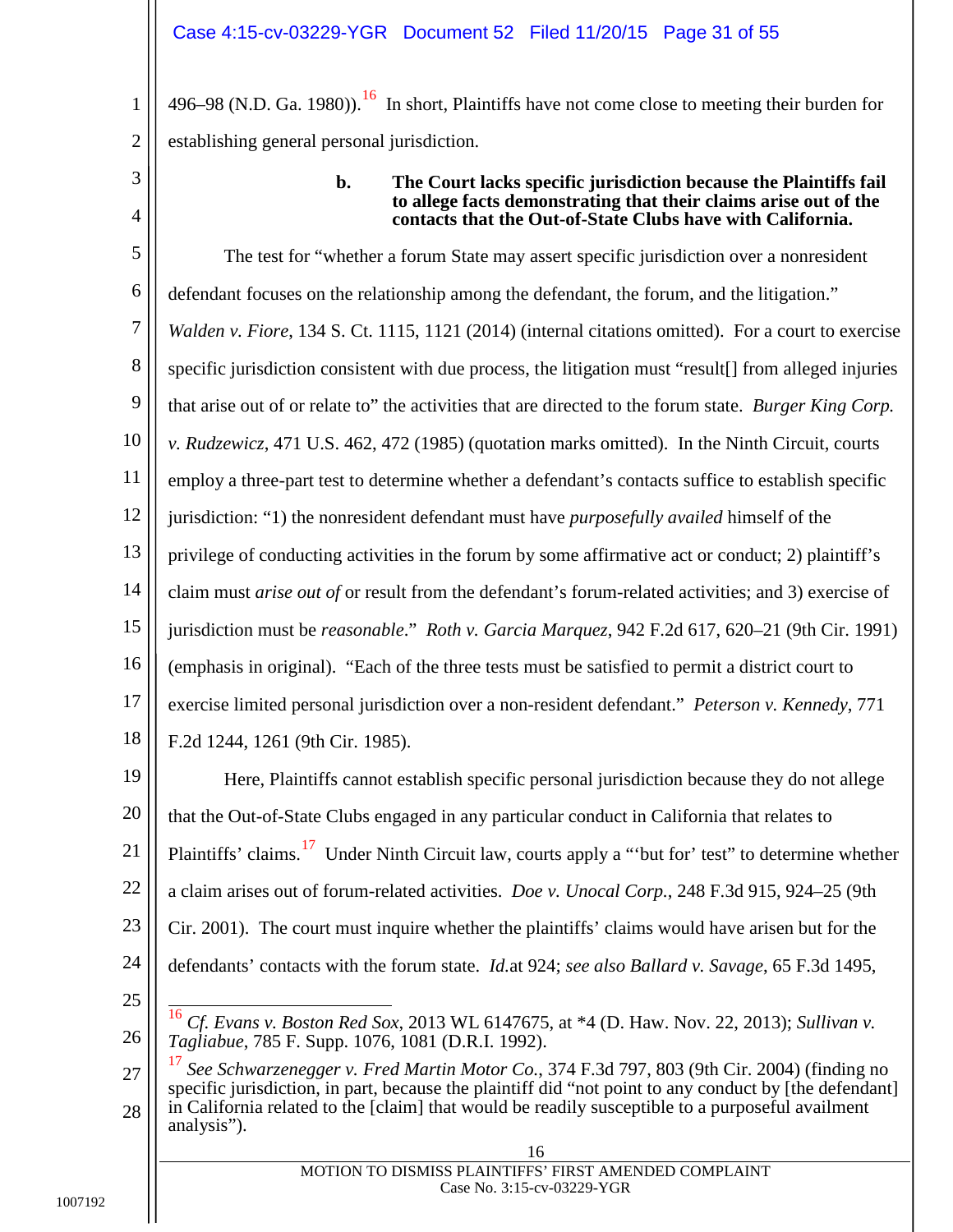496–98 (N.D. Ga. 1980)).[16] In short, Plaintiffs have not come close to meeting their burden for establishing general personal jurisdiction.

**b. The Court lacks specific jurisdiction because the Plaintiffs fail to allege facts demonstrating that their claims arise out of the contacts that the Out-of-State Clubs have with California.**

The test for "whether a forum State may assert specific jurisdiction over a nonresident defendant focuses on the relationship among the defendant, the forum, and the litigation." *Walden v. Fiore*, 134 S. Ct. 1115, 1121 (2014) (internal citations omitted). For a court to exercise specific jurisdiction consistent with due process, the litigation must "result[] from alleged injuries that arise out of or relate to" the activities that are directed to the forum state. *Burger King Corp. v. Rudzewicz*, 471 U.S. 462, 472 (1985) (quotation marks omitted). In the Ninth Circuit, courts employ a three-part test to determine whether a defendant's contacts suffice to establish specific jurisdiction: "1) the nonresident defendant must have *purposefully availed* himself of the privilege of conducting activities in the forum by some affirmative act or conduct; 2) plaintiff's claim must *arise out of* or result from the defendant's forum-related activities; and 3) exercise of jurisdiction must be *reasonable*." *Roth v. Garcia Marquez*, 942 F.2d 617, 620–21 (9th Cir. 1991) (emphasis in original). "Each of the three tests must be satisfied to permit a district court to exercise limited personal jurisdiction over a non-resident defendant." *Peterson v. Kennedy*, 771 F.2d 1244, 1261 (9th Cir. 1985).

Here, Plaintiffs cannot establish specific personal jurisdiction because they do not allege that the Out-of-State Clubs engaged in any particular conduct in California that relates to Plaintiffs' claims.[17] Under Ninth Circuit law, courts apply a "'but for' test" to determine whether a claim arises out of forum-related activities. *Doe v. Unocal Corp.*, 248 F.3d 915, 924–25 (9th Cir. 2001). The court must inquire whether the plaintiffs' claims would have arisen but for the defendants' contacts with the forum state. *Id.*at 924; *see also Ballard v. Savage*, 65 F.3d 1495,

---

[16] *Cf. Evans v. Boston Red Sox*, 2013 WL 6147675, at *4 (D. Haw. Nov. 22, 2013); *Sullivan v. Tagliabue*, 785 F. Supp. 1076, 1081 (D.R.I. 1992).

[17] *See Schwarzenegger v. Fred Martin Motor Co.*, 374 F.3d 797, 803 (9th Cir. 2004) (finding no specific jurisdiction, in part, because the plaintiff did "not point to any conduct by [the defendant] in California related to the [claim] that would be readily susceptible to a purposeful availment analysis").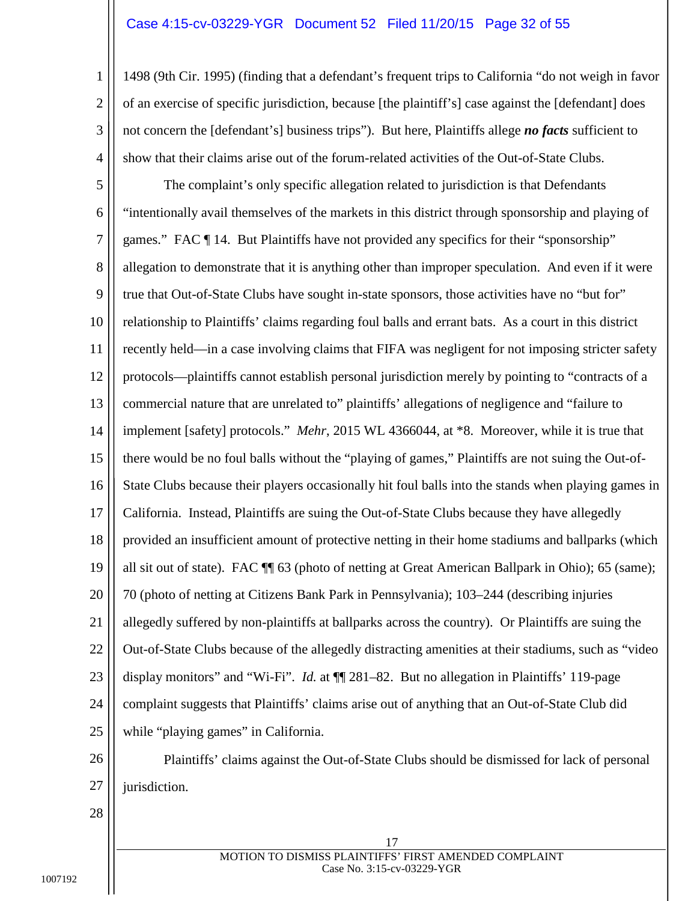1498 (9th Cir. 1995) (finding that a defendant's frequent trips to California "do not weigh in favor of an exercise of specific jurisdiction, because [the plaintiff's] case against the [defendant] does not concern the [defendant's] business trips"). But here, Plaintiffs allege ***no facts*** sufficient to show that their claims arise out of the forum-related activities of the Out-of-State Clubs.

The complaint's only specific allegation related to jurisdiction is that Defendants "intentionally avail themselves of the markets in this district through sponsorship and playing of games." FAC ¶ 14. But Plaintiffs have not provided any specifics for their "sponsorship" allegation to demonstrate that it is anything other than improper speculation. And even if it were true that Out-of-State Clubs have sought in-state sponsors, those activities have no "but for" relationship to Plaintiffs' claims regarding foul balls and errant bats. As a court in this district recently held—in a case involving claims that FIFA was negligent for not imposing stricter safety protocols—plaintiffs cannot establish personal jurisdiction merely by pointing to "contracts of a commercial nature that are unrelated to" plaintiffs' allegations of negligence and "failure to implement [safety] protocols." *Mehr*, 2015 WL 4366044, at *8. Moreover, while it is true that there would be no foul balls without the "playing of games," Plaintiffs are not suing the Out-of-State Clubs because their players occasionally hit foul balls into the stands when playing games in California. Instead, Plaintiffs are suing the Out-of-State Clubs because they have allegedly provided an insufficient amount of protective netting in their home stadiums and ballparks (which all sit out of state). FAC ¶¶ 63 (photo of netting at Great American Ballpark in Ohio); 65 (same); 70 (photo of netting at Citizens Bank Park in Pennsylvania); 103–244 (describing injuries allegedly suffered by non-plaintiffs at ballparks across the country). Or Plaintiffs are suing the Out-of-State Clubs because of the allegedly distracting amenities at their stadiums, such as "video display monitors" and "Wi-Fi". *Id.* at ¶¶ 281–82. But no allegation in Plaintiffs' 119-page complaint suggests that Plaintiffs' claims arise out of anything that an Out-of-State Club did while "playing games" in California.

Plaintiffs' claims against the Out-of-State Clubs should be dismissed for lack of personal jurisdiction.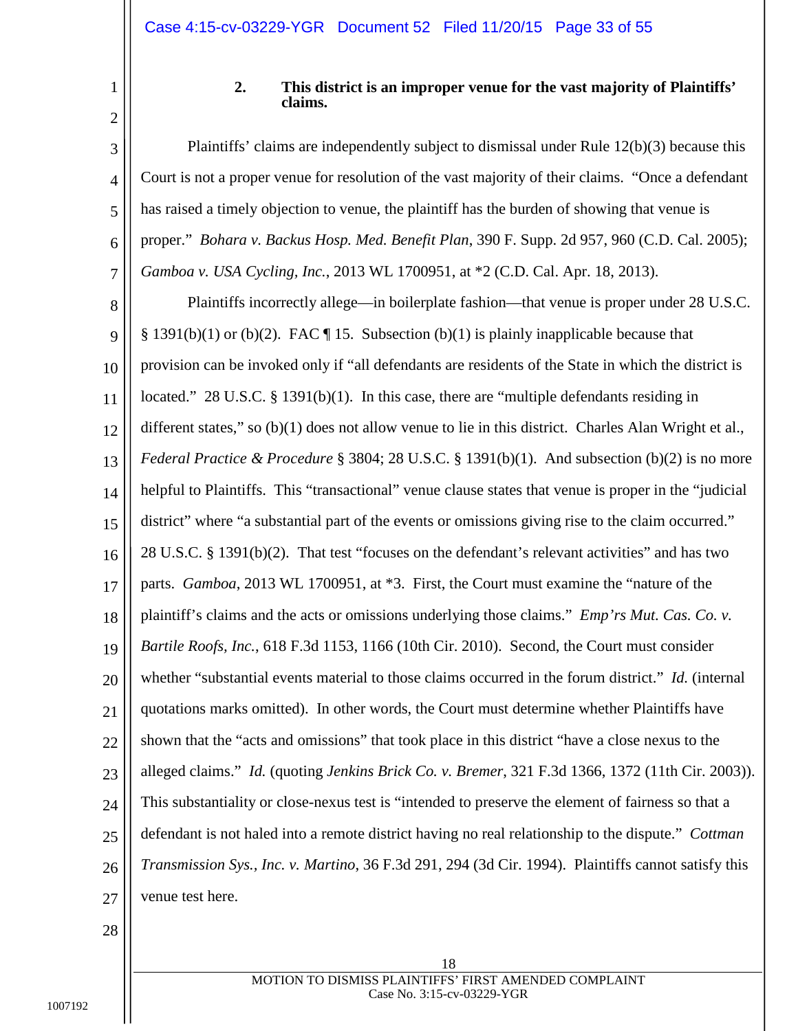### 2. This district is an improper venue for the vast majority of Plaintiffs' claims.

Plaintiffs' claims are independently subject to dismissal under Rule 12(b)(3) because this Court is not a proper venue for resolution of the vast majority of their claims. "Once a defendant has raised a timely objection to venue, the plaintiff has the burden of showing that venue is proper." *Bohara v. Backus Hosp. Med. Benefit Plan*, 390 F. Supp. 2d 957, 960 (C.D. Cal. 2005); *Gamboa v. USA Cycling, Inc.*, 2013 WL 1700951, at *2 (C.D. Cal. Apr. 18, 2013).

Plaintiffs incorrectly allege—in boilerplate fashion—that venue is proper under 28 U.S.C. § 1391(b)(1) or (b)(2). FAC ¶ 15. Subsection (b)(1) is plainly inapplicable because that provision can be invoked only if "all defendants are residents of the State in which the district is located." 28 U.S.C. § 1391(b)(1). In this case, there are "multiple defendants residing in different states," so (b)(1) does not allow venue to lie in this district. Charles Alan Wright et al., *Federal Practice & Procedure* § 3804; 28 U.S.C. § 1391(b)(1). And subsection (b)(2) is no more helpful to Plaintiffs. This "transactional" venue clause states that venue is proper in the "judicial district" where "a substantial part of the events or omissions giving rise to the claim occurred." 28 U.S.C. § 1391(b)(2). That test "focuses on the defendant's relevant activities" and has two parts. *Gamboa*, 2013 WL 1700951, at *3. First, the Court must examine the "nature of the plaintiff's claims and the acts or omissions underlying those claims." *Emp'rs Mut. Cas. Co. v. Bartile Roofs, Inc.*, 618 F.3d 1153, 1166 (10th Cir. 2010). Second, the Court must consider whether "substantial events material to those claims occurred in the forum district." *Id.* (internal quotations marks omitted). In other words, the Court must determine whether Plaintiffs have shown that the "acts and omissions" that took place in this district "have a close nexus to the alleged claims." *Id.* (quoting *Jenkins Brick Co. v. Bremer*, 321 F.3d 1366, 1372 (11th Cir. 2003)). This substantiality or close-nexus test is "intended to preserve the element of fairness so that a defendant is not haled into a remote district having no real relationship to the dispute." *Cottman Transmission Sys., Inc. v. Martino*, 36 F.3d 291, 294 (3d Cir. 1994). Plaintiffs cannot satisfy this venue test here.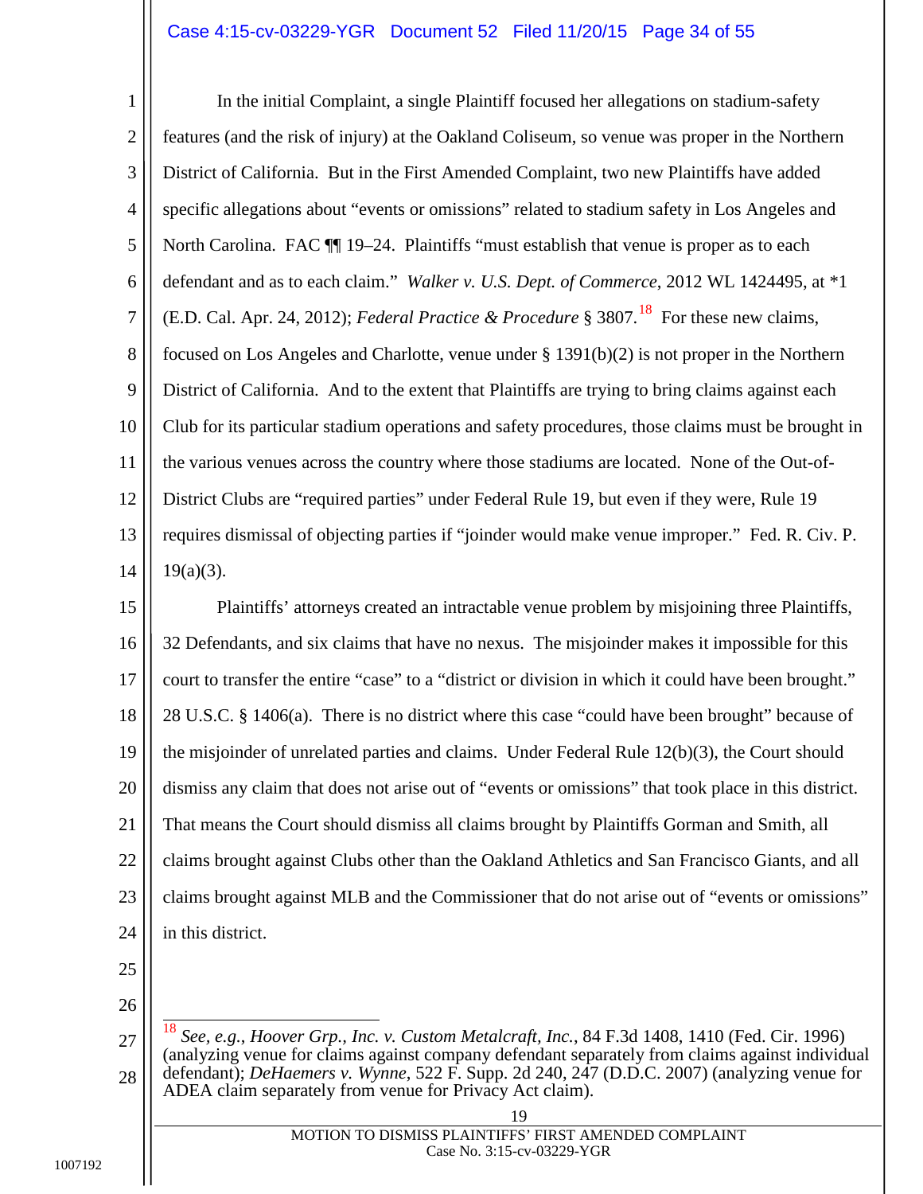In the initial Complaint, a single Plaintiff focused her allegations on stadium-safety features (and the risk of injury) at the Oakland Coliseum, so venue was proper in the Northern District of California. But in the First Amended Complaint, two new Plaintiffs have added specific allegations about "events or omissions" related to stadium safety in Los Angeles and North Carolina. FAC ¶¶ 19–24. Plaintiffs "must establish that venue is proper as to each defendant and as to each claim." *Walker v. U.S. Dept. of Commerce*, 2012 WL 1424495, at *1 (E.D. Cal. Apr. 24, 2012); *Federal Practice & Procedure* § 3807.[18] For these new claims, focused on Los Angeles and Charlotte, venue under § 1391(b)(2) is not proper in the Northern District of California. And to the extent that Plaintiffs are trying to bring claims against each Club for its particular stadium operations and safety procedures, those claims must be brought in the various venues across the country where those stadiums are located. None of the Out-of-District Clubs are "required parties" under Federal Rule 19, but even if they were, Rule 19 requires dismissal of objecting parties if "joinder would make venue improper." Fed. R. Civ. P. 19(a)(3).

Plaintiffs' attorneys created an intractable venue problem by misjoining three Plaintiffs, 32 Defendants, and six claims that have no nexus. The misjoinder makes it impossible for this court to transfer the entire "case" to a "district or division in which it could have been brought." 28 U.S.C. § 1406(a). There is no district where this case "could have been brought" because of the misjoinder of unrelated parties and claims. Under Federal Rule 12(b)(3), the Court should dismiss any claim that does not arise out of "events or omissions" that took place in this district. That means the Court should dismiss all claims brought by Plaintiffs Gorman and Smith, all claims brought against Clubs other than the Oakland Athletics and San Francisco Giants, and all claims brought against MLB and the Commissioner that do not arise out of "events or omissions" in this district.

---

[18] *See, e.g.*, *Hoover Grp., Inc. v. Custom Metalcraft, Inc.*, 84 F.3d 1408, 1410 (Fed. Cir. 1996) (analyzing venue for claims against company defendant separately from claims against individual defendant); *DeHaemers v. Wynne*, 522 F. Supp. 2d 240, 247 (D.D.C. 2007) (analyzing venue for ADEA claim separately from venue for Privacy Act claim).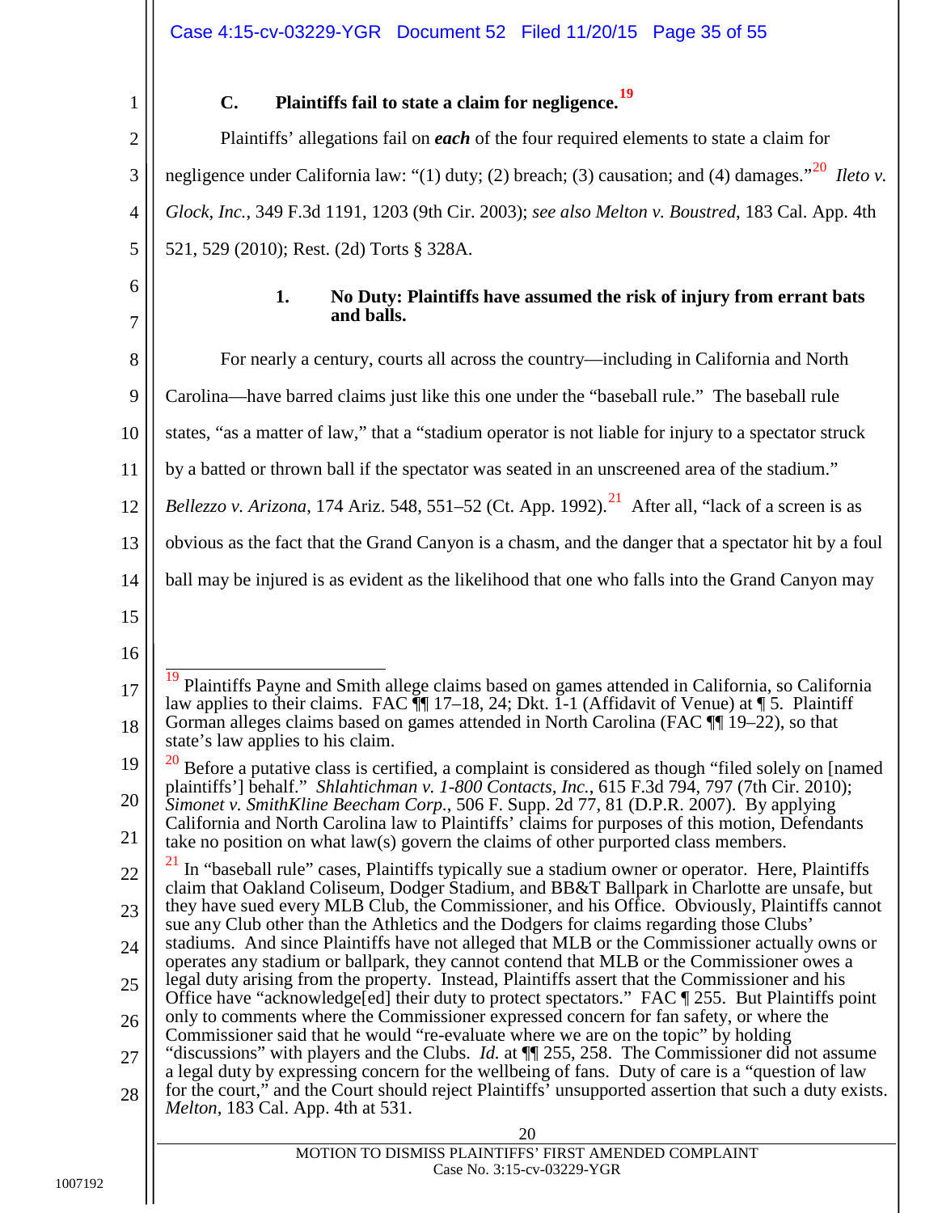### C. Plaintiffs fail to state a claim for negligence.[19]

Plaintiffs' allegations fail on ***each*** of the four required elements to state a claim for negligence under California law: "(1) duty; (2) breach; (3) causation; and (4) damages."[20] *Ileto v. Glock, Inc.*, 349 F.3d 1191, 1203 (9th Cir. 2003); *see also Melton v. Boustred*, 183 Cal. App. 4th 521, 529 (2010); Rest. (2d) Torts § 328A.

#### 1. No Duty: Plaintiffs have assumed the risk of injury from errant bats and balls.

For nearly a century, courts all across the country—including in California and North Carolina—have barred claims just like this one under the "baseball rule." The baseball rule states, "as a matter of law," that a "stadium operator is not liable for injury to a spectator struck by a batted or thrown ball if the spectator was seated in an unscreened area of the stadium." *Bellezzo v. Arizona*, 174 Ariz. 548, 551–52 (Ct. App. 1992).[21] After all, "lack of a screen is as obvious as the fact that the Grand Canyon is a chasm, and the danger that a spectator hit by a foul ball may be injured is as evident as the likelihood that one who falls into the Grand Canyon may

---

[19] Plaintiffs Payne and Smith allege claims based on games attended in California, so California law applies to their claims. FAC ¶¶ 17–18, 24; Dkt. 1-1 (Affidavit of Venue) at ¶ 5. Plaintiff Gorman alleges claims based on games attended in North Carolina (FAC ¶¶ 19–22), so that state's law applies to his claim.

[20] Before a putative class is certified, a complaint is considered as though "filed solely on [named plaintiffs'] behalf." *Shlahtichman v. 1-800 Contacts, Inc.*, 615 F.3d 794, 797 (7th Cir. 2010); *Simonet v. SmithKline Beecham Corp.*, 506 F. Supp. 2d 77, 81 (D.P.R. 2007). By applying California and North Carolina law to Plaintiffs' claims for purposes of this motion, Defendants take no position on what law(s) govern the claims of other purported class members.

[21] In "baseball rule" cases, Plaintiffs typically sue a stadium owner or operator. Here, Plaintiffs claim that Oakland Coliseum, Dodger Stadium, and BB&T Ballpark in Charlotte are unsafe, but they have sued every MLB Club, the Commissioner, and his Office. Obviously, Plaintiffs cannot sue any Club other than the Athletics and the Dodgers for claims regarding those Clubs' stadiums. And since Plaintiffs have not alleged that MLB or the Commissioner actually owns or operates any stadium or ballpark, they cannot contend that MLB or the Commissioner owes a legal duty arising from the property. Instead, Plaintiffs assert that the Commissioner and his Office have "acknowledge[ed] their duty to protect spectators." FAC ¶ 255. But Plaintiffs point only to comments where the Commissioner expressed concern for fan safety, or where the Commissioner said that he would "re-evaluate where we are on the topic" by holding "discussions" with players and the Clubs. *Id.* at ¶¶ 255, 258. The Commissioner did not assume a legal duty by expressing concern for the wellbeing of fans. Duty of care is a "question of law for the court," and the Court should reject Plaintiffs' unsupported assertion that such a duty exists. *Melton*, 183 Cal. App. 4th at 531.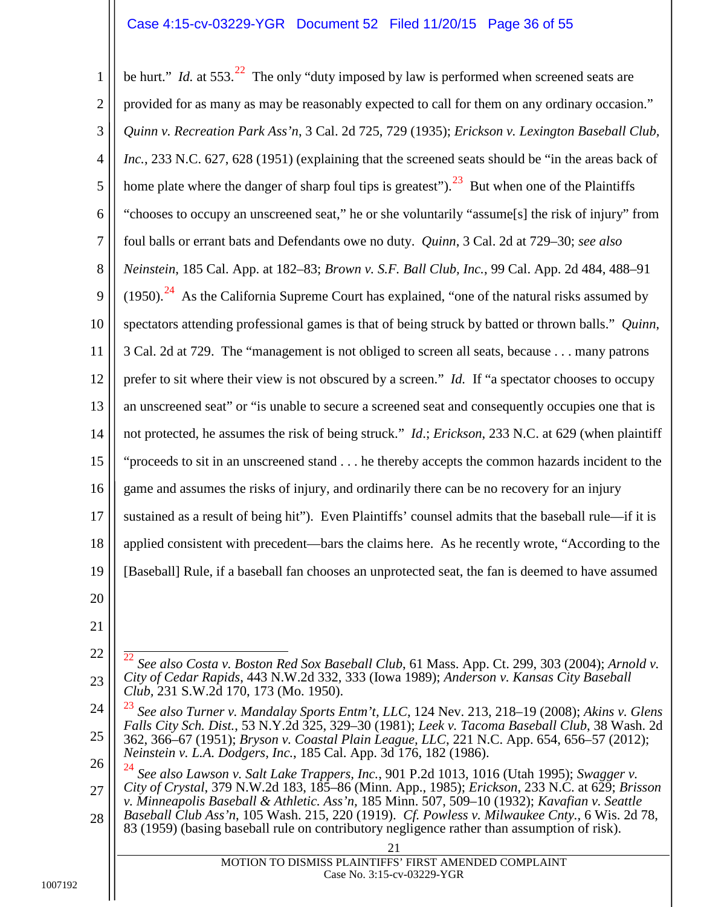be hurt." *Id.* at 553.[22] The only "duty imposed by law is performed when screened seats are provided for as many as may be reasonably expected to call for them on any ordinary occasion." *Quinn v. Recreation Park Ass'n*, 3 Cal. 2d 725, 729 (1935); *Erickson v. Lexington Baseball Club, Inc.*, 233 N.C. 627, 628 (1951) (explaining that the screened seats should be "in the areas back of home plate where the danger of sharp foul tips is greatest").[23] But when one of the Plaintiffs "chooses to occupy an unscreened seat," he or she voluntarily "assume[s] the risk of injury" from foul balls or errant bats and Defendants owe no duty. *Quinn*, 3 Cal. 2d at 729–30; *see also Neinstein*, 185 Cal. App. at 182–83; *Brown v. S.F. Ball Club, Inc.*, 99 Cal. App. 2d 484, 488–91 (1950).[24] As the California Supreme Court has explained, "one of the natural risks assumed by spectators attending professional games is that of being struck by batted or thrown balls." *Quinn*, 3 Cal. 2d at 729. The "management is not obliged to screen all seats, because . . . many patrons prefer to sit where their view is not obscured by a screen." *Id.* If "a spectator chooses to occupy an unscreened seat" or "is unable to secure a screened seat and consequently occupies one that is not protected, he assumes the risk of being struck." *Id.*; *Erickson*, 233 N.C. at 629 (when plaintiff "proceeds to sit in an unscreened stand . . . he thereby accepts the common hazards incident to the game and assumes the risks of injury, and ordinarily there can be no recovery for an injury sustained as a result of being hit"). Even Plaintiffs' counsel admits that the baseball rule—if it is applied consistent with precedent—bars the claims here. As he recently wrote, "According to the [Baseball] Rule, if a baseball fan chooses an unprotected seat, the fan is deemed to have assumed

---

[22] *See also Costa v. Boston Red Sox Baseball Club*, 61 Mass. App. Ct. 299, 303 (2004); *Arnold v. City of Cedar Rapids*, 443 N.W.2d 332, 333 (Iowa 1989); *Anderson v. Kansas City Baseball Club*, 231 S.W.2d 170, 173 (Mo. 1950).

[23] *See also Turner v. Mandalay Sports Entm't, LLC*, 124 Nev. 213, 218–19 (2008); *Akins v. Glens Falls City Sch. Dist.*, 53 N.Y.2d 325, 329–30 (1981); *Leek v. Tacoma Baseball Club*, 38 Wash. 2d 362, 366–67 (1951); *Bryson v. Coastal Plain League, LLC*, 221 N.C. App. 654, 656–57 (2012); *Neinstein v. L.A. Dodgers, Inc.*, 185 Cal. App. 3d 176, 182 (1986).

[24] *See also Lawson v. Salt Lake Trappers, Inc.*, 901 P.2d 1013, 1016 (Utah 1995); *Swagger v. City of Crystal*, 379 N.W.2d 183, 185–86 (Minn. App., 1985); *Erickson*, 233 N.C. at 629; *Brisson v. Minneapolis Baseball & Athletic. Ass'n*, 185 Minn. 507, 509–10 (1932); *Kavafian v. Seattle Baseball Club Ass'n*, 105 Wash. 215, 220 (1919). *Cf. Powless v. Milwaukee Cnty.*, 6 Wis. 2d 78, 83 (1959) (basing baseball rule on contributory negligence rather than assumption of risk).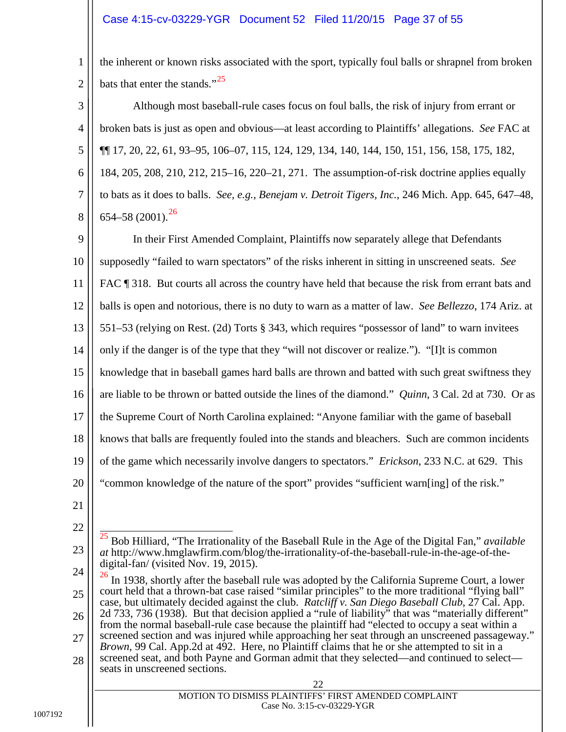the inherent or known risks associated with the sport, typically foul balls or shrapnel from broken bats that enter the stands."[25]

Although most baseball-rule cases focus on foul balls, the risk of injury from errant or broken bats is just as open and obvious—at least according to Plaintiffs' allegations. *See* FAC at ¶¶ 17, 20, 22, 61, 93–95, 106–07, 115, 124, 129, 134, 140, 144, 150, 151, 156, 158, 175, 182, 184, 205, 208, 210, 212, 215–16, 220–21, 271. The assumption-of-risk doctrine applies equally to bats as it does to balls. *See, e.g.*, *Benejam v. Detroit Tigers, Inc.*, 246 Mich. App. 645, 647–48, 654–58 (2001).[26]

In their First Amended Complaint, Plaintiffs now separately allege that Defendants supposedly "failed to warn spectators" of the risks inherent in sitting in unscreened seats. *See* FAC ¶ 318. But courts all across the country have held that because the risk from errant bats and balls is open and notorious, there is no duty to warn as a matter of law. *See Bellezzo*, 174 Ariz. at 551–53 (relying on Rest. (2d) Torts § 343, which requires "possessor of land" to warn invitees only if the danger is of the type that they "will not discover or realize."). "[I]t is common knowledge that in baseball games hard balls are thrown and batted with such great swiftness they are liable to be thrown or batted outside the lines of the diamond." *Quinn*, 3 Cal. 2d at 730. Or as the Supreme Court of North Carolina explained: "Anyone familiar with the game of baseball knows that balls are frequently fouled into the stands and bleachers. Such are common incidents of the game which necessarily involve dangers to spectators." *Erickson*, 233 N.C. at 629. This "common knowledge of the nature of the sport" provides "sufficient warn[ing] of the risk."

---

[25] Bob Hilliard, "The Irrationality of the Baseball Rule in the Age of the Digital Fan," *available at* http://www.hmglawfirm.com/blog/the-irrationality-of-the-baseball-rule-in-the-age-of-the-digital-fan/ (visited Nov. 19, 2015).

[26] In 1938, shortly after the baseball rule was adopted by the California Supreme Court, a lower court held that a thrown-bat case raised "similar principles" to the more traditional "flying ball" case, but ultimately decided against the club. *Ratcliff v. San Diego Baseball Club*, 27 Cal. App. 2d 733, 736 (1938). But that decision applied a "rule of liability" that was "materially different" from the normal baseball-rule case because the plaintiff had "elected to occupy a seat within a screened section and was injured while approaching her seat through an unscreened passageway." *Brown*, 99 Cal. App.2d at 492. Here, no Plaintiff claims that he or she attempted to sit in a screened seat, and both Payne and Gorman admit that they selected—and continued to select—seats in unscreened sections.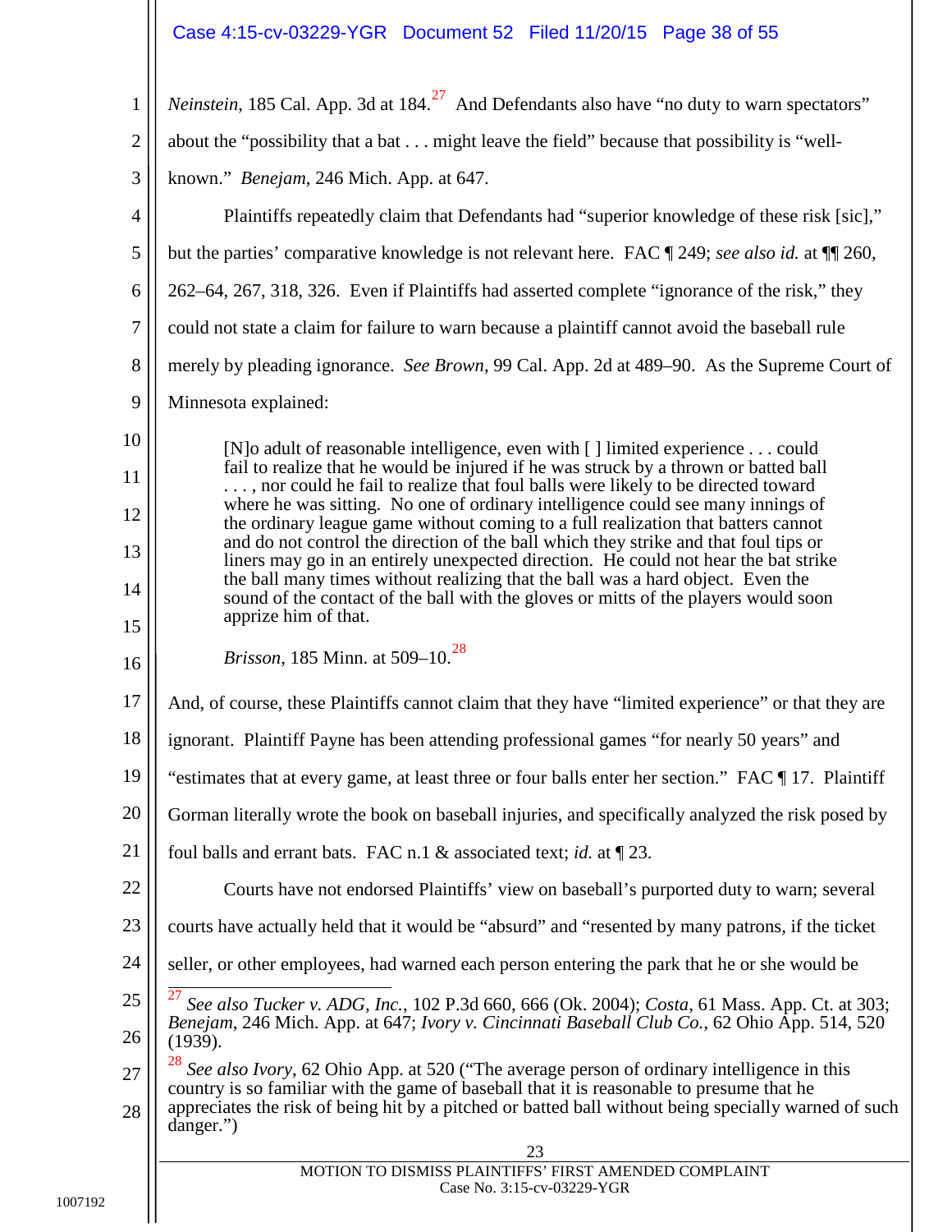*Neinstein*, 185 Cal. App. 3d at 184.[27] And Defendants also have "no duty to warn spectators" about the "possibility that a bat . . . might leave the field" because that possibility is "well-known." *Benejam*, 246 Mich. App. at 647.

Plaintiffs repeatedly claim that Defendants had "superior knowledge of these risk [sic]," but the parties' comparative knowledge is not relevant here. FAC ¶ 249; *see also id.* at ¶¶ 260, 262–64, 267, 318, 326. Even if Plaintiffs had asserted complete "ignorance of the risk," they could not state a claim for failure to warn because a plaintiff cannot avoid the baseball rule merely by pleading ignorance. *See Brown*, 99 Cal. App. 2d at 489–90. As the Supreme Court of Minnesota explained:

> [N]o adult of reasonable intelligence, even with [ ] limited experience . . . could fail to realize that he would be injured if he was struck by a thrown or batted ball . . . , nor could he fail to realize that foul balls were likely to be directed toward where he was sitting. No one of ordinary intelligence could see many innings of the ordinary league game without coming to a full realization that batters cannot and do not control the direction of the ball which they strike and that foul tips or liners may go in an entirely unexpected direction. He could not hear the bat strike the ball many times without realizing that the ball was a hard object. Even the sound of the contact of the ball with the gloves or mitts of the players would soon apprize him of that.
>
> *Brisson*, 185 Minn. at 509–10.[28]

And, of course, these Plaintiffs cannot claim that they have "limited experience" or that they are ignorant. Plaintiff Payne has been attending professional games "for nearly 50 years" and "estimates that at every game, at least three or four balls enter her section." FAC ¶ 17. Plaintiff Gorman literally wrote the book on baseball injuries, and specifically analyzed the risk posed by foul balls and errant bats. FAC n.1 & associated text; *id.* at ¶ 23.

Courts have not endorsed Plaintiffs' view on baseball's purported duty to warn; several courts have actually held that it would be "absurd" and "resented by many patrons, if the ticket seller, or other employees, had warned each person entering the park that he or she would be

---

[27] *See also Tucker v. ADG, Inc.*, 102 P.3d 660, 666 (Ok. 2004); *Costa*, 61 Mass. App. Ct. at 303; *Benejam*, 246 Mich. App. at 647; *Ivory v. Cincinnati Baseball Club Co.*, 62 Ohio App. 514, 520 (1939).

[28] *See also Ivory*, 62 Ohio App. at 520 ("The average person of ordinary intelligence in this country is so familiar with the game of baseball that it is reasonable to presume that he appreciates the risk of being hit by a pitched or batted ball without being specially warned of such danger.")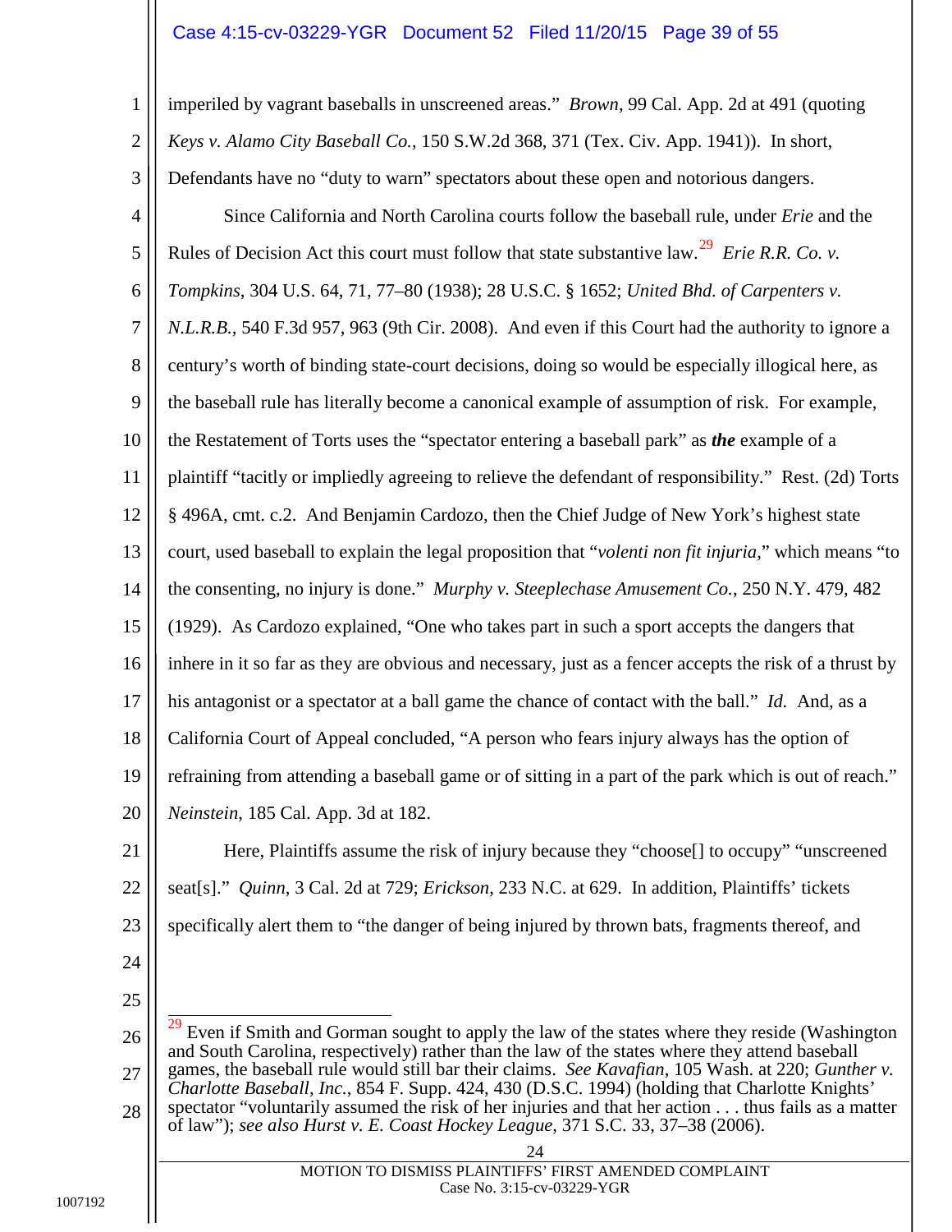imperiled by vagrant baseballs in unscreened areas." *Brown*, 99 Cal. App. 2d at 491 (quoting *Keys v. Alamo City Baseball Co.*, 150 S.W.2d 368, 371 (Tex. Civ. App. 1941)). In short, Defendants have no "duty to warn" spectators about these open and notorious dangers.

Since California and North Carolina courts follow the baseball rule, under *Erie* and the Rules of Decision Act this court must follow that state substantive law.[29] *Erie R.R. Co. v. Tompkins*, 304 U.S. 64, 71, 77–80 (1938); 28 U.S.C. § 1652; *United Bhd. of Carpenters v. N.L.R.B.*, 540 F.3d 957, 963 (9th Cir. 2008). And even if this Court had the authority to ignore a century's worth of binding state-court decisions, doing so would be especially illogical here, as the baseball rule has literally become a canonical example of assumption of risk. For example, the Restatement of Torts uses the "spectator entering a baseball park" as ***the*** example of a plaintiff "tacitly or impliedly agreeing to relieve the defendant of responsibility." Rest. (2d) Torts § 496A, cmt. c.2. And Benjamin Cardozo, then the Chief Judge of New York's highest state court, used baseball to explain the legal proposition that "*volenti non fit injuria*," which means "to the consenting, no injury is done." *Murphy v. Steeplechase Amusement Co.*, 250 N.Y. 479, 482 (1929). As Cardozo explained, "One who takes part in such a sport accepts the dangers that inhere in it so far as they are obvious and necessary, just as a fencer accepts the risk of a thrust by his antagonist or a spectator at a ball game the chance of contact with the ball." *Id.* And, as a California Court of Appeal concluded, "A person who fears injury always has the option of refraining from attending a baseball game or of sitting in a part of the park which is out of reach." *Neinstein*, 185 Cal. App. 3d at 182.

Here, Plaintiffs assume the risk of injury because they "choose[] to occupy" "unscreened seat[s]." *Quinn*, 3 Cal. 2d at 729; *Erickson*, 233 N.C. at 629. In addition, Plaintiffs' tickets specifically alert them to "the danger of being injured by thrown bats, fragments thereof, and

---

[29] Even if Smith and Gorman sought to apply the law of the states where they reside (Washington and South Carolina, respectively) rather than the law of the states where they attend baseball games, the baseball rule would still bar their claims. *See Kavafian*, 105 Wash. at 220; *Gunther v. Charlotte Baseball, Inc.*, 854 F. Supp. 424, 430 (D.S.C. 1994) (holding that Charlotte Knights' spectator "voluntarily assumed the risk of her injuries and that her action . . . thus fails as a matter of law"); *see also Hurst v. E. Coast Hockey League*, 371 S.C. 33, 37–38 (2006).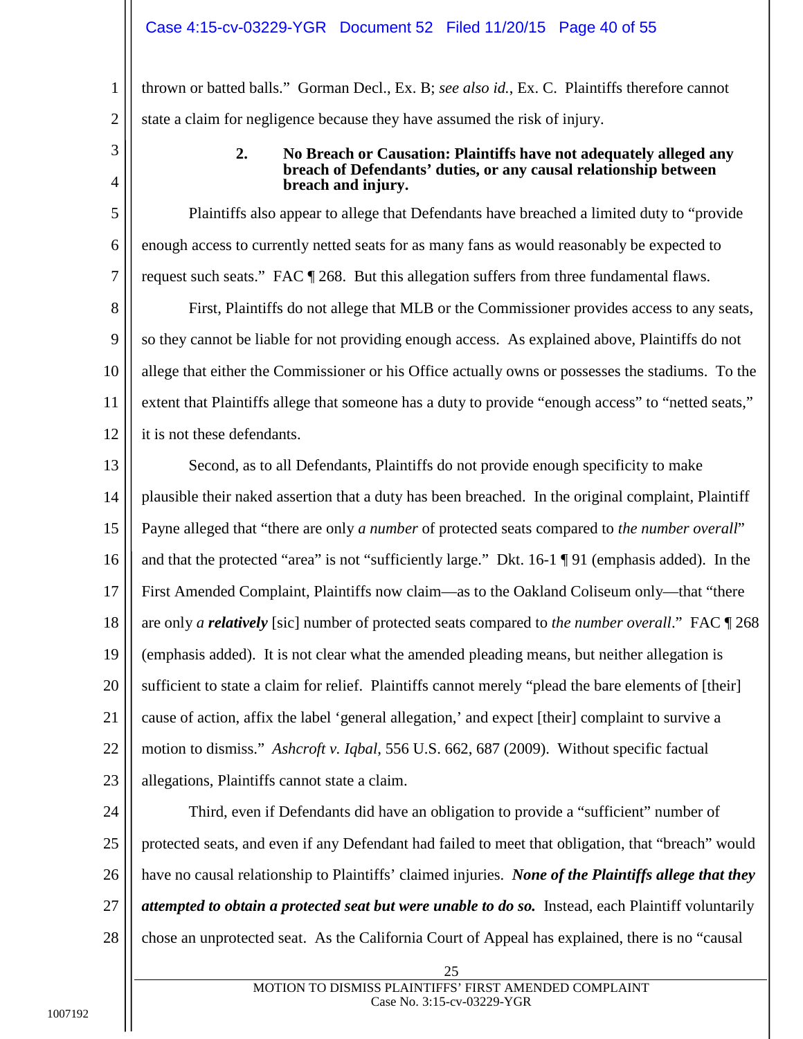thrown or batted balls." Gorman Decl., Ex. B; *see also id.*, Ex. C. Plaintiffs therefore cannot state a claim for negligence because they have assumed the risk of injury.

**2. No Breach or Causation: Plaintiffs have not adequately alleged any breach of Defendants' duties, or any causal relationship between breach and injury.**

Plaintiffs also appear to allege that Defendants have breached a limited duty to "provide enough access to currently netted seats for as many fans as would reasonably be expected to request such seats." FAC ¶ 268. But this allegation suffers from three fundamental flaws.

First, Plaintiffs do not allege that MLB or the Commissioner provides access to any seats, so they cannot be liable for not providing enough access. As explained above, Plaintiffs do not allege that either the Commissioner or his Office actually owns or possesses the stadiums. To the extent that Plaintiffs allege that someone has a duty to provide "enough access" to "netted seats," it is not these defendants.

Second, as to all Defendants, Plaintiffs do not provide enough specificity to make plausible their naked assertion that a duty has been breached. In the original complaint, Plaintiff Payne alleged that "there are only *a number* of protected seats compared to *the number overall*" and that the protected "area" is not "sufficiently large." Dkt. 16-1 ¶ 91 (emphasis added). In the First Amended Complaint, Plaintiffs now claim—as to the Oakland Coliseum only—that "there are only *a **relatively*** [sic] number of protected seats compared to *the number overall*." FAC ¶ 268 (emphasis added). It is not clear what the amended pleading means, but neither allegation is sufficient to state a claim for relief. Plaintiffs cannot merely "plead the bare elements of [their] cause of action, affix the label 'general allegation,' and expect [their] complaint to survive a motion to dismiss." *Ashcroft v. Iqbal*, 556 U.S. 662, 687 (2009). Without specific factual allegations, Plaintiffs cannot state a claim.

Third, even if Defendants did have an obligation to provide a "sufficient" number of protected seats, and even if any Defendant had failed to meet that obligation, that "breach" would have no causal relationship to Plaintiffs' claimed injuries. ***None of the Plaintiffs allege that they attempted to obtain a protected seat but were unable to do so.*** Instead, each Plaintiff voluntarily chose an unprotected seat. As the California Court of Appeal has explained, there is no "causal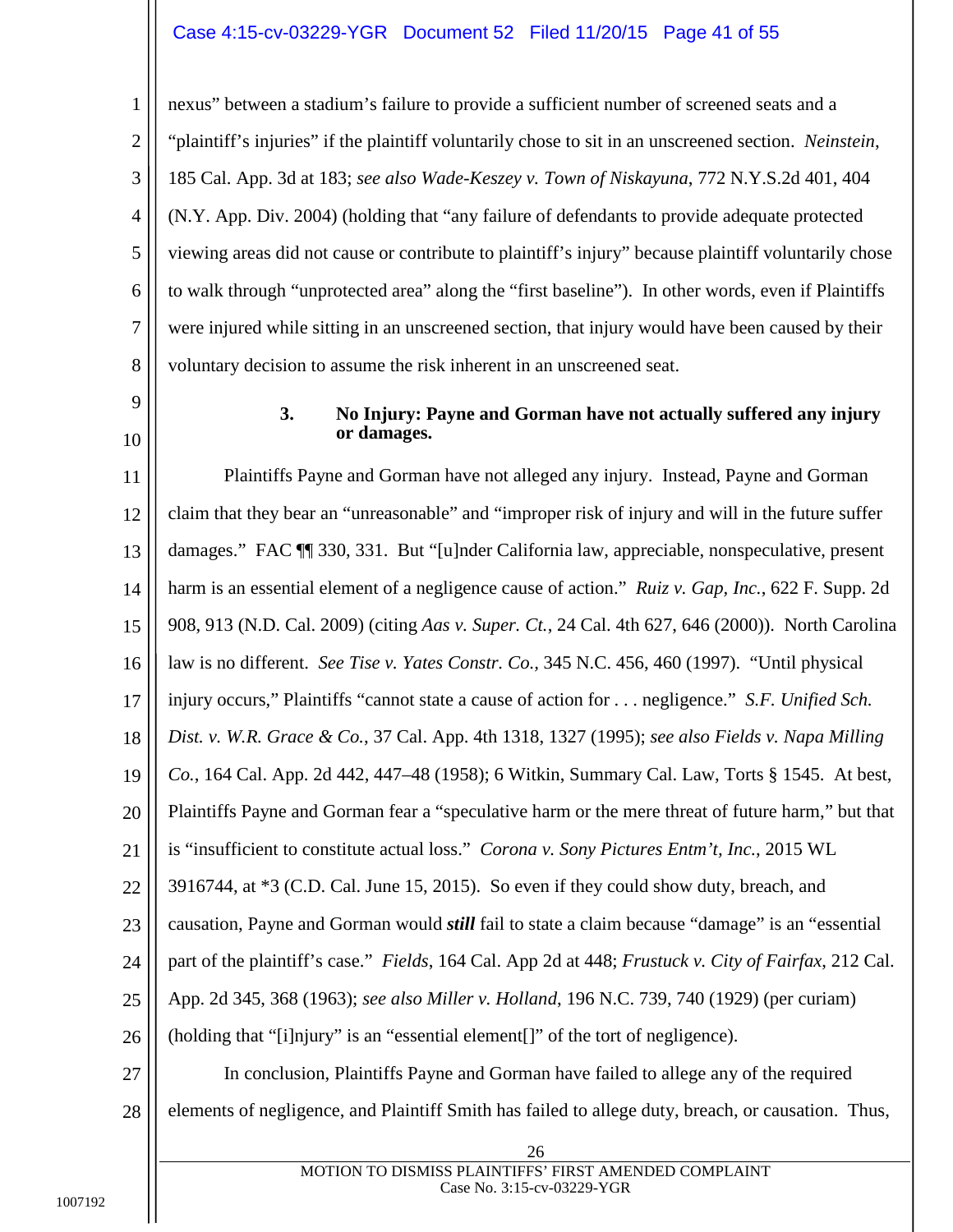nexus" between a stadium's failure to provide a sufficient number of screened seats and a "plaintiff's injuries" if the plaintiff voluntarily chose to sit in an unscreened section. *Neinstein*, 185 Cal. App. 3d at 183; *see also Wade-Keszey v. Town of Niskayuna*, 772 N.Y.S.2d 401, 404 (N.Y. App. Div. 2004) (holding that "any failure of defendants to provide adequate protected viewing areas did not cause or contribute to plaintiff's injury" because plaintiff voluntarily chose to walk through "unprotected area" along the "first baseline"). In other words, even if Plaintiffs were injured while sitting in an unscreened section, that injury would have been caused by their voluntary decision to assume the risk inherent in an unscreened seat.

### 3. No Injury: Payne and Gorman have not actually suffered any injury or damages.

Plaintiffs Payne and Gorman have not alleged any injury. Instead, Payne and Gorman claim that they bear an "unreasonable" and "improper risk of injury and will in the future suffer damages." FAC ¶¶ 330, 331. But "[u]nder California law, appreciable, nonspeculative, present harm is an essential element of a negligence cause of action." *Ruiz v. Gap, Inc.*, 622 F. Supp. 2d 908, 913 (N.D. Cal. 2009) (citing *Aas v. Super. Ct.*, 24 Cal. 4th 627, 646 (2000)). North Carolina law is no different. *See Tise v. Yates Constr. Co.*, 345 N.C. 456, 460 (1997). "Until physical injury occurs," Plaintiffs "cannot state a cause of action for . . . negligence." *S.F. Unified Sch. Dist. v. W.R. Grace & Co.*, 37 Cal. App. 4th 1318, 1327 (1995); *see also Fields v. Napa Milling Co.*, 164 Cal. App. 2d 442, 447–48 (1958); 6 Witkin, Summary Cal. Law, Torts § 1545. At best, Plaintiffs Payne and Gorman fear a "speculative harm or the mere threat of future harm," but that is "insufficient to constitute actual loss." *Corona v. Sony Pictures Entm't, Inc.*, 2015 WL 3916744, at *3 (C.D. Cal. June 15, 2015). So even if they could show duty, breach, and causation, Payne and Gorman would ***still*** fail to state a claim because "damage" is an "essential part of the plaintiff's case." *Fields*, 164 Cal. App 2d at 448; *Frustuck v. City of Fairfax*, 212 Cal. App. 2d 345, 368 (1963); *see also Miller v. Holland*, 196 N.C. 739, 740 (1929) (per curiam) (holding that "[i]njury" is an "essential element[]" of the tort of negligence).

In conclusion, Plaintiffs Payne and Gorman have failed to allege any of the required elements of negligence, and Plaintiff Smith has failed to allege duty, breach, or causation. Thus,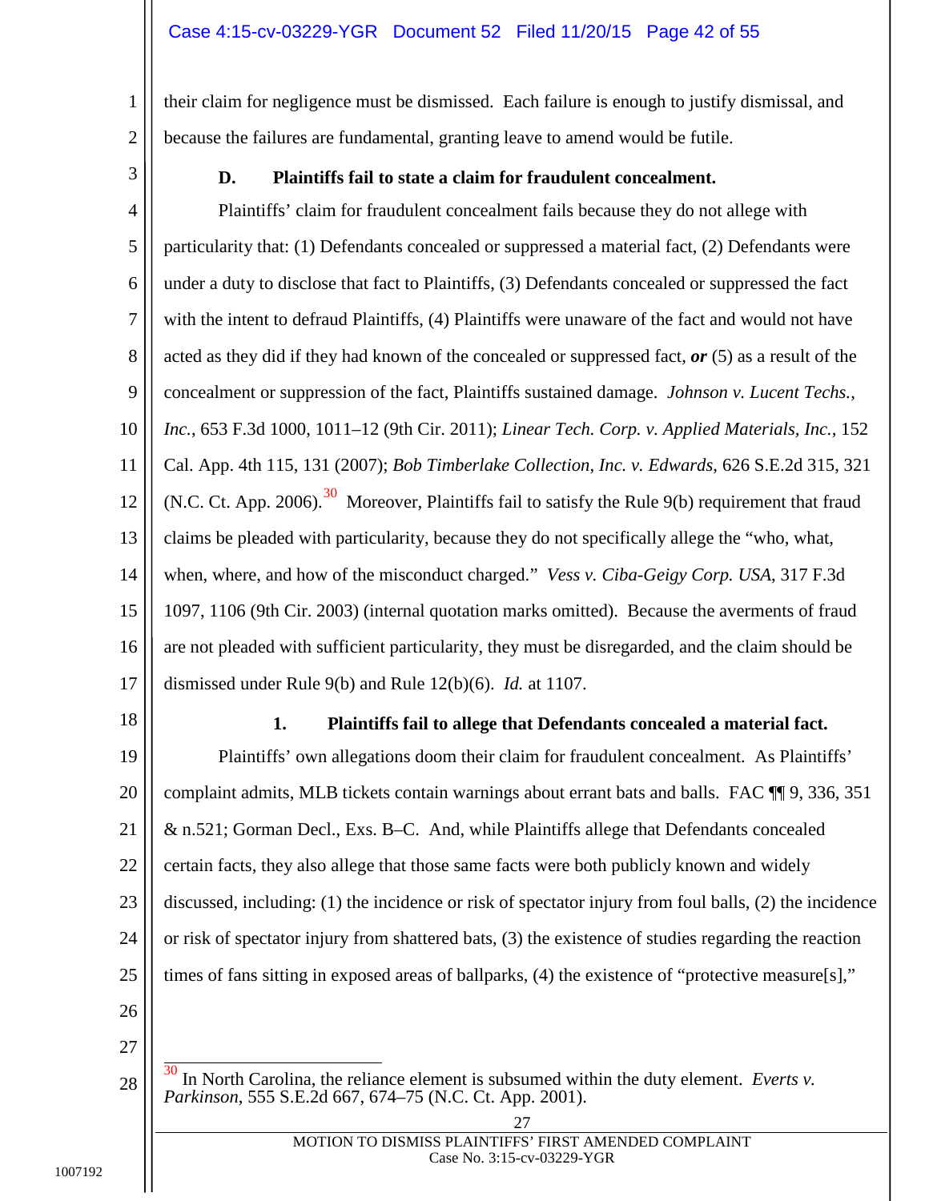their claim for negligence must be dismissed. Each failure is enough to justify dismissal, and because the failures are fundamental, granting leave to amend would be futile.

### D. Plaintiffs fail to state a claim for fraudulent concealment.

Plaintiffs' claim for fraudulent concealment fails because they do not allege with particularity that: (1) Defendants concealed or suppressed a material fact, (2) Defendants were under a duty to disclose that fact to Plaintiffs, (3) Defendants concealed or suppressed the fact with the intent to defraud Plaintiffs, (4) Plaintiffs were unaware of the fact and would not have acted as they did if they had known of the concealed or suppressed fact, ***or*** (5) as a result of the concealment or suppression of the fact, Plaintiffs sustained damage. *Johnson v. Lucent Techs., Inc.*, 653 F.3d 1000, 1011–12 (9th Cir. 2011); *Linear Tech. Corp. v. Applied Materials, Inc.*, 152 Cal. App. 4th 115, 131 (2007); *Bob Timberlake Collection, Inc. v. Edwards*, 626 S.E.2d 315, 321 (N.C. Ct. App. 2006).[30] Moreover, Plaintiffs fail to satisfy the Rule 9(b) requirement that fraud claims be pleaded with particularity, because they do not specifically allege the "who, what, when, where, and how of the misconduct charged." *Vess v. Ciba-Geigy Corp. USA*, 317 F.3d 1097, 1106 (9th Cir. 2003) (internal quotation marks omitted). Because the averments of fraud are not pleaded with sufficient particularity, they must be disregarded, and the claim should be dismissed under Rule 9(b) and Rule 12(b)(6). *Id.* at 1107.

#### 1. Plaintiffs fail to allege that Defendants concealed a material fact.

Plaintiffs' own allegations doom their claim for fraudulent concealment. As Plaintiffs' complaint admits, MLB tickets contain warnings about errant bats and balls. FAC ¶¶ 9, 336, 351 & n.521; Gorman Decl., Exs. B–C. And, while Plaintiffs allege that Defendants concealed certain facts, they also allege that those same facts were both publicly known and widely discussed, including: (1) the incidence or risk of spectator injury from foul balls, (2) the incidence or risk of spectator injury from shattered bats, (3) the existence of studies regarding the reaction times of fans sitting in exposed areas of ballparks, (4) the existence of "protective measure[s],"

---

[30] In North Carolina, the reliance element is subsumed within the duty element. *Everts v. Parkinson*, 555 S.E.2d 667, 674–75 (N.C. Ct. App. 2001).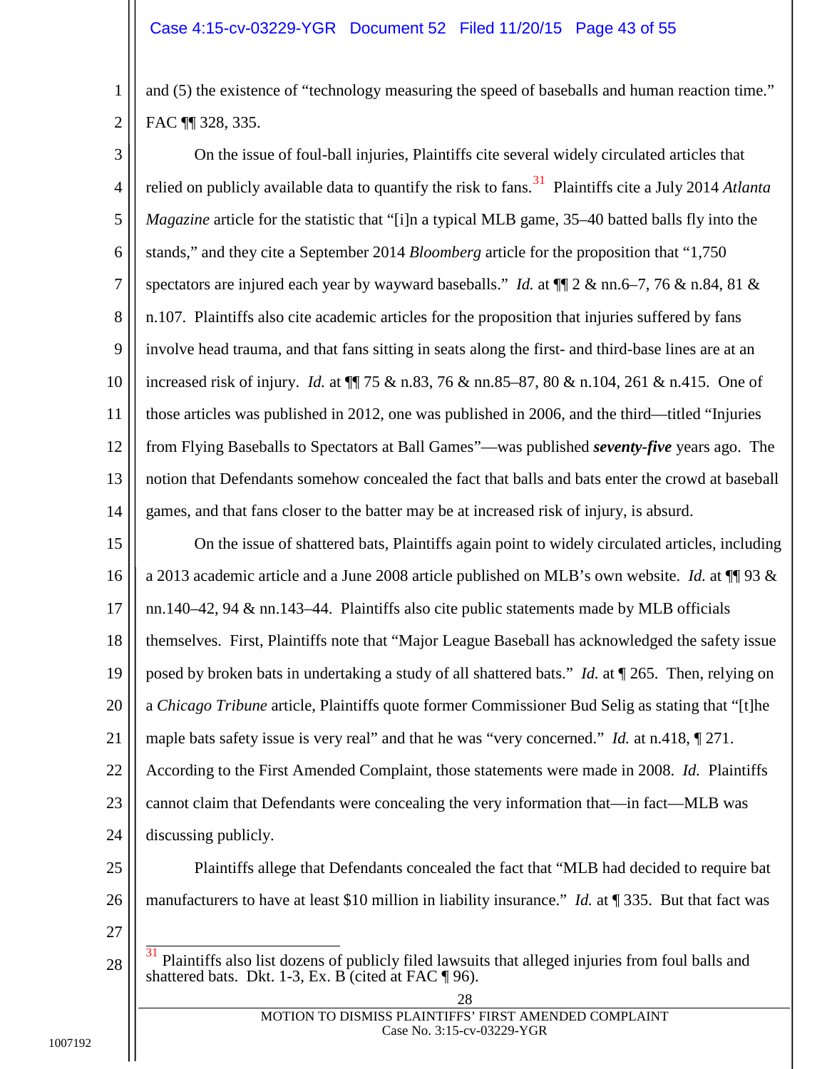and (5) the existence of "technology measuring the speed of baseballs and human reaction time." FAC ¶¶ 328, 335.

On the issue of foul-ball injuries, Plaintiffs cite several widely circulated articles that relied on publicly available data to quantify the risk to fans.[31] Plaintiffs cite a July 2014 *Atlanta Magazine* article for the statistic that "[i]n a typical MLB game, 35–40 batted balls fly into the stands," and they cite a September 2014 *Bloomberg* article for the proposition that "1,750 spectators are injured each year by wayward baseballs." *Id.* at ¶¶ 2 & nn.6–7, 76 & n.84, 81 & n.107. Plaintiffs also cite academic articles for the proposition that injuries suffered by fans involve head trauma, and that fans sitting in seats along the first- and third-base lines are at an increased risk of injury. *Id.* at ¶¶ 75 & n.83, 76 & nn.85–87, 80 & n.104, 261 & n.415. One of those articles was published in 2012, one was published in 2006, and the third—titled "Injuries from Flying Baseballs to Spectators at Ball Games"—was published ***seventy-five*** years ago. The notion that Defendants somehow concealed the fact that balls and bats enter the crowd at baseball games, and that fans closer to the batter may be at increased risk of injury, is absurd.

On the issue of shattered bats, Plaintiffs again point to widely circulated articles, including a 2013 academic article and a June 2008 article published on MLB's own website. *Id.* at ¶¶ 93 & nn.140–42, 94 & nn.143–44. Plaintiffs also cite public statements made by MLB officials themselves. First, Plaintiffs note that "Major League Baseball has acknowledged the safety issue posed by broken bats in undertaking a study of all shattered bats." *Id.* at ¶ 265. Then, relying on a *Chicago Tribune* article, Plaintiffs quote former Commissioner Bud Selig as stating that "[t]he maple bats safety issue is very real" and that he was "very concerned." *Id.* at n.418, ¶ 271. According to the First Amended Complaint, those statements were made in 2008. *Id.* Plaintiffs cannot claim that Defendants were concealing the very information that—in fact—MLB was discussing publicly.

Plaintiffs allege that Defendants concealed the fact that "MLB had decided to require bat manufacturers to have at least $10 million in liability insurance." *Id.* at ¶ 335. But that fact was

---

[31] Plaintiffs also list dozens of publicly filed lawsuits that alleged injuries from foul balls and shattered bats. Dkt. 1-3, Ex. B (cited at FAC ¶ 96).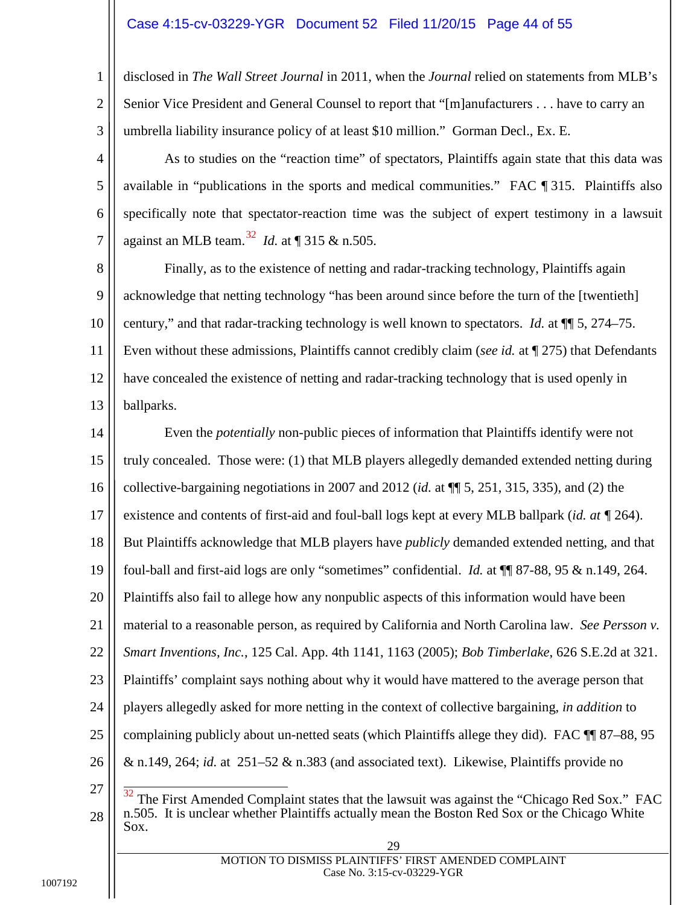disclosed in *The Wall Street Journal* in 2011, when the *Journal* relied on statements from MLB's Senior Vice President and General Counsel to report that "[m]anufacturers . . . have to carry an umbrella liability insurance policy of at least $10 million." Gorman Decl., Ex. E.

As to studies on the "reaction time" of spectators, Plaintiffs again state that this data was available in "publications in the sports and medical communities." FAC ¶ 315. Plaintiffs also specifically note that spectator-reaction time was the subject of expert testimony in a lawsuit against an MLB team.[32] *Id.* at ¶ 315 & n.505.

Finally, as to the existence of netting and radar-tracking technology, Plaintiffs again acknowledge that netting technology "has been around since before the turn of the [twentieth] century," and that radar-tracking technology is well known to spectators. *Id.* at ¶¶ 5, 274–75. Even without these admissions, Plaintiffs cannot credibly claim (*see id.* at ¶ 275) that Defendants have concealed the existence of netting and radar-tracking technology that is used openly in ballparks.

Even the *potentially* non-public pieces of information that Plaintiffs identify were not truly concealed. Those were: (1) that MLB players allegedly demanded extended netting during collective-bargaining negotiations in 2007 and 2012 (*id.* at ¶¶ 5, 251, 315, 335), and (2) the existence and contents of first-aid and foul-ball logs kept at every MLB ballpark (*id. at* ¶ 264). But Plaintiffs acknowledge that MLB players have *publicly* demanded extended netting, and that foul-ball and first-aid logs are only "sometimes" confidential. *Id.* at ¶¶ 87-88, 95 & n.149, 264. Plaintiffs also fail to allege how any nonpublic aspects of this information would have been material to a reasonable person, as required by California and North Carolina law. *See Persson v. Smart Inventions, Inc.*, 125 Cal. App. 4th 1141, 1163 (2005); *Bob Timberlake*, 626 S.E.2d at 321. Plaintiffs' complaint says nothing about why it would have mattered to the average person that players allegedly asked for more netting in the context of collective bargaining, *in addition* to complaining publicly about un-netted seats (which Plaintiffs allege they did). FAC ¶¶ 87–88, 95 & n.149, 264; *id.* at 251–52 & n.383 (and associated text). Likewise, Plaintiffs provide no

---

[32] The First Amended Complaint states that the lawsuit was against the "Chicago Red Sox." FAC n.505. It is unclear whether Plaintiffs actually mean the Boston Red Sox or the Chicago White Sox.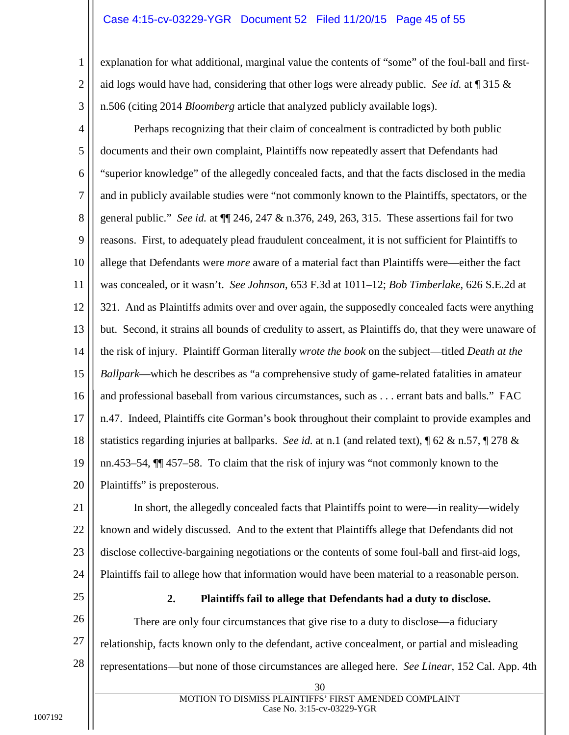explanation for what additional, marginal value the contents of "some" of the foul-ball and first-aid logs would have had, considering that other logs were already public. *See id.* at ¶ 315 & n.506 (citing 2014 *Bloomberg* article that analyzed publicly available logs).

Perhaps recognizing that their claim of concealment is contradicted by both public documents and their own complaint, Plaintiffs now repeatedly assert that Defendants had "superior knowledge" of the allegedly concealed facts, and that the facts disclosed in the media and in publicly available studies were "not commonly known to the Plaintiffs, spectators, or the general public." *See id.* at ¶¶ 246, 247 & n.376, 249, 263, 315. These assertions fail for two reasons. First, to adequately plead fraudulent concealment, it is not sufficient for Plaintiffs to allege that Defendants were *more* aware of a material fact than Plaintiffs were—either the fact was concealed, or it wasn't. *See Johnson*, 653 F.3d at 1011–12; *Bob Timberlake*, 626 S.E.2d at 321. And as Plaintiffs admits over and over again, the supposedly concealed facts were anything but. Second, it strains all bounds of credulity to assert, as Plaintiffs do, that they were unaware of the risk of injury. Plaintiff Gorman literally *wrote the book* on the subject—titled *Death at the Ballpark*—which he describes as "a comprehensive study of game-related fatalities in amateur and professional baseball from various circumstances, such as . . . errant bats and balls." FAC n.47. Indeed, Plaintiffs cite Gorman's book throughout their complaint to provide examples and statistics regarding injuries at ballparks. *See id.* at n.1 (and related text), ¶ 62 & n.57, ¶ 278 & nn.453–54, ¶¶ 457–58. To claim that the risk of injury was "not commonly known to the Plaintiffs" is preposterous.

In short, the allegedly concealed facts that Plaintiffs point to were—in reality—widely known and widely discussed. And to the extent that Plaintiffs allege that Defendants did not disclose collective-bargaining negotiations or the contents of some foul-ball and first-aid logs, Plaintiffs fail to allege how that information would have been material to a reasonable person.

### 2. Plaintiffs fail to allege that Defendants had a duty to disclose.

There are only four circumstances that give rise to a duty to disclose—a fiduciary relationship, facts known only to the defendant, active concealment, or partial and misleading representations—but none of those circumstances are alleged here. *See Linear*, 152 Cal. App. 4th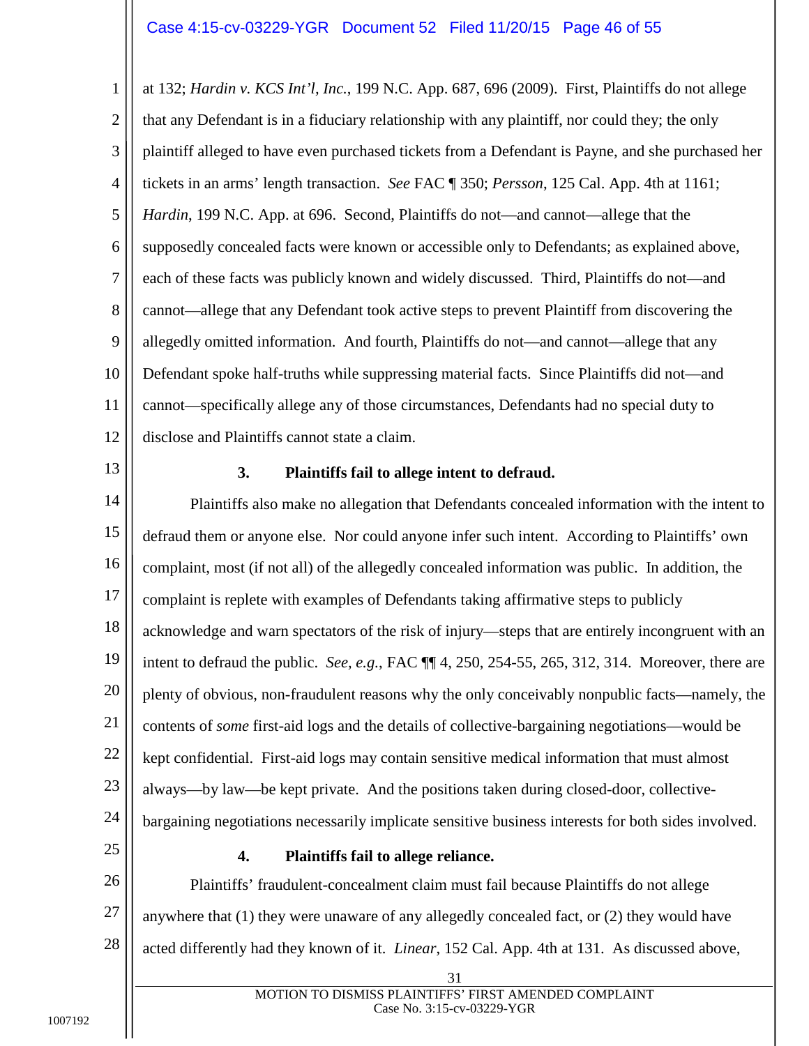at 132; *Hardin v. KCS Int'l, Inc.*, 199 N.C. App. 687, 696 (2009). First, Plaintiffs do not allege that any Defendant is in a fiduciary relationship with any plaintiff, nor could they; the only plaintiff alleged to have even purchased tickets from a Defendant is Payne, and she purchased her tickets in an arms' length transaction. *See* FAC ¶ 350; *Persson*, 125 Cal. App. 4th at 1161; *Hardin*, 199 N.C. App. at 696. Second, Plaintiffs do not—and cannot—allege that the supposedly concealed facts were known or accessible only to Defendants; as explained above, each of these facts was publicly known and widely discussed. Third, Plaintiffs do not—and cannot—allege that any Defendant took active steps to prevent Plaintiff from discovering the allegedly omitted information. And fourth, Plaintiffs do not—and cannot—allege that any Defendant spoke half-truths while suppressing material facts. Since Plaintiffs did not—and cannot—specifically allege any of those circumstances, Defendants had no special duty to disclose and Plaintiffs cannot state a claim.

### 3. Plaintiffs fail to allege intent to defraud.

Plaintiffs also make no allegation that Defendants concealed information with the intent to defraud them or anyone else. Nor could anyone infer such intent. According to Plaintiffs' own complaint, most (if not all) of the allegedly concealed information was public. In addition, the complaint is replete with examples of Defendants taking affirmative steps to publicly acknowledge and warn spectators of the risk of injury—steps that are entirely incongruent with an intent to defraud the public. *See, e.g.*, FAC ¶¶ 4, 250, 254-55, 265, 312, 314. Moreover, there are plenty of obvious, non-fraudulent reasons why the only conceivably nonpublic facts—namely, the contents of *some* first-aid logs and the details of collective-bargaining negotiations—would be kept confidential. First-aid logs may contain sensitive medical information that must almost always—by law—be kept private. And the positions taken during closed-door, collective-bargaining negotiations necessarily implicate sensitive business interests for both sides involved.

### 4. Plaintiffs fail to allege reliance.

Plaintiffs' fraudulent-concealment claim must fail because Plaintiffs do not allege anywhere that (1) they were unaware of any allegedly concealed fact, or (2) they would have acted differently had they known of it. *Linear*, 152 Cal. App. 4th at 131. As discussed above,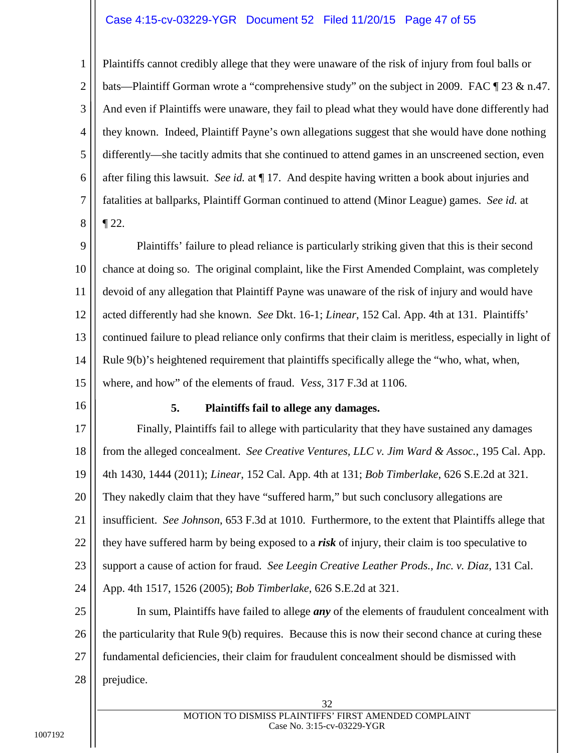Plaintiffs cannot credibly allege that they were unaware of the risk of injury from foul balls or bats—Plaintiff Gorman wrote a "comprehensive study" on the subject in 2009. FAC ¶ 23 & n.47. And even if Plaintiffs were unaware, they fail to plead what they would have done differently had they known. Indeed, Plaintiff Payne's own allegations suggest that she would have done nothing differently—she tacitly admits that she continued to attend games in an unscreened section, even after filing this lawsuit. *See id.* at ¶ 17. And despite having written a book about injuries and fatalities at ballparks, Plaintiff Gorman continued to attend (Minor League) games. *See id.* at ¶ 22.

Plaintiffs' failure to plead reliance is particularly striking given that this is their second chance at doing so. The original complaint, like the First Amended Complaint, was completely devoid of any allegation that Plaintiff Payne was unaware of the risk of injury and would have acted differently had she known. *See* Dkt. 16-1; *Linear*, 152 Cal. App. 4th at 131. Plaintiffs' continued failure to plead reliance only confirms that their claim is meritless, especially in light of Rule 9(b)'s heightened requirement that plaintiffs specifically allege the "who, what, when, where, and how" of the elements of fraud. *Vess*, 317 F.3d at 1106.

**5. Plaintiffs fail to allege any damages.**

Finally, Plaintiffs fail to allege with particularity that they have sustained any damages from the alleged concealment. *See Creative Ventures, LLC v. Jim Ward & Assoc.*, 195 Cal. App. 4th 1430, 1444 (2011); *Linear*, 152 Cal. App. 4th at 131; *Bob Timberlake*, 626 S.E.2d at 321. They nakedly claim that they have "suffered harm," but such conclusory allegations are insufficient. *See Johnson*, 653 F.3d at 1010. Furthermore, to the extent that Plaintiffs allege that they have suffered harm by being exposed to a ***risk*** of injury, their claim is too speculative to support a cause of action for fraud. *See Leegin Creative Leather Prods., Inc. v. Diaz*, 131 Cal. App. 4th 1517, 1526 (2005); *Bob Timberlake*, 626 S.E.2d at 321.

In sum, Plaintiffs have failed to allege ***any*** of the elements of fraudulent concealment with the particularity that Rule 9(b) requires. Because this is now their second chance at curing these fundamental deficiencies, their claim for fraudulent concealment should be dismissed with prejudice.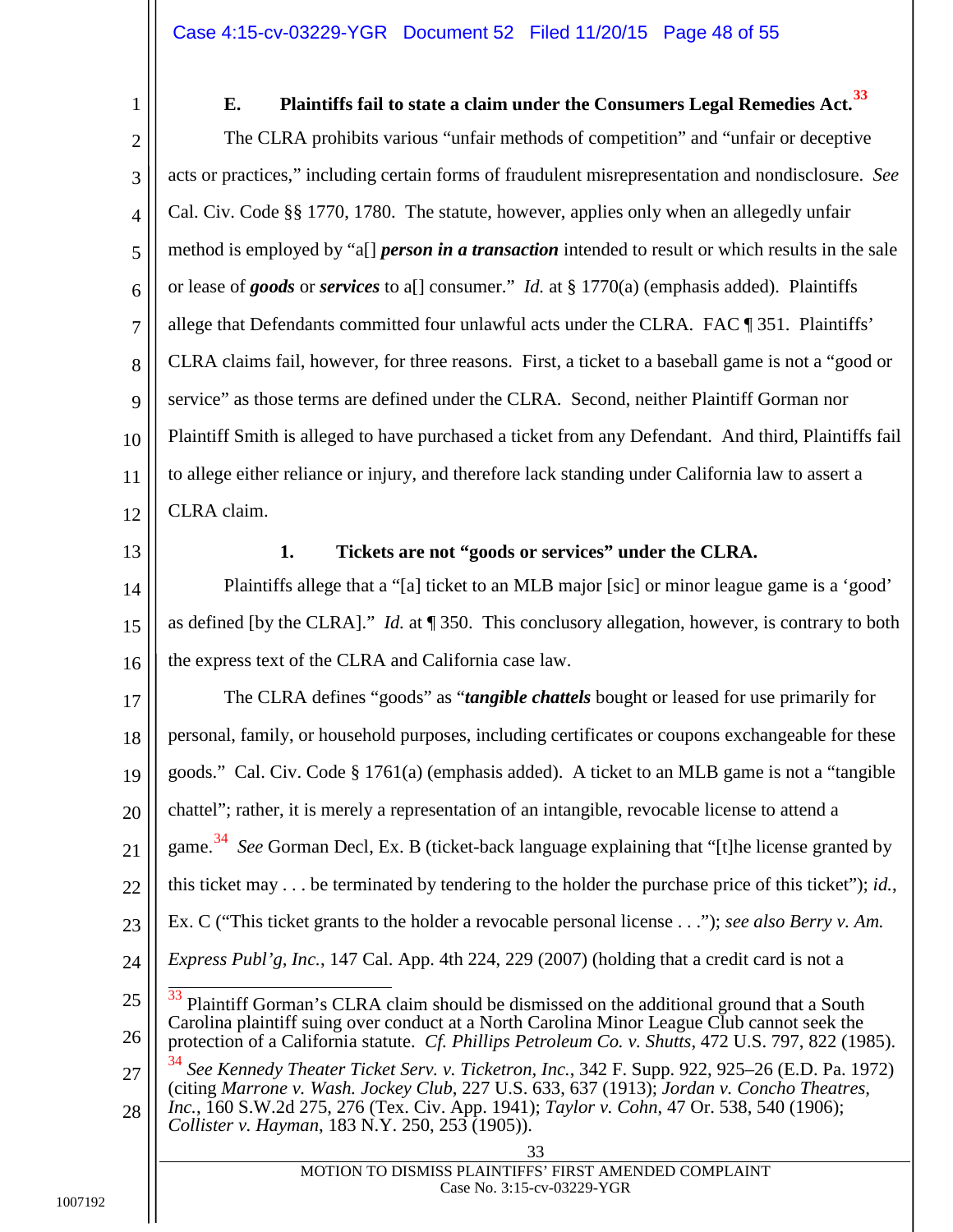### E. Plaintiffs fail to state a claim under the Consumers Legal Remedies Act.[33]

The CLRA prohibits various "unfair methods of competition" and "unfair or deceptive acts or practices," including certain forms of fraudulent misrepresentation and nondisclosure. *See* Cal. Civ. Code §§ 1770, 1780. The statute, however, applies only when an allegedly unfair method is employed by "a[] ***person in a transaction*** intended to result or which results in the sale or lease of ***goods*** or ***services*** to a[] consumer." *Id.* at § 1770(a) (emphasis added). Plaintiffs allege that Defendants committed four unlawful acts under the CLRA. FAC ¶ 351. Plaintiffs' CLRA claims fail, however, for three reasons. First, a ticket to a baseball game is not a "good or service" as those terms are defined under the CLRA. Second, neither Plaintiff Gorman nor Plaintiff Smith is alleged to have purchased a ticket from any Defendant. And third, Plaintiffs fail to allege either reliance or injury, and therefore lack standing under California law to assert a CLRA claim.

#### 1. Tickets are not "goods or services" under the CLRA.

Plaintiffs allege that a "[a] ticket to an MLB major [sic] or minor league game is a 'good' as defined [by the CLRA]." *Id.* at ¶ 350. This conclusory allegation, however, is contrary to both the express text of the CLRA and California case law.

The CLRA defines "goods" as "***tangible chattels*** bought or leased for use primarily for personal, family, or household purposes, including certificates or coupons exchangeable for these goods." Cal. Civ. Code § 1761(a) (emphasis added). A ticket to an MLB game is not a "tangible chattel"; rather, it is merely a representation of an intangible, revocable license to attend a game.[34] *See* Gorman Decl, Ex. B (ticket-back language explaining that "[t]he license granted by this ticket may . . . be terminated by tendering to the holder the purchase price of this ticket"); *id.*, Ex. C ("This ticket grants to the holder a revocable personal license . . ."); *see also Berry v. Am. Express Publ'g, Inc.*, 147 Cal. App. 4th 224, 229 (2007) (holding that a credit card is not a

---

[33] Plaintiff Gorman's CLRA claim should be dismissed on the additional ground that a South Carolina plaintiff suing over conduct at a North Carolina Minor League Club cannot seek the protection of a California statute. *Cf. Phillips Petroleum Co. v. Shutts*, 472 U.S. 797, 822 (1985).

[34] *See Kennedy Theater Ticket Serv. v. Ticketron, Inc.*, 342 F. Supp. 922, 925–26 (E.D. Pa. 1972) (citing *Marrone v. Wash. Jockey Club*, 227 U.S. 633, 637 (1913); *Jordan v. Concho Theatres, Inc.*, 160 S.W.2d 275, 276 (Tex. Civ. App. 1941); *Taylor v. Cohn*, 47 Or. 538, 540 (1906); *Collister v. Hayman*, 183 N.Y. 250, 253 (1905)).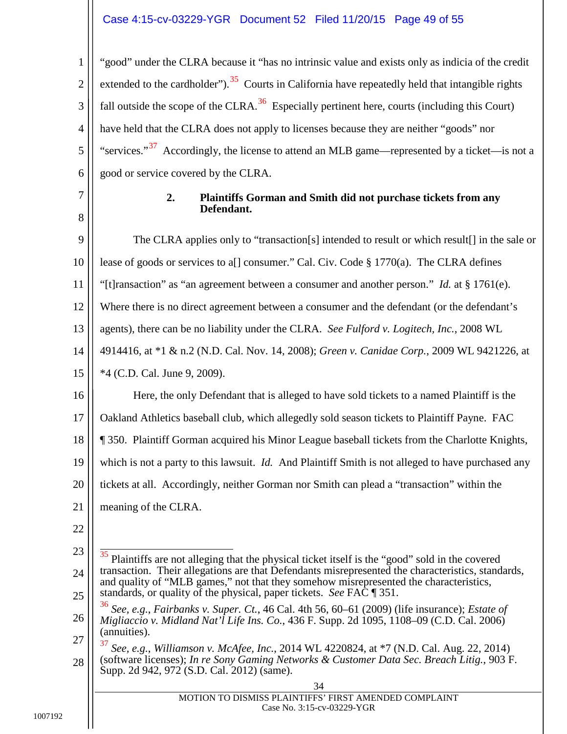"good" under the CLRA because it "has no intrinsic value and exists only as indicia of the credit extended to the cardholder").[35] Courts in California have repeatedly held that intangible rights fall outside the scope of the CLRA.[36] Especially pertinent here, courts (including this Court) have held that the CLRA does not apply to licenses because they are neither "goods" nor "services."[37] Accordingly, the license to attend an MLB game—represented by a ticket—is not a good or service covered by the CLRA.

#### 2. Plaintiffs Gorman and Smith did not purchase tickets from any Defendant.

The CLRA applies only to "transaction[s] intended to result or which result[] in the sale or lease of goods or services to a[] consumer." Cal. Civ. Code § 1770(a). The CLRA defines "[t]ransaction" as "an agreement between a consumer and another person." *Id.* at § 1761(e). Where there is no direct agreement between a consumer and the defendant (or the defendant's agents), there can be no liability under the CLRA. *See Fulford v. Logitech, Inc.*, 2008 WL 4914416, at *1 & n.2 (N.D. Cal. Nov. 14, 2008); *Green v. Canidae Corp.*, 2009 WL 9421226, at *4 (C.D. Cal. June 9, 2009).

Here, the only Defendant that is alleged to have sold tickets to a named Plaintiff is the Oakland Athletics baseball club, which allegedly sold season tickets to Plaintiff Payne. FAC ¶ 350. Plaintiff Gorman acquired his Minor League baseball tickets from the Charlotte Knights, which is not a party to this lawsuit. *Id.* And Plaintiff Smith is not alleged to have purchased any tickets at all. Accordingly, neither Gorman nor Smith can plead a "transaction" within the meaning of the CLRA.

---

[35] Plaintiffs are not alleging that the physical ticket itself is the "good" sold in the covered transaction. Their allegations are that Defendants misrepresented the characteristics, standards, and quality of "MLB games," not that they somehow misrepresented the characteristics, standards, or quality of the physical, paper tickets. *See* FAC ¶ 351.

[36] *See, e.g.*, *Fairbanks v. Super. Ct.*, 46 Cal. 4th 56, 60–61 (2009) (life insurance); *Estate of Migliaccio v. Midland Nat'l Life Ins. Co.*, 436 F. Supp. 2d 1095, 1108–09 (C.D. Cal. 2006) (annuities).

[37] *See, e.g.*, *Williamson v. McAfee, Inc.*, 2014 WL 4220824, at *7 (N.D. Cal. Aug. 22, 2014) (software licenses); *In re Sony Gaming Networks & Customer Data Sec. Breach Litig.*, 903 F. Supp. 2d 942, 972 (S.D. Cal. 2012) (same).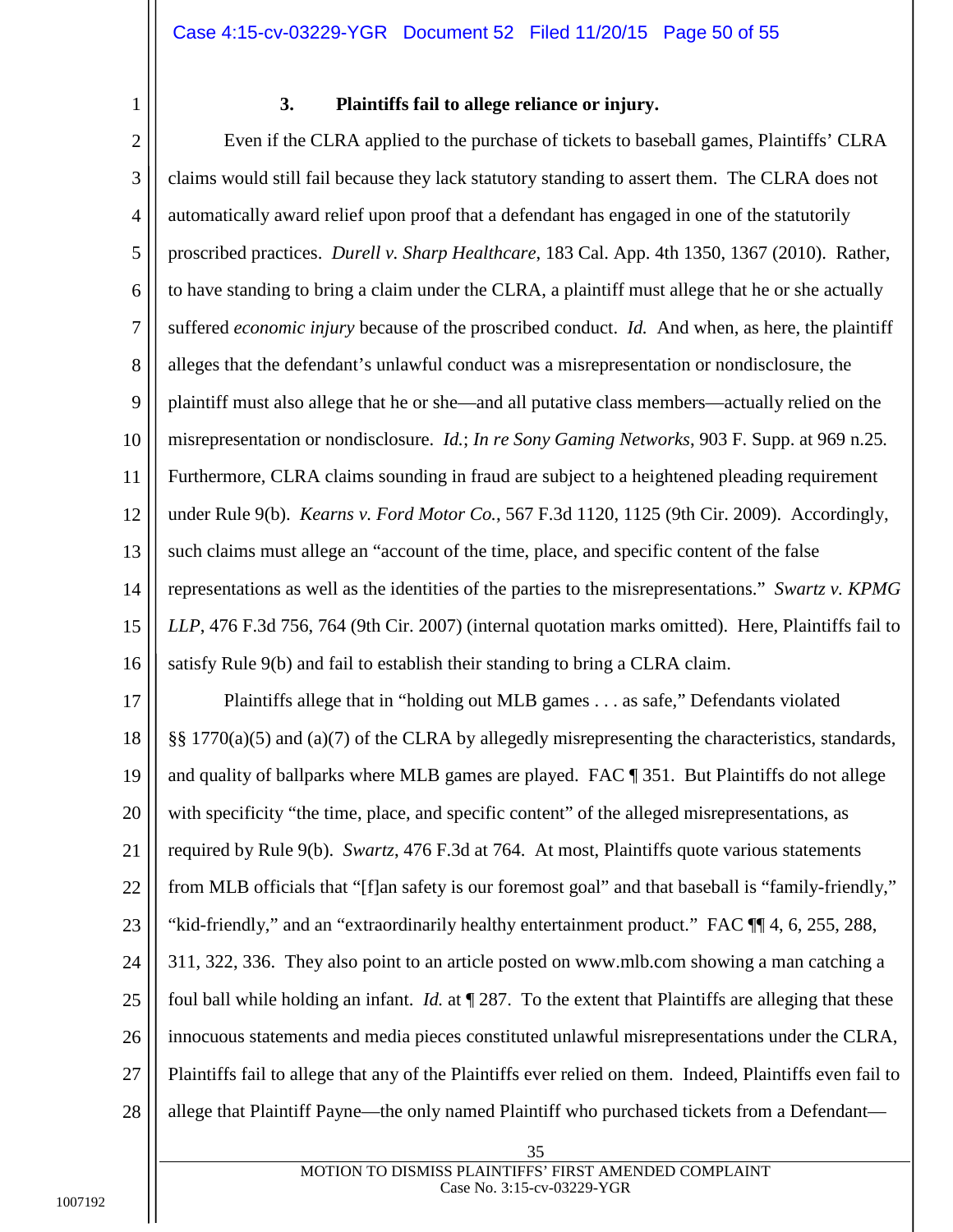### 3. Plaintiffs fail to allege reliance or injury.

Even if the CLRA applied to the purchase of tickets to baseball games, Plaintiffs' CLRA claims would still fail because they lack statutory standing to assert them. The CLRA does not automatically award relief upon proof that a defendant has engaged in one of the statutorily proscribed practices. *Durell v. Sharp Healthcare*, 183 Cal. App. 4th 1350, 1367 (2010). Rather, to have standing to bring a claim under the CLRA, a plaintiff must allege that he or she actually suffered *economic injury* because of the proscribed conduct. *Id.* And when, as here, the plaintiff alleges that the defendant's unlawful conduct was a misrepresentation or nondisclosure, the plaintiff must also allege that he or she—and all putative class members—actually relied on the misrepresentation or nondisclosure. *Id.*; *In re Sony Gaming Networks*, 903 F. Supp. at 969 n.25. Furthermore, CLRA claims sounding in fraud are subject to a heightened pleading requirement under Rule 9(b). *Kearns v. Ford Motor Co.*, 567 F.3d 1120, 1125 (9th Cir. 2009). Accordingly, such claims must allege an "account of the time, place, and specific content of the false representations as well as the identities of the parties to the misrepresentations." *Swartz v. KPMG LLP*, 476 F.3d 756, 764 (9th Cir. 2007) (internal quotation marks omitted). Here, Plaintiffs fail to satisfy Rule 9(b) and fail to establish their standing to bring a CLRA claim.

Plaintiffs allege that in "holding out MLB games . . . as safe," Defendants violated §§ 1770(a)(5) and (a)(7) of the CLRA by allegedly misrepresenting the characteristics, standards, and quality of ballparks where MLB games are played. FAC ¶ 351. But Plaintiffs do not allege with specificity "the time, place, and specific content" of the alleged misrepresentations, as required by Rule 9(b). *Swartz*, 476 F.3d at 764. At most, Plaintiffs quote various statements from MLB officials that "[f]an safety is our foremost goal" and that baseball is "family-friendly," "kid-friendly," and an "extraordinarily healthy entertainment product." FAC ¶¶ 4, 6, 255, 288, 311, 322, 336. They also point to an article posted on www.mlb.com showing a man catching a foul ball while holding an infant. *Id.* at ¶ 287. To the extent that Plaintiffs are alleging that these innocuous statements and media pieces constituted unlawful misrepresentations under the CLRA, Plaintiffs fail to allege that any of the Plaintiffs ever relied on them. Indeed, Plaintiffs even fail to allege that Plaintiff Payne—the only named Plaintiff who purchased tickets from a Defendant—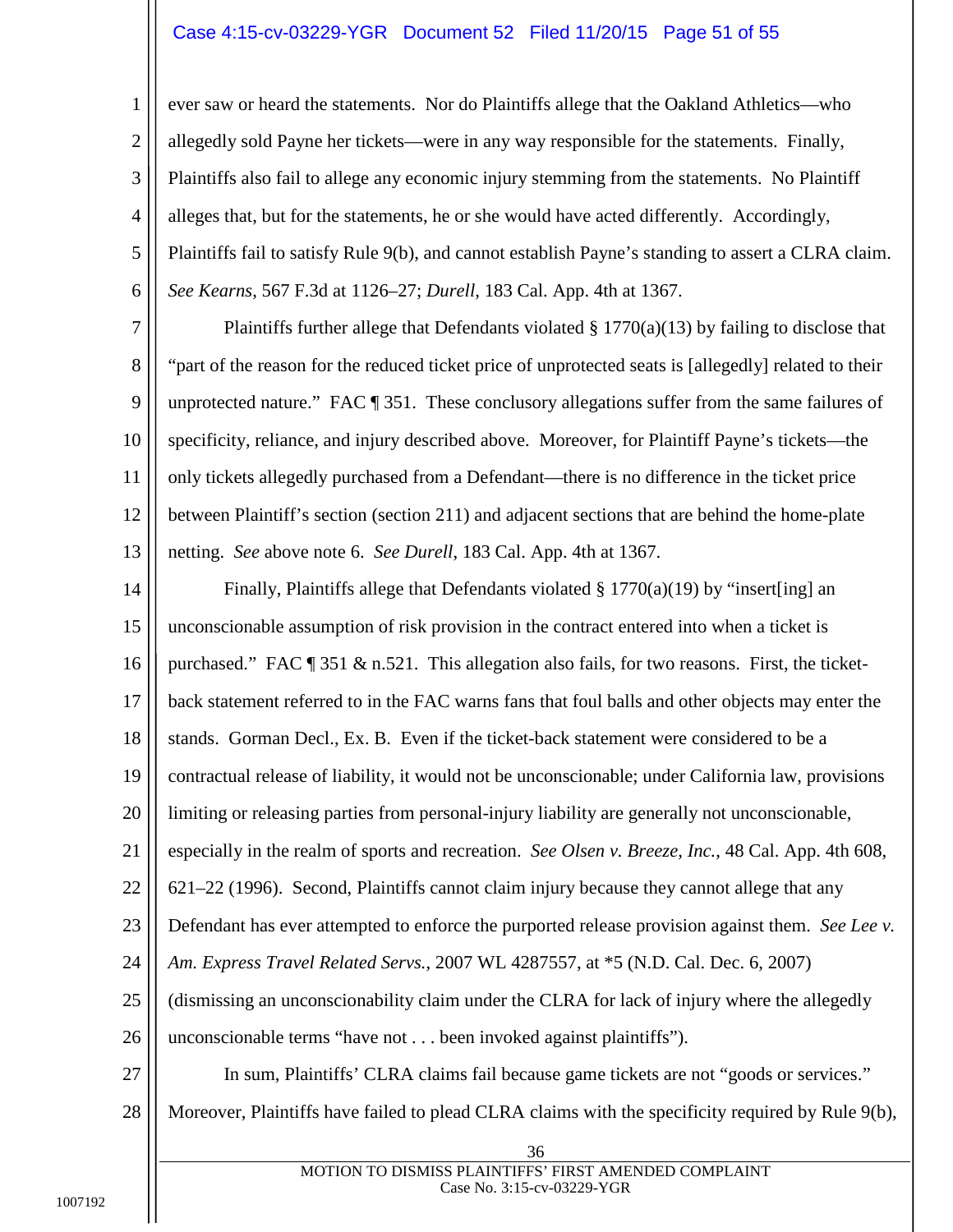ever saw or heard the statements. Nor do Plaintiffs allege that the Oakland Athletics—who allegedly sold Payne her tickets—were in any way responsible for the statements. Finally, Plaintiffs also fail to allege any economic injury stemming from the statements. No Plaintiff alleges that, but for the statements, he or she would have acted differently. Accordingly, Plaintiffs fail to satisfy Rule 9(b), and cannot establish Payne's standing to assert a CLRA claim. *See Kearns*, 567 F.3d at 1126–27; *Durell*, 183 Cal. App. 4th at 1367.

Plaintiffs further allege that Defendants violated § 1770(a)(13) by failing to disclose that "part of the reason for the reduced ticket price of unprotected seats is [allegedly] related to their unprotected nature." FAC ¶ 351. These conclusory allegations suffer from the same failures of specificity, reliance, and injury described above. Moreover, for Plaintiff Payne's tickets—the only tickets allegedly purchased from a Defendant—there is no difference in the ticket price between Plaintiff's section (section 211) and adjacent sections that are behind the home-plate netting. *See* above note 6. *See Durell*, 183 Cal. App. 4th at 1367.

Finally, Plaintiffs allege that Defendants violated § 1770(a)(19) by "insert[ing] an unconscionable assumption of risk provision in the contract entered into when a ticket is purchased." FAC ¶ 351 & n.521. This allegation also fails, for two reasons. First, the ticket-back statement referred to in the FAC warns fans that foul balls and other objects may enter the stands. Gorman Decl., Ex. B. Even if the ticket-back statement were considered to be a contractual release of liability, it would not be unconscionable; under California law, provisions limiting or releasing parties from personal-injury liability are generally not unconscionable, especially in the realm of sports and recreation. *See Olsen v. Breeze, Inc.*, 48 Cal. App. 4th 608, 621–22 (1996). Second, Plaintiffs cannot claim injury because they cannot allege that any Defendant has ever attempted to enforce the purported release provision against them. *See Lee v. Am. Express Travel Related Servs.*, 2007 WL 4287557, at *5 (N.D. Cal. Dec. 6, 2007) (dismissing an unconscionability claim under the CLRA for lack of injury where the allegedly unconscionable terms "have not . . . been invoked against plaintiffs").

In sum, Plaintiffs' CLRA claims fail because game tickets are not "goods or services." Moreover, Plaintiffs have failed to plead CLRA claims with the specificity required by Rule 9(b),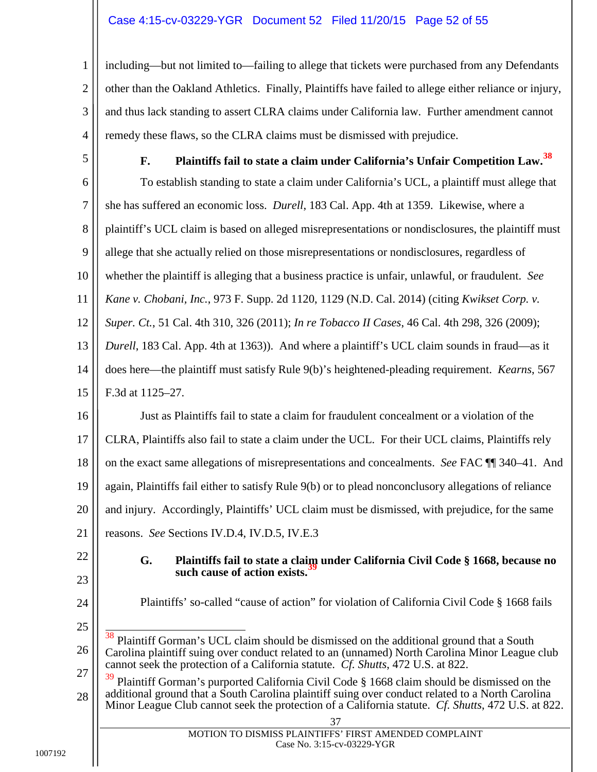including—but not limited to—failing to allege that tickets were purchased from any Defendants other than the Oakland Athletics. Finally, Plaintiffs have failed to allege either reliance or injury, and thus lack standing to assert CLRA claims under California law. Further amendment cannot remedy these flaws, so the CLRA claims must be dismissed with prejudice.

### F. Plaintiffs fail to state a claim under California's Unfair Competition Law.[38]

To establish standing to state a claim under California's UCL, a plaintiff must allege that she has suffered an economic loss. *Durell*, 183 Cal. App. 4th at 1359. Likewise, where a plaintiff's UCL claim is based on alleged misrepresentations or nondisclosures, the plaintiff must allege that she actually relied on those misrepresentations or nondisclosures, regardless of whether the plaintiff is alleging that a business practice is unfair, unlawful, or fraudulent. *See Kane v. Chobani, Inc.*, 973 F. Supp. 2d 1120, 1129 (N.D. Cal. 2014) (citing *Kwikset Corp. v. Super. Ct.*, 51 Cal. 4th 310, 326 (2011); *In re Tobacco II Cases*, 46 Cal. 4th 298, 326 (2009); *Durell*, 183 Cal. App. 4th at 1363)). And where a plaintiff's UCL claim sounds in fraud—as it does here—the plaintiff must satisfy Rule 9(b)'s heightened-pleading requirement. *Kearns*, 567 F.3d at 1125–27.

Just as Plaintiffs fail to state a claim for fraudulent concealment or a violation of the CLRA, Plaintiffs also fail to state a claim under the UCL. For their UCL claims, Plaintiffs rely on the exact same allegations of misrepresentations and concealments. *See* FAC ¶¶ 340–41. And again, Plaintiffs fail either to satisfy Rule 9(b) or to plead nonconclusory allegations of reliance and injury. Accordingly, Plaintiffs' UCL claim must be dismissed, with prejudice, for the same reasons. *See* Sections IV.D.4, IV.D.5, IV.E.3

### G. Plaintiffs fail to state a claim under California Civil Code § 1668, because no such cause of action exists.[39]

Plaintiffs' so-called "cause of action" for violation of California Civil Code § 1668 fails

---

[38] Plaintiff Gorman's UCL claim should be dismissed on the additional ground that a South Carolina plaintiff suing over conduct related to an (unnamed) North Carolina Minor League club cannot seek the protection of a California statute. *Cf. Shutts*, 472 U.S. at 822.

[39] Plaintiff Gorman's purported California Civil Code § 1668 claim should be dismissed on the additional ground that a South Carolina plaintiff suing over conduct related to a North Carolina Minor League Club cannot seek the protection of a California statute. *Cf. Shutts*, 472 U.S. at 822.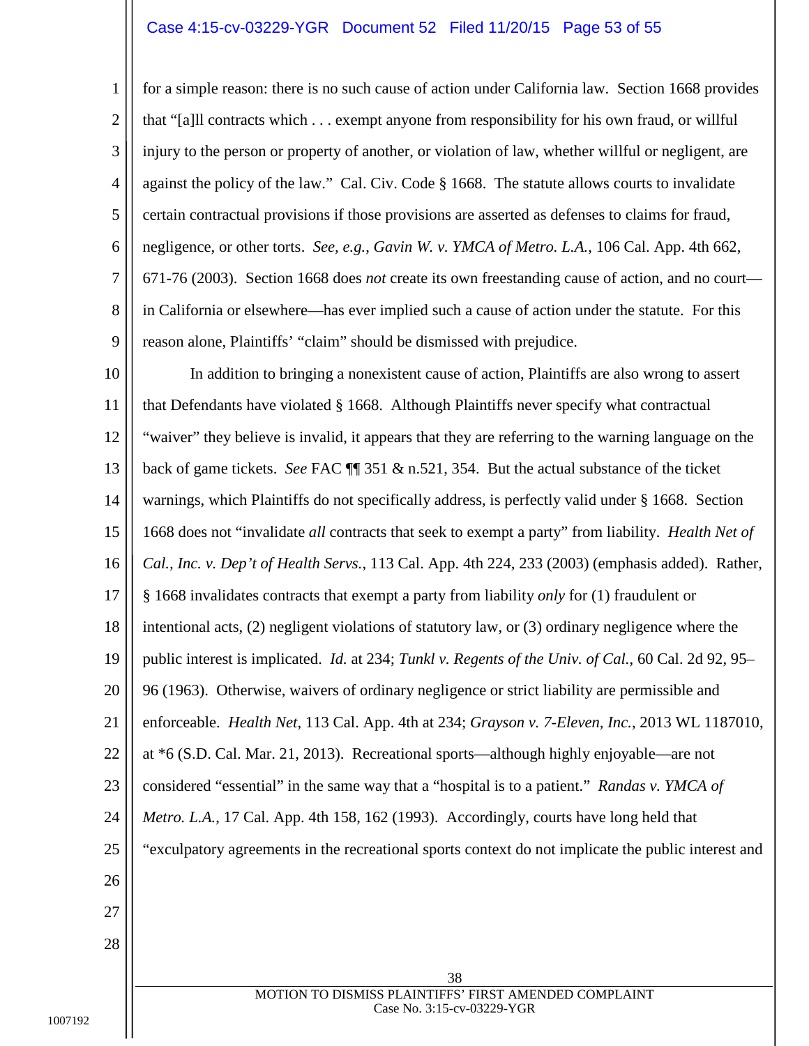for a simple reason: there is no such cause of action under California law. Section 1668 provides that "[a]ll contracts which . . . exempt anyone from responsibility for his own fraud, or willful injury to the person or property of another, or violation of law, whether willful or negligent, are against the policy of the law." Cal. Civ. Code § 1668. The statute allows courts to invalidate certain contractual provisions if those provisions are asserted as defenses to claims for fraud, negligence, or other torts. *See, e.g.*, *Gavin W. v. YMCA of Metro. L.A.*, 106 Cal. App. 4th 662, 671-76 (2003). Section 1668 does *not* create its own freestanding cause of action, and no court—in California or elsewhere—has ever implied such a cause of action under the statute. For this reason alone, Plaintiffs' "claim" should be dismissed with prejudice.

In addition to bringing a nonexistent cause of action, Plaintiffs are also wrong to assert that Defendants have violated § 1668. Although Plaintiffs never specify what contractual "waiver" they believe is invalid, it appears that they are referring to the warning language on the back of game tickets. *See* FAC ¶¶ 351 & n.521, 354. But the actual substance of the ticket warnings, which Plaintiffs do not specifically address, is perfectly valid under § 1668. Section 1668 does not "invalidate *all* contracts that seek to exempt a party" from liability. *Health Net of Cal., Inc. v. Dep't of Health Servs.*, 113 Cal. App. 4th 224, 233 (2003) (emphasis added). Rather, § 1668 invalidates contracts that exempt a party from liability *only* for (1) fraudulent or intentional acts, (2) negligent violations of statutory law, or (3) ordinary negligence where the public interest is implicated. *Id.* at 234; *Tunkl v. Regents of the Univ. of Cal.*, 60 Cal. 2d 92, 95–96 (1963). Otherwise, waivers of ordinary negligence or strict liability are permissible and enforceable. *Health Net*, 113 Cal. App. 4th at 234; *Grayson v. 7-Eleven, Inc.*, 2013 WL 1187010, at *6 (S.D. Cal. Mar. 21, 2013). Recreational sports—although highly enjoyable—are not considered "essential" in the same way that a "hospital is to a patient." *Randas v. YMCA of Metro. L.A.*, 17 Cal. App. 4th 158, 162 (1993). Accordingly, courts have long held that "exculpatory agreements in the recreational sports context do not implicate the public interest and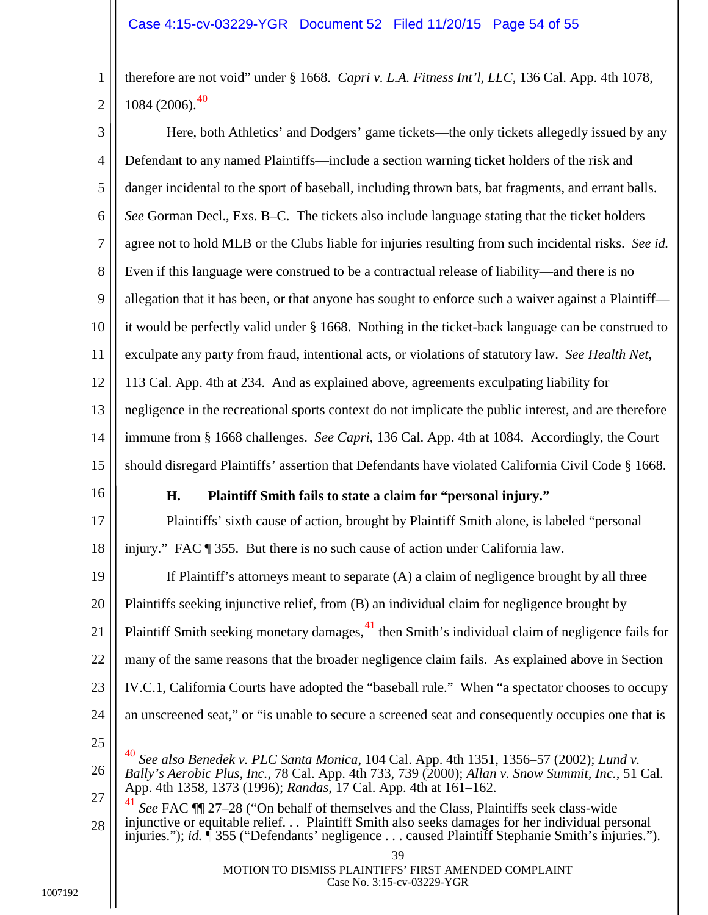therefore are not void" under § 1668. *Capri v. L.A. Fitness Int'l, LLC*, 136 Cal. App. 4th 1078, 1084 (2006).[40]

Here, both Athletics' and Dodgers' game tickets—the only tickets allegedly issued by any Defendant to any named Plaintiffs—include a section warning ticket holders of the risk and danger incidental to the sport of baseball, including thrown bats, bat fragments, and errant balls. *See* Gorman Decl., Exs. B–C. The tickets also include language stating that the ticket holders agree not to hold MLB or the Clubs liable for injuries resulting from such incidental risks. *See id.* Even if this language were construed to be a contractual release of liability—and there is no allegation that it has been, or that anyone has sought to enforce such a waiver against a Plaintiff—it would be perfectly valid under § 1668. Nothing in the ticket-back language can be construed to exculpate any party from fraud, intentional acts, or violations of statutory law. *See Health Net*, 113 Cal. App. 4th at 234. And as explained above, agreements exculpating liability for negligence in the recreational sports context do not implicate the public interest, and are therefore immune from § 1668 challenges. *See Capri*, 136 Cal. App. 4th at 1084. Accordingly, the Court should disregard Plaintiffs' assertion that Defendants have violated California Civil Code § 1668.

### H. Plaintiff Smith fails to state a claim for "personal injury."

Plaintiffs' sixth cause of action, brought by Plaintiff Smith alone, is labeled "personal injury." FAC ¶ 355. But there is no such cause of action under California law.

If Plaintiff's attorneys meant to separate (A) a claim of negligence brought by all three Plaintiffs seeking injunctive relief, from (B) an individual claim for negligence brought by Plaintiff Smith seeking monetary damages,[41] then Smith's individual claim of negligence fails for many of the same reasons that the broader negligence claim fails. As explained above in Section IV.C.1, California Courts have adopted the "baseball rule." When "a spectator chooses to occupy an unscreened seat," or "is unable to secure a screened seat and consequently occupies one that is

---

[40] *See also Benedek v. PLC Santa Monica*, 104 Cal. App. 4th 1351, 1356–57 (2002); *Lund v. Bally's Aerobic Plus, Inc.*, 78 Cal. App. 4th 733, 739 (2000); *Allan v. Snow Summit, Inc.*, 51 Cal. App. 4th 1358, 1373 (1996); *Randas*, 17 Cal. App. 4th at 161–162.

[41] *See* FAC ¶¶ 27–28 ("On behalf of themselves and the Class, Plaintiffs seek class-wide injunctive or equitable relief. . . Plaintiff Smith also seeks damages for her individual personal injuries."); *id.* ¶ 355 ("Defendants' negligence . . . caused Plaintiff Stephanie Smith's injuries.").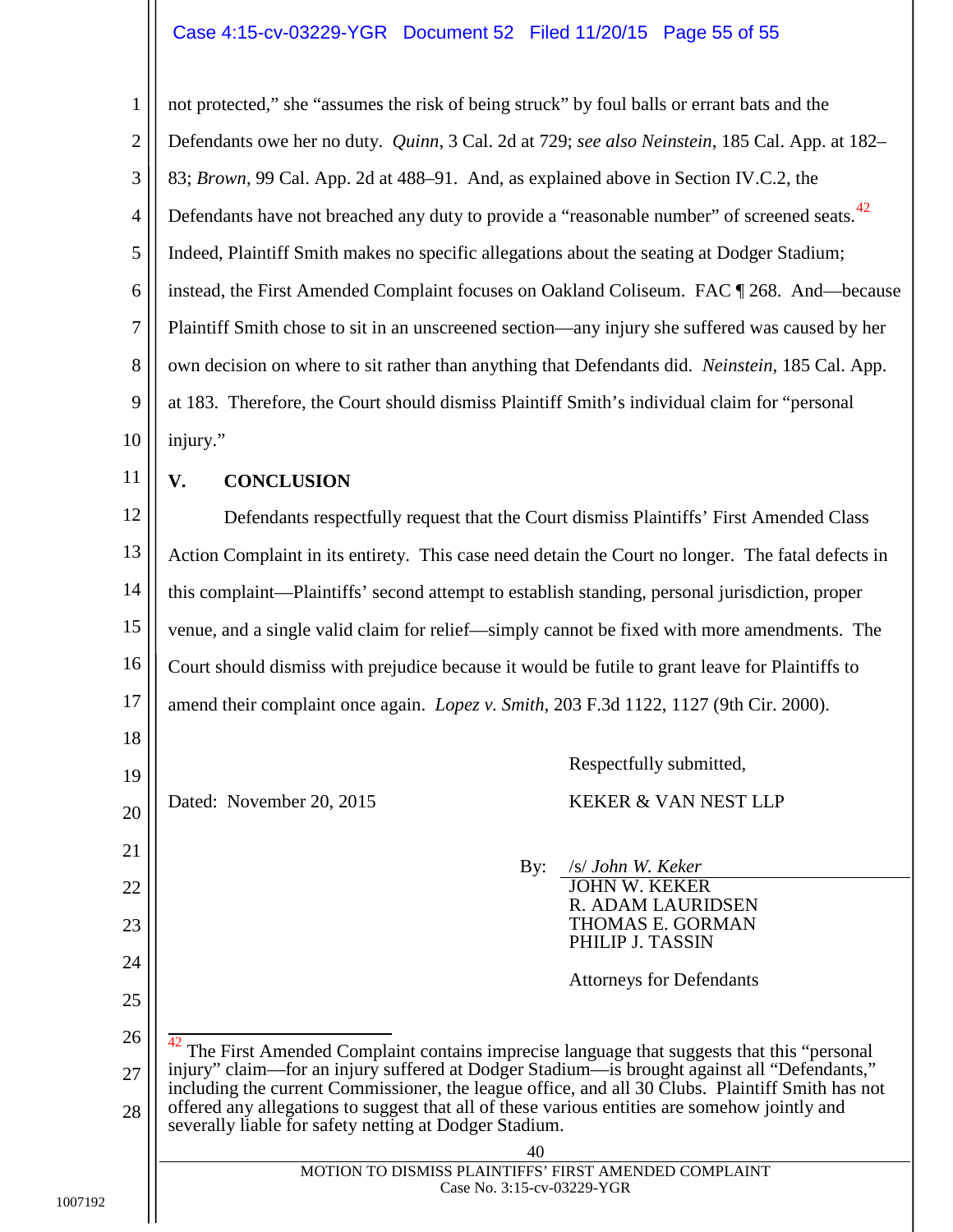not protected," she "assumes the risk of being struck" by foul balls or errant bats and the Defendants owe her no duty. *Quinn*, 3 Cal. 2d at 729; *see also Neinstein*, 185 Cal. App. at 182–83; *Brown*, 99 Cal. App. 2d at 488–91. And, as explained above in Section IV.C.2, the Defendants have not breached any duty to provide a "reasonable number" of screened seats.[42] Indeed, Plaintiff Smith makes no specific allegations about the seating at Dodger Stadium; instead, the First Amended Complaint focuses on Oakland Coliseum. FAC ¶ 268. And—because Plaintiff Smith chose to sit in an unscreened section—any injury she suffered was caused by her own decision on where to sit rather than anything that Defendants did. *Neinstein*, 185 Cal. App. at 183. Therefore, the Court should dismiss Plaintiff Smith's individual claim for "personal injury."

## V. CONCLUSION

Defendants respectfully request that the Court dismiss Plaintiffs' First Amended Class Action Complaint in its entirety. This case need detain the Court no longer. The fatal defects in this complaint—Plaintiffs' second attempt to establish standing, personal jurisdiction, proper venue, and a single valid claim for relief—simply cannot be fixed with more amendments. The Court should dismiss with prejudice because it would be futile to grant leave for Plaintiffs to amend their complaint once again. *Lopez v. Smith*, 203 F.3d 1122, 1127 (9th Cir. 2000).

Dated: November 20, 2015

Respectfully submitted,

KEKER & VAN NEST LLP

By: /s/ *John W. Keker*
JOHN W. KEKER
R. ADAM LAURIDSEN
THOMAS E. GORMAN
PHILIP J. TASSIN

Attorneys for Defendants

---

[42] The First Amended Complaint contains imprecise language that suggests that this "personal injury" claim—for an injury suffered at Dodger Stadium—is brought against all "Defendants," including the current Commissioner, the league office, and all 30 Clubs. Plaintiff Smith has not offered any allegations to suggest that all of these various entities are somehow jointly and severally liable for safety netting at Dodger Stadium.